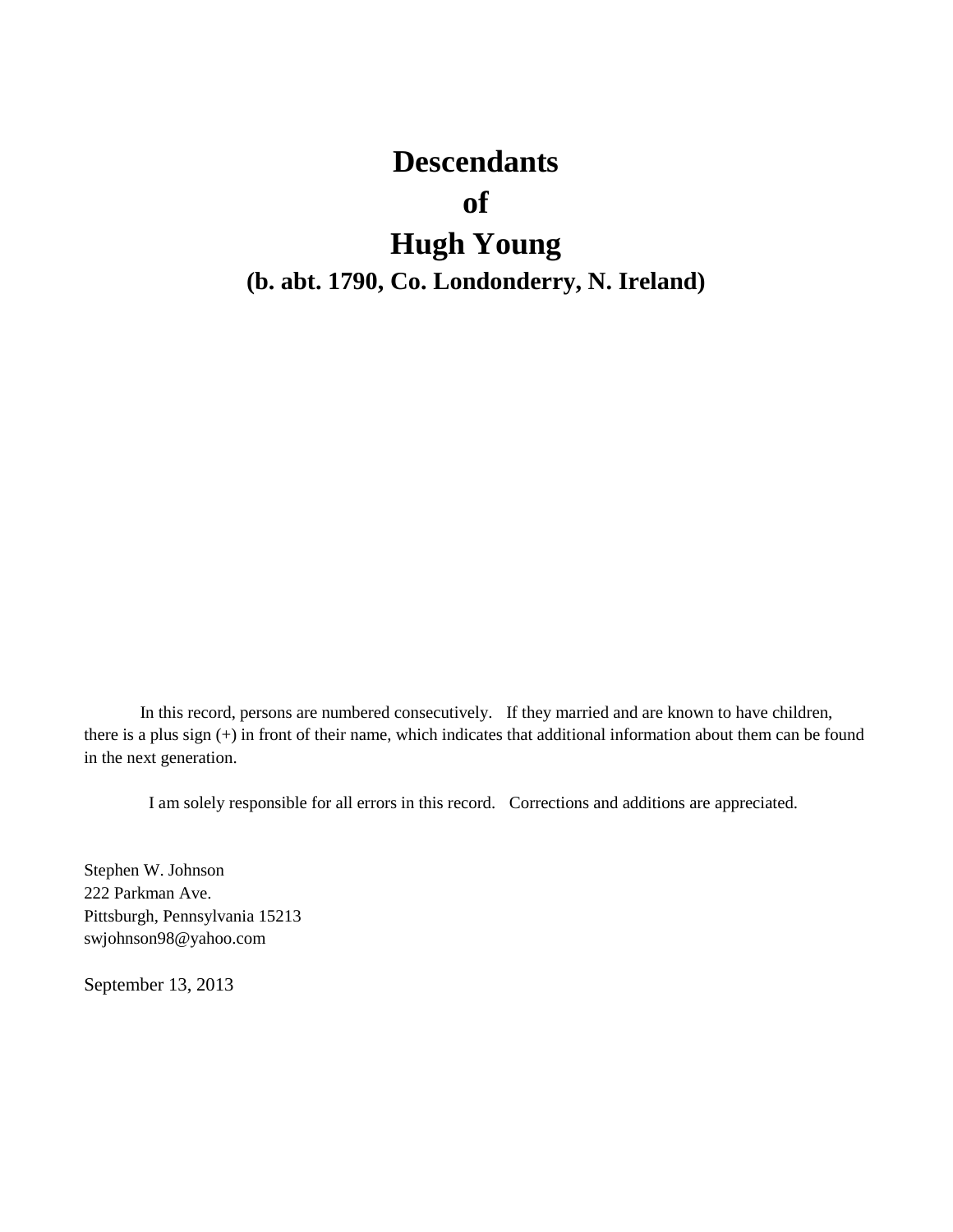# Descendants
# of
# Hugh Young
## (b. abt. 1790, Co. Londonderry, N. Ireland)

In this record, persons are numbered consecutively. If they married and are known to have children, there is a plus sign (+) in front of their name, which indicates that additional information about them can be found in the next generation.

I am solely responsible for all errors in this record. Corrections and additions are appreciated.

Stephen W. Johnson
222 Parkman Ave.
Pittsburgh, Pennsylvania 15213
swjohnson98@yahoo.com

September 13, 2013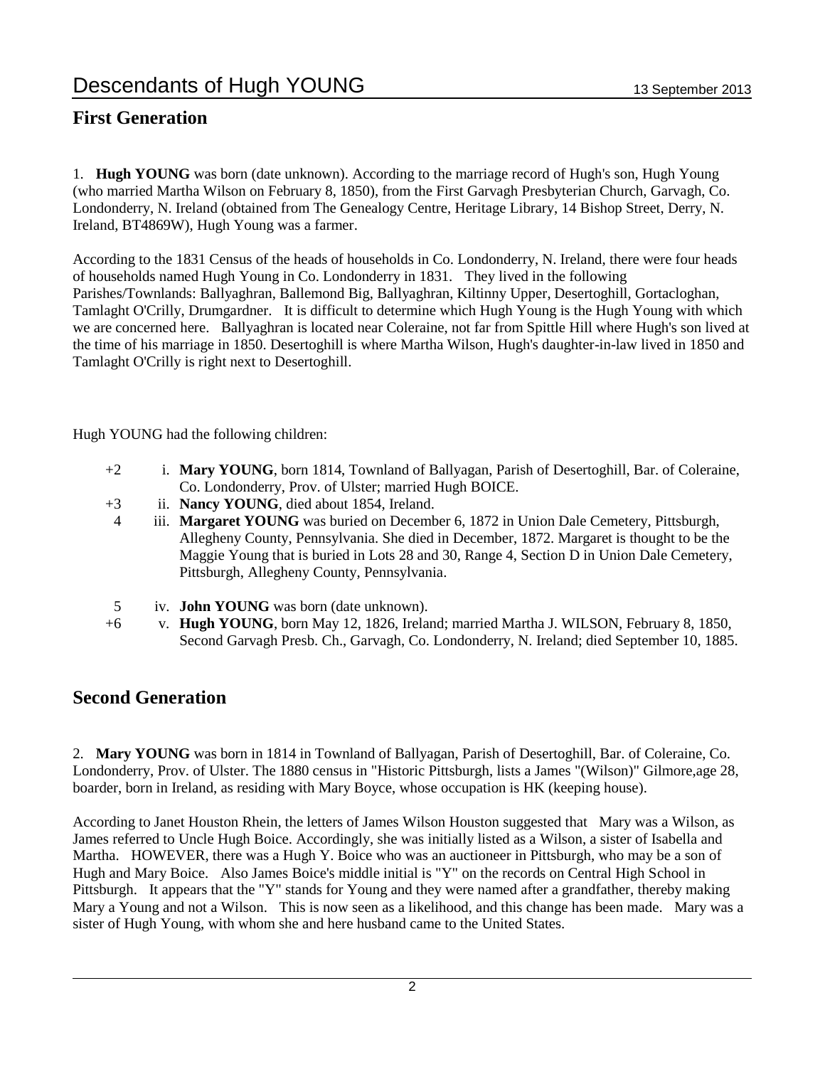# Descendants of Hugh YOUNG

13 September 2013

## First Generation

1. **Hugh YOUNG** was born (date unknown). According to the marriage record of Hugh's son, Hugh Young (who married Martha Wilson on February 8, 1850), from the First Garvagh Presbyterian Church, Garvagh, Co. Londonderry, N. Ireland (obtained from The Genealogy Centre, Heritage Library, 14 Bishop Street, Derry, N. Ireland, BT4869W), Hugh Young was a farmer.

According to the 1831 Census of the heads of households in Co. Londonderry, N. Ireland, there were four heads of households named Hugh Young in Co. Londonderry in 1831. They lived in the following Parishes/Townlands: Ballyaghran, Ballemond Big, Ballyaghran, Kiltinny Upper, Desertoghill, Gortacloghan, Tamlaght O'Crilly, Drumgardner. It is difficult to determine which Hugh Young is the Hugh Young with which we are concerned here. Ballyaghran is located near Coleraine, not far from Spittle Hill where Hugh's son lived at the time of his marriage in 1850. Desertoghill is where Martha Wilson, Hugh's daughter-in-law lived in 1850 and Tamlaght O'Crilly is right next to Desertoghill.

Hugh YOUNG had the following children:

- +2 i. **Mary YOUNG**, born 1814, Townland of Ballyagan, Parish of Desertoghill, Bar. of Coleraine, Co. Londonderry, Prov. of Ulster; married Hugh BOICE.
- +3 ii. **Nancy YOUNG**, died about 1854, Ireland.
- 4 iii. **Margaret YOUNG** was buried on December 6, 1872 in Union Dale Cemetery, Pittsburgh, Allegheny County, Pennsylvania. She died in December, 1872. Margaret is thought to be the Maggie Young that is buried in Lots 28 and 30, Range 4, Section D in Union Dale Cemetery, Pittsburgh, Allegheny County, Pennsylvania.
- 5 iv. **John YOUNG** was born (date unknown).
- +6 v. **Hugh YOUNG**, born May 12, 1826, Ireland; married Martha J. WILSON, February 8, 1850, Second Garvagh Presb. Ch., Garvagh, Co. Londonderry, N. Ireland; died September 10, 1885.

## Second Generation

2. **Mary YOUNG** was born in 1814 in Townland of Ballyagan, Parish of Desertoghill, Bar. of Coleraine, Co. Londonderry, Prov. of Ulster. The 1880 census in "Historic Pittsburgh, lists a James "(Wilson)" Gilmore,age 28, boarder, born in Ireland, as residing with Mary Boyce, whose occupation is HK (keeping house).

According to Janet Houston Rhein, the letters of James Wilson Houston suggested that Mary was a Wilson, as James referred to Uncle Hugh Boice. Accordingly, she was initially listed as a Wilson, a sister of Isabella and Martha. HOWEVER, there was a Hugh Y. Boice who was an auctioneer in Pittsburgh, who may be a son of Hugh and Mary Boice. Also James Boice's middle initial is "Y" on the records on Central High School in Pittsburgh. It appears that the "Y" stands for Young and they were named after a grandfather, thereby making Mary a Young and not a Wilson. This is now seen as a likelihood, and this change has been made. Mary was a sister of Hugh Young, with whom she and here husband came to the United States.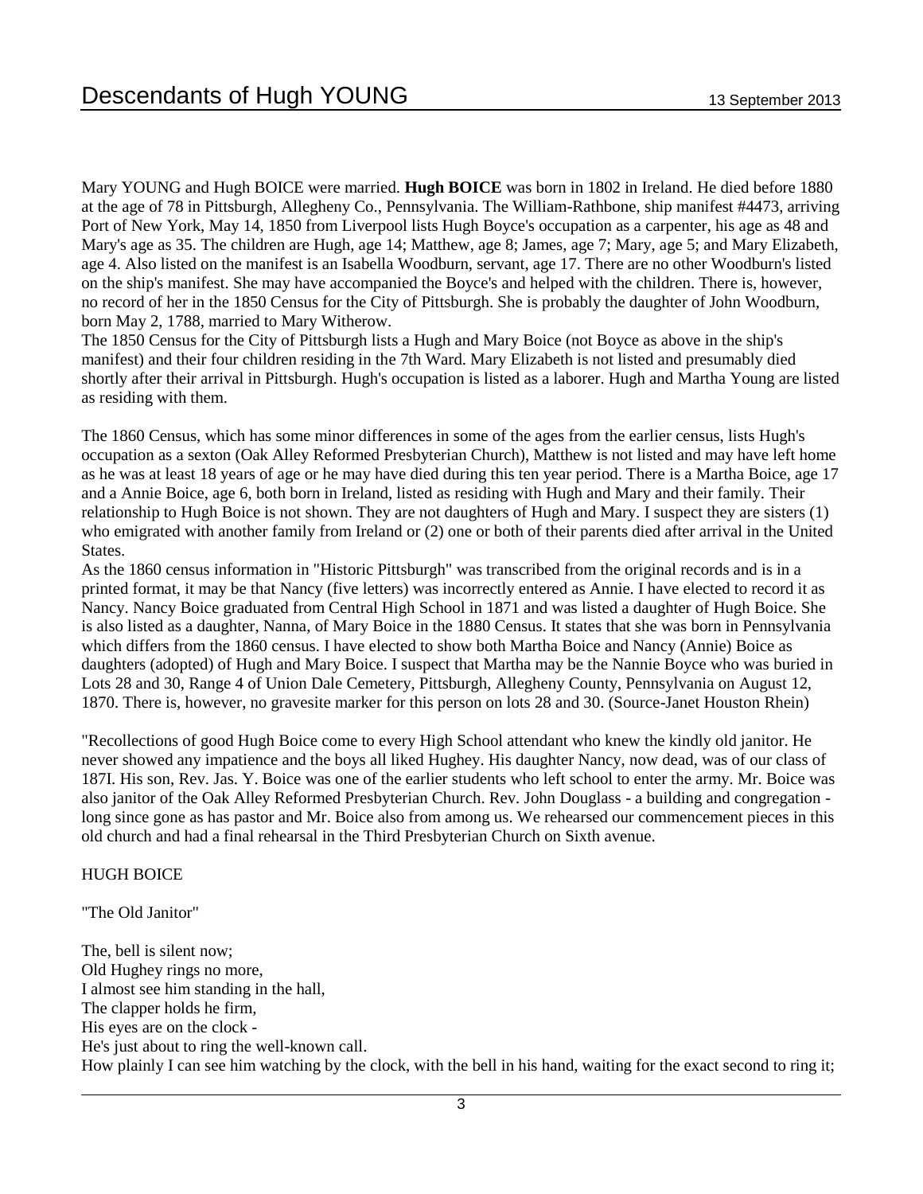Mary YOUNG and Hugh BOICE were married. **Hugh BOICE** was born in 1802 in Ireland. He died before 1880 at the age of 78 in Pittsburgh, Allegheny Co., Pennsylvania. The William-Rathbone, ship manifest #4473, arriving Port of New York, May 14, 1850 from Liverpool lists Hugh Boyce's occupation as a carpenter, his age as 48 and Mary's age as 35. The children are Hugh, age 14; Matthew, age 8; James, age 7; Mary, age 5; and Mary Elizabeth, age 4. Also listed on the manifest is an Isabella Woodburn, servant, age 17. There are no other Woodburn's listed on the ship's manifest. She may have accompanied the Boyce's and helped with the children. There is, however, no record of her in the 1850 Census for the City of Pittsburgh. She is probably the daughter of John Woodburn, born May 2, 1788, married to Mary Witherow.
The 1850 Census for the City of Pittsburgh lists a Hugh and Mary Boice (not Boyce as above in the ship's manifest) and their four children residing in the 7th Ward. Mary Elizabeth is not listed and presumably died shortly after their arrival in Pittsburgh. Hugh's occupation is listed as a laborer. Hugh and Martha Young are listed as residing with them.

The 1860 Census, which has some minor differences in some of the ages from the earlier census, lists Hugh's occupation as a sexton (Oak Alley Reformed Presbyterian Church), Matthew is not listed and may have left home as he was at least 18 years of age or he may have died during this ten year period. There is a Martha Boice, age 17 and a Annie Boice, age 6, both born in Ireland, listed as residing with Hugh and Mary and their family. Their relationship to Hugh Boice is not shown. They are not daughters of Hugh and Mary. I suspect they are sisters (1) who emigrated with another family from Ireland or (2) one or both of their parents died after arrival in the United States.
As the 1860 census information in "Historic Pittsburgh" was transcribed from the original records and is in a printed format, it may be that Nancy (five letters) was incorrectly entered as Annie. I have elected to record it as Nancy. Nancy Boice graduated from Central High School in 1871 and was listed a daughter of Hugh Boice. She is also listed as a daughter, Nanna, of Mary Boice in the 1880 Census. It states that she was born in Pennsylvania which differs from the 1860 census. I have elected to show both Martha Boice and Nancy (Annie) Boice as daughters (adopted) of Hugh and Mary Boice. I suspect that Martha may be the Nannie Boyce who was buried in Lots 28 and 30, Range 4 of Union Dale Cemetery, Pittsburgh, Allegheny County, Pennsylvania on August 12, 1870. There is, however, no gravesite marker for this person on lots 28 and 30. (Source-Janet Houston Rhein)

"Recollections of good Hugh Boice come to every High School attendant who knew the kindly old janitor. He never showed any impatience and the boys all liked Hughey. His daughter Nancy, now dead, was of our class of 187I. His son, Rev. Jas. Y. Boice was one of the earlier students who left school to enter the army. Mr. Boice was also janitor of the Oak Alley Reformed Presbyterian Church. Rev. John Douglass - a building and congregation - long since gone as has pastor and Mr. Boice also from among us. We rehearsed our commencement pieces in this old church and had a final rehearsal in the Third Presbyterian Church on Sixth avenue.

HUGH BOICE

"The Old Janitor"

The, bell is silent now;
Old Hughey rings no more,
I almost see him standing in the hall,
The clapper holds he firm,
His eyes are on the clock -
He's just about to ring the well-known call.
How plainly I can see him watching by the clock, with the bell in his hand, waiting for the exact second to ring it;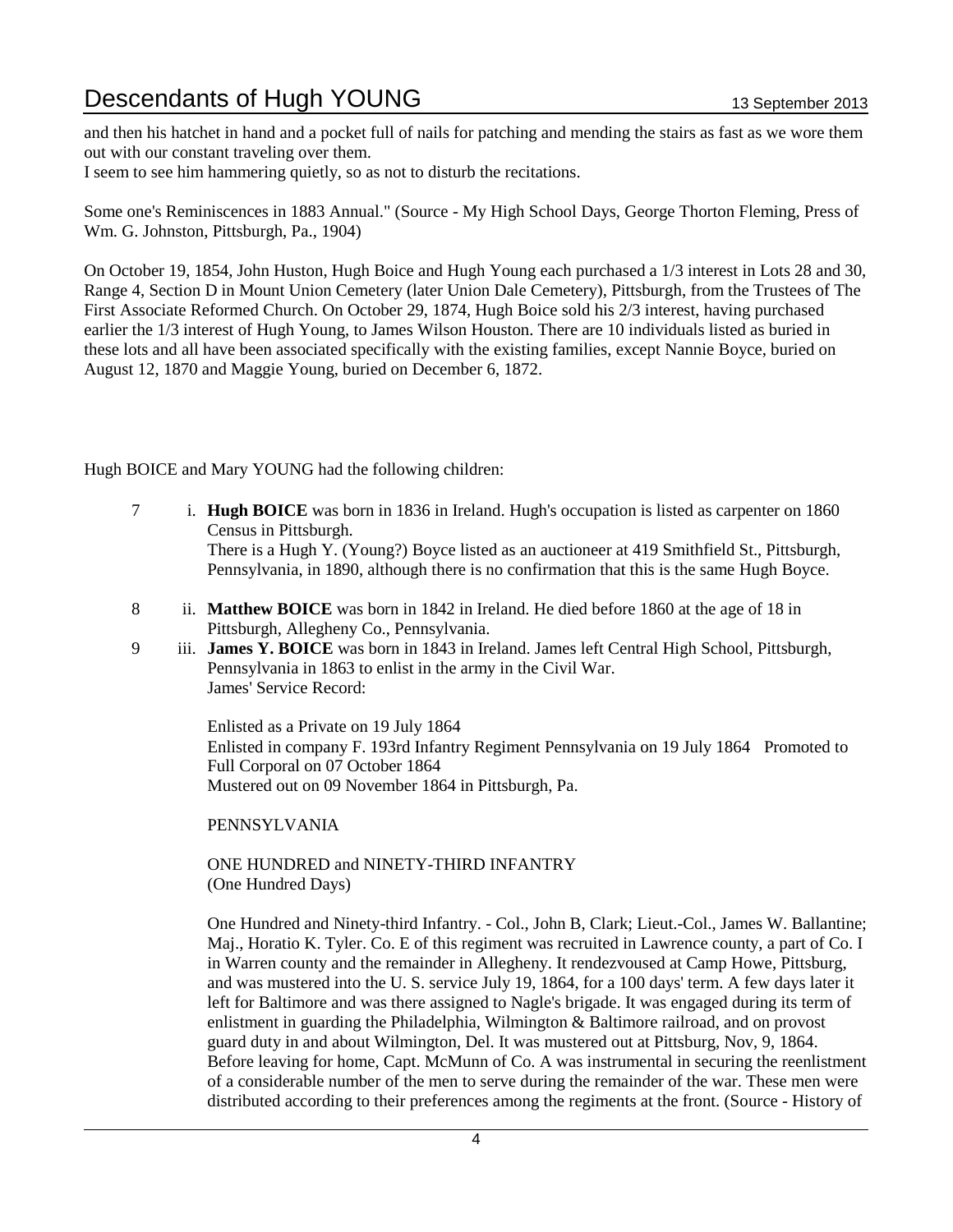and then his hatchet in hand and a pocket full of nails for patching and mending the stairs as fast as we wore them out with our constant traveling over them.
I seem to see him hammering quietly, so as not to disturb the recitations.

Some one's Reminiscences in 1883 Annual." (Source - My High School Days, George Thorton Fleming, Press of Wm. G. Johnston, Pittsburgh, Pa., 1904)

On October 19, 1854, John Huston, Hugh Boice and Hugh Young each purchased a 1/3 interest in Lots 28 and 30, Range 4, Section D in Mount Union Cemetery (later Union Dale Cemetery), Pittsburgh, from the Trustees of The First Associate Reformed Church. On October 29, 1874, Hugh Boice sold his 2/3 interest, having purchased earlier the 1/3 interest of Hugh Young, to James Wilson Houston. There are 10 individuals listed as buried in these lots and all have been associated specifically with the existing families, except Nannie Boyce, buried on August 12, 1870 and Maggie Young, buried on December 6, 1872.

Hugh BOICE and Mary YOUNG had the following children:

7 i. **Hugh BOICE** was born in 1836 in Ireland. Hugh's occupation is listed as carpenter on 1860 Census in Pittsburgh.
There is a Hugh Y. (Young?) Boyce listed as an auctioneer at 419 Smithfield St., Pittsburgh, Pennsylvania, in 1890, although there is no confirmation that this is the same Hugh Boyce.

8 ii. **Matthew BOICE** was born in 1842 in Ireland. He died before 1860 at the age of 18 in Pittsburgh, Allegheny Co., Pennsylvania.

9 iii. **James Y. BOICE** was born in 1843 in Ireland. James left Central High School, Pittsburgh, Pennsylvania in 1863 to enlist in the army in the Civil War.
James' Service Record:

Enlisted as a Private on 19 July 1864
Enlisted in company F. 193rd Infantry Regiment Pennsylvania on 19 July 1864 Promoted to Full Corporal on 07 October 1864
Mustered out on 09 November 1864 in Pittsburgh, Pa.

PENNSYLVANIA

ONE HUNDRED and NINETY-THIRD INFANTRY
(One Hundred Days)

One Hundred and Ninety-third Infantry. - Col., John B, Clark; Lieut.-Col., James W. Ballantine; Maj., Horatio K. Tyler. Co. E of this regiment was recruited in Lawrence county, a part of Co. I in Warren county and the remainder in Allegheny. It rendezvoused at Camp Howe, Pittsburg, and was mustered into the U. S. service July 19, 1864, for a 100 days' term. A few days later it left for Baltimore and was there assigned to Nagle's brigade. It was engaged during its term of enlistment in guarding the Philadelphia, Wilmington & Baltimore railroad, and on provost guard duty in and about Wilmington, Del. It was mustered out at Pittsburg, Nov, 9, 1864. Before leaving for home, Capt. McMunn of Co. A was instrumental in securing the reenlistment of a considerable number of the men to serve during the remainder of the war. These men were distributed according to their preferences among the regiments at the front. (Source - History of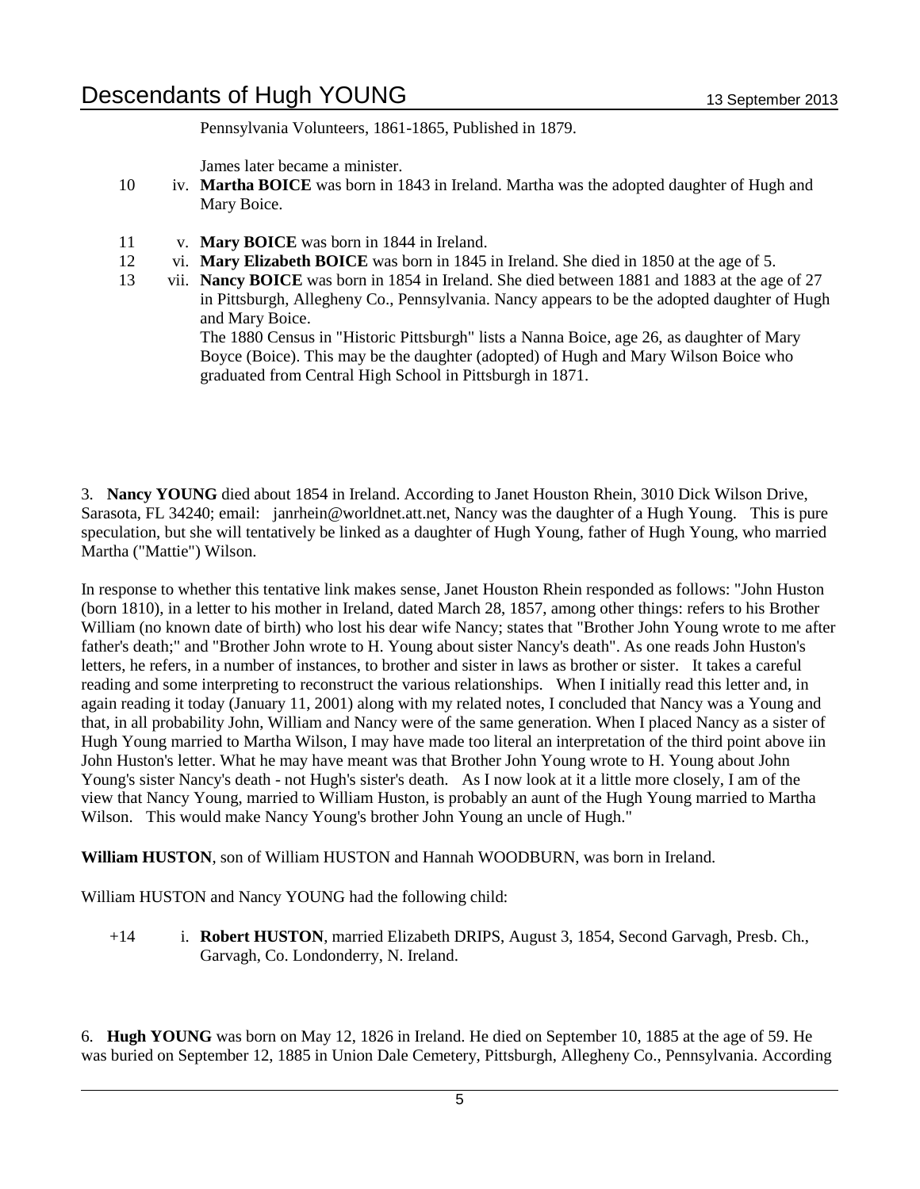Pennsylvania Volunteers, 1861-1865, Published in 1879.

James later became a minister.

10 iv. **Martha BOICE** was born in 1843 in Ireland. Martha was the adopted daughter of Hugh and Mary Boice.

11 v. **Mary BOICE** was born in 1844 in Ireland.

12 vi. **Mary Elizabeth BOICE** was born in 1845 in Ireland. She died in 1850 at the age of 5.

13 vii. **Nancy BOICE** was born in 1854 in Ireland. She died between 1881 and 1883 at the age of 27 in Pittsburgh, Allegheny Co., Pennsylvania. Nancy appears to be the adopted daughter of Hugh and Mary Boice.
The 1880 Census in "Historic Pittsburgh" lists a Nanna Boice, age 26, as daughter of Mary Boyce (Boice). This may be the daughter (adopted) of Hugh and Mary Wilson Boice who graduated from Central High School in Pittsburgh in 1871.

3. **Nancy YOUNG** died about 1854 in Ireland. According to Janet Houston Rhein, 3010 Dick Wilson Drive, Sarasota, FL 34240; email: janrhein@worldnet.att.net, Nancy was the daughter of a Hugh Young. This is pure speculation, but she will tentatively be linked as a daughter of Hugh Young, father of Hugh Young, who married Martha ("Mattie") Wilson.

In response to whether this tentative link makes sense, Janet Houston Rhein responded as follows: "John Huston (born 1810), in a letter to his mother in Ireland, dated March 28, 1857, among other things: refers to his Brother William (no known date of birth) who lost his dear wife Nancy; states that "Brother John Young wrote to me after father's death;" and "Brother John wrote to H. Young about sister Nancy's death". As one reads John Huston's letters, he refers, in a number of instances, to brother and sister in laws as brother or sister. It takes a careful reading and some interpreting to reconstruct the various relationships. When I initially read this letter and, in again reading it today (January 11, 2001) along with my related notes, I concluded that Nancy was a Young and that, in all probability John, William and Nancy were of the same generation. When I placed Nancy as a sister of Hugh Young married to Martha Wilson, I may have made too literal an interpretation of the third point above iin John Huston's letter. What he may have meant was that Brother John Young wrote to H. Young about John Young's sister Nancy's death - not Hugh's sister's death. As I now look at it a little more closely, I am of the view that Nancy Young, married to William Huston, is probably an aunt of the Hugh Young married to Martha Wilson. This would make Nancy Young's brother John Young an uncle of Hugh."

**William HUSTON**, son of William HUSTON and Hannah WOODBURN, was born in Ireland.

William HUSTON and Nancy YOUNG had the following child:

+14 i. **Robert HUSTON**, married Elizabeth DRIPS, August 3, 1854, Second Garvagh, Presb. Ch., Garvagh, Co. Londonderry, N. Ireland.

6. **Hugh YOUNG** was born on May 12, 1826 in Ireland. He died on September 10, 1885 at the age of 59. He was buried on September 12, 1885 in Union Dale Cemetery, Pittsburgh, Allegheny Co., Pennsylvania. According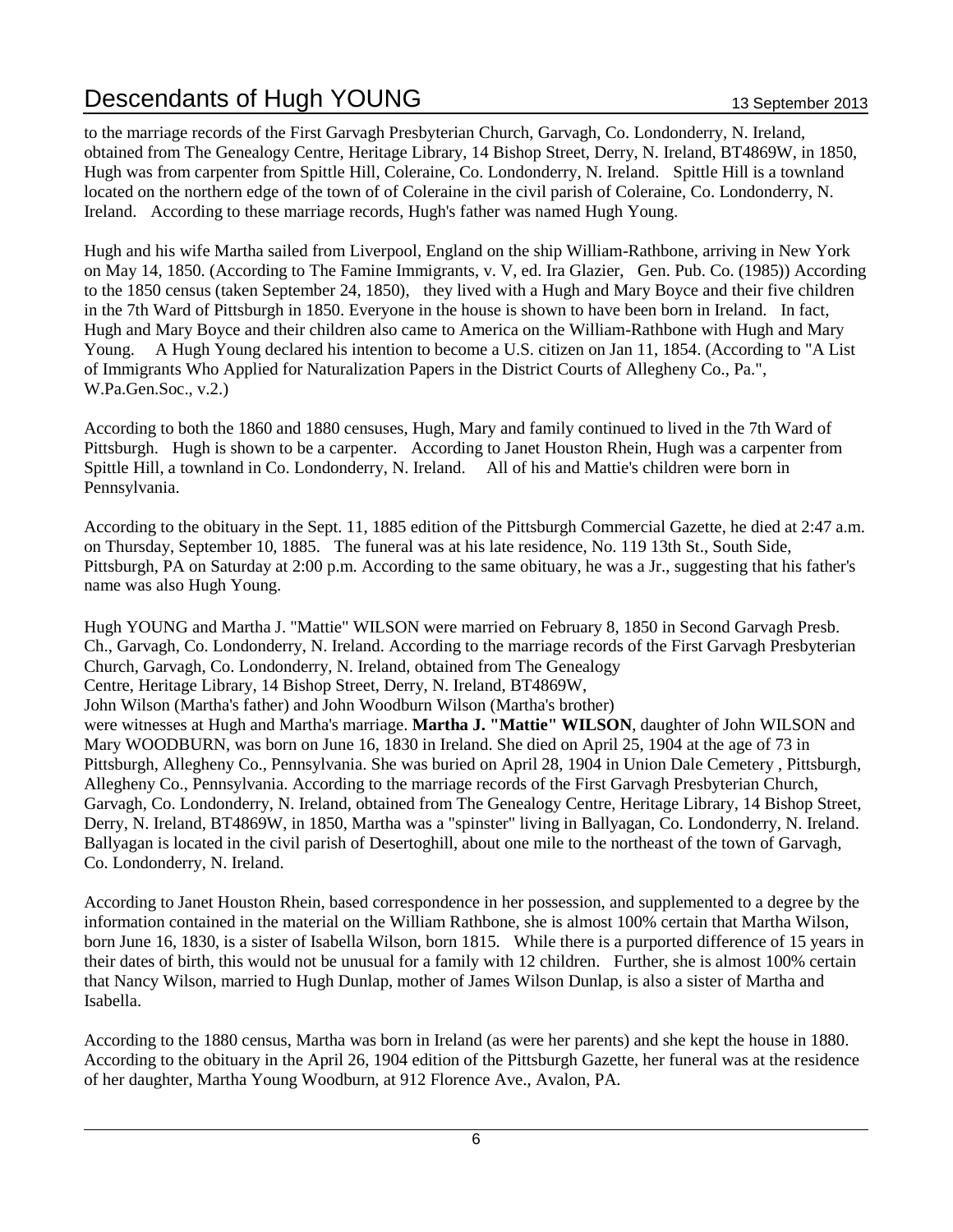to the marriage records of the First Garvagh Presbyterian Church, Garvagh, Co. Londonderry, N. Ireland, obtained from The Genealogy Centre, Heritage Library, 14 Bishop Street, Derry, N. Ireland, BT4869W, in 1850, Hugh was from carpenter from Spittle Hill, Coleraine, Co. Londonderry, N. Ireland. Spittle Hill is a townland located on the northern edge of the town of of Coleraine in the civil parish of Coleraine, Co. Londonderry, N. Ireland. According to these marriage records, Hugh's father was named Hugh Young.

Hugh and his wife Martha sailed from Liverpool, England on the ship William-Rathbone, arriving in New York on May 14, 1850. (According to The Famine Immigrants, v. V, ed. Ira Glazier, Gen. Pub. Co. (1985)) According to the 1850 census (taken September 24, 1850), they lived with a Hugh and Mary Boyce and their five children in the 7th Ward of Pittsburgh in 1850. Everyone in the house is shown to have been born in Ireland. In fact, Hugh and Mary Boyce and their children also came to America on the William-Rathbone with Hugh and Mary Young. A Hugh Young declared his intention to become a U.S. citizen on Jan 11, 1854. (According to "A List of Immigrants Who Applied for Naturalization Papers in the District Courts of Allegheny Co., Pa.", W.Pa.Gen.Soc., v.2.)

According to both the 1860 and 1880 censuses, Hugh, Mary and family continued to lived in the 7th Ward of Pittsburgh. Hugh is shown to be a carpenter. According to Janet Houston Rhein, Hugh was a carpenter from Spittle Hill, a townland in Co. Londonderry, N. Ireland. All of his and Mattie's children were born in Pennsylvania.

According to the obituary in the Sept. 11, 1885 edition of the Pittsburgh Commercial Gazette, he died at 2:47 a.m. on Thursday, September 10, 1885. The funeral was at his late residence, No. 119 13th St., South Side, Pittsburgh, PA on Saturday at 2:00 p.m. According to the same obituary, he was a Jr., suggesting that his father's name was also Hugh Young.

Hugh YOUNG and Martha J. "Mattie" WILSON were married on February 8, 1850 in Second Garvagh Presb. Ch., Garvagh, Co. Londonderry, N. Ireland. According to the marriage records of the First Garvagh Presbyterian Church, Garvagh, Co. Londonderry, N. Ireland, obtained from The Genealogy Centre, Heritage Library, 14 Bishop Street, Derry, N. Ireland, BT4869W, John Wilson (Martha's father) and John Woodburn Wilson (Martha's brother) were witnesses at Hugh and Martha's marriage. **Martha J. "Mattie" WILSON**, daughter of John WILSON and Mary WOODBURN, was born on June 16, 1830 in Ireland. She died on April 25, 1904 at the age of 73 in Pittsburgh, Allegheny Co., Pennsylvania. She was buried on April 28, 1904 in Union Dale Cemetery , Pittsburgh, Allegheny Co., Pennsylvania. According to the marriage records of the First Garvagh Presbyterian Church, Garvagh, Co. Londonderry, N. Ireland, obtained from The Genealogy Centre, Heritage Library, 14 Bishop Street, Derry, N. Ireland, BT4869W, in 1850, Martha was a "spinster" living in Ballyagan, Co. Londonderry, N. Ireland. Ballyagan is located in the civil parish of Desertoghill, about one mile to the northeast of the town of Garvagh, Co. Londonderry, N. Ireland.

According to Janet Houston Rhein, based correspondence in her possession, and supplemented to a degree by the information contained in the material on the William Rathbone, she is almost 100% certain that Martha Wilson, born June 16, 1830, is a sister of Isabella Wilson, born 1815. While there is a purported difference of 15 years in their dates of birth, this would not be unusual for a family with 12 children. Further, she is almost 100% certain that Nancy Wilson, married to Hugh Dunlap, mother of James Wilson Dunlap, is also a sister of Martha and Isabella.

According to the 1880 census, Martha was born in Ireland (as were her parents) and she kept the house in 1880. According to the obituary in the April 26, 1904 edition of the Pittsburgh Gazette, her funeral was at the residence of her daughter, Martha Young Woodburn, at 912 Florence Ave., Avalon, PA.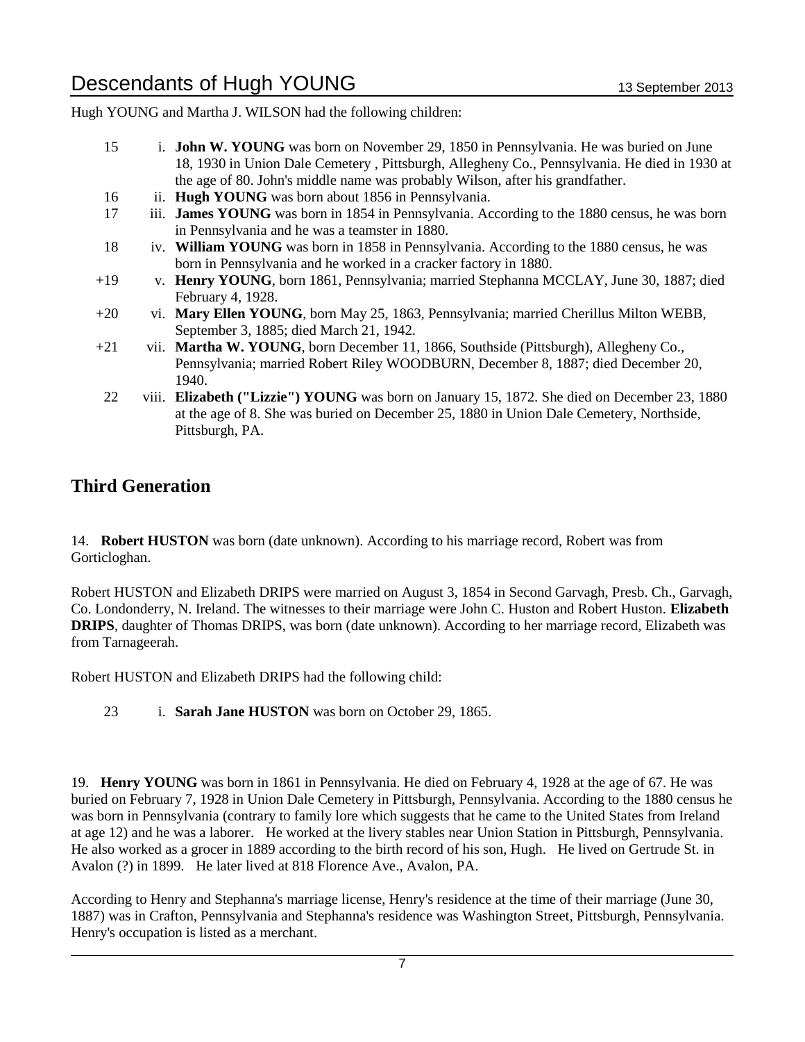Hugh YOUNG and Martha J. WILSON had the following children:

15 i. **John W. YOUNG** was born on November 29, 1850 in Pennsylvania. He was buried on June 18, 1930 in Union Dale Cemetery , Pittsburgh, Allegheny Co., Pennsylvania. He died in 1930 at the age of 80. John's middle name was probably Wilson, after his grandfather.

16 ii. **Hugh YOUNG** was born about 1856 in Pennsylvania.

17 iii. **James YOUNG** was born in 1854 in Pennsylvania. According to the 1880 census, he was born in Pennsylvania and he was a teamster in 1880.

18 iv. **William YOUNG** was born in 1858 in Pennsylvania. According to the 1880 census, he was born in Pennsylvania and he worked in a cracker factory in 1880.

+19 v. **Henry YOUNG**, born 1861, Pennsylvania; married Stephanna MCCLAY, June 30, 1887; died February 4, 1928.

+20 vi. **Mary Ellen YOUNG**, born May 25, 1863, Pennsylvania; married Cherillus Milton WEBB, September 3, 1885; died March 21, 1942.

+21 vii. **Martha W. YOUNG**, born December 11, 1866, Southside (Pittsburgh), Allegheny Co., Pennsylvania; married Robert Riley WOODBURN, December 8, 1887; died December 20, 1940.

22 viii. **Elizabeth ("Lizzie") YOUNG** was born on January 15, 1872. She died on December 23, 1880 at the age of 8. She was buried on December 25, 1880 in Union Dale Cemetery, Northside, Pittsburgh, PA.

## Third Generation

14. **Robert HUSTON** was born (date unknown). According to his marriage record, Robert was from Gorticloghan.

Robert HUSTON and Elizabeth DRIPS were married on August 3, 1854 in Second Garvagh, Presb. Ch., Garvagh, Co. Londonderry, N. Ireland. The witnesses to their marriage were John C. Huston and Robert Huston. **Elizabeth DRIPS**, daughter of Thomas DRIPS, was born (date unknown). According to her marriage record, Elizabeth was from Tarnageerah.

Robert HUSTON and Elizabeth DRIPS had the following child:

23 i. **Sarah Jane HUSTON** was born on October 29, 1865.

19. **Henry YOUNG** was born in 1861 in Pennsylvania. He died on February 4, 1928 at the age of 67. He was buried on February 7, 1928 in Union Dale Cemetery in Pittsburgh, Pennsylvania. According to the 1880 census he was born in Pennsylvania (contrary to family lore which suggests that he came to the United States from Ireland at age 12) and he was a laborer. He worked at the livery stables near Union Station in Pittsburgh, Pennsylvania. He also worked as a grocer in 1889 according to the birth record of his son, Hugh. He lived on Gertrude St. in Avalon (?) in 1899. He later lived at 818 Florence Ave., Avalon, PA.

According to Henry and Stephanna's marriage license, Henry's residence at the time of their marriage (June 30, 1887) was in Crafton, Pennsylvania and Stephanna's residence was Washington Street, Pittsburgh, Pennsylvania. Henry's occupation is listed as a merchant.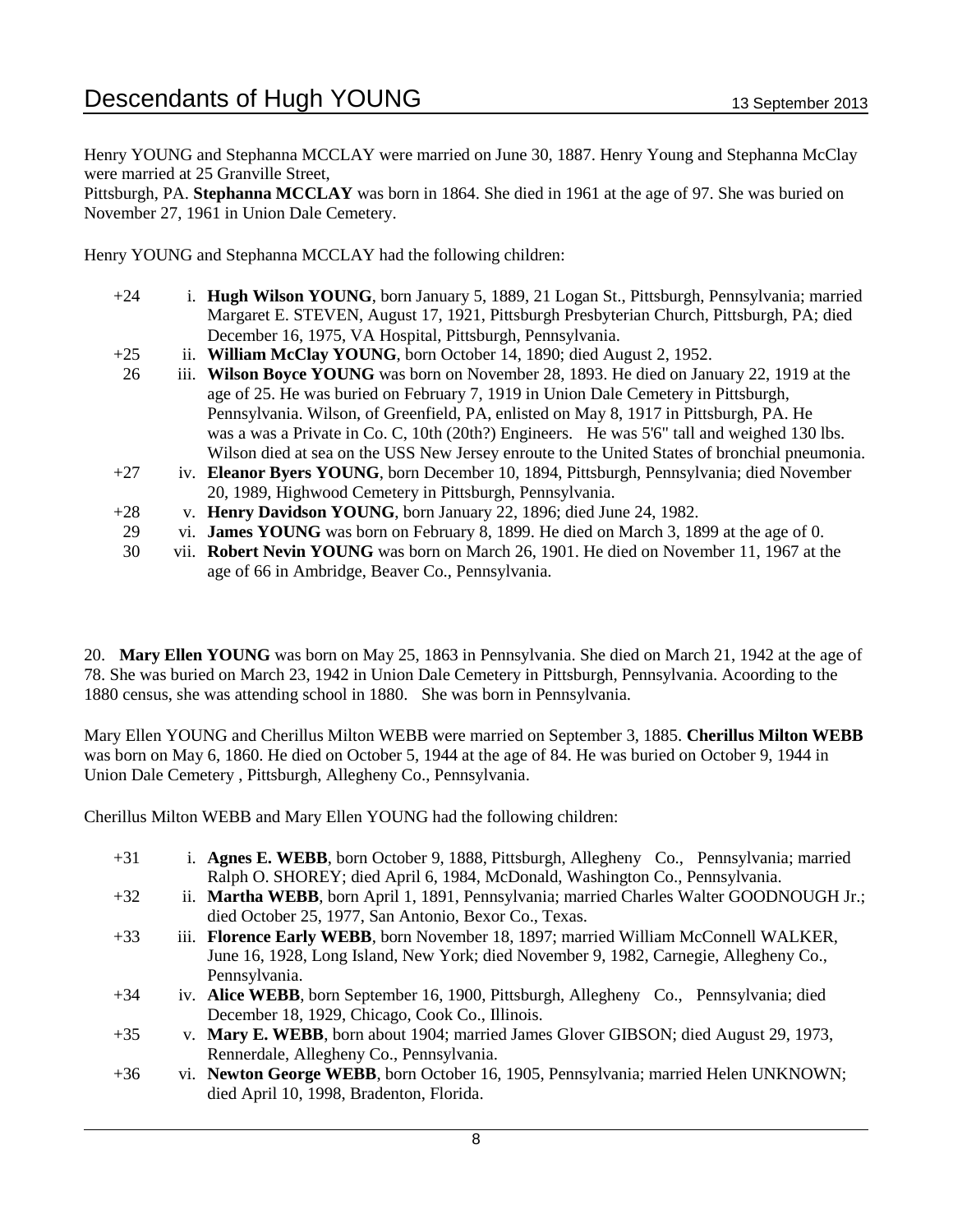Henry YOUNG and Stephanna MCCLAY were married on June 30, 1887. Henry Young and Stephanna McClay were married at 25 Granville Street,
Pittsburgh, PA. **Stephanna MCCLAY** was born in 1864. She died in 1961 at the age of 97. She was buried on November 27, 1961 in Union Dale Cemetery.

Henry YOUNG and Stephanna MCCLAY had the following children:

- +24 i. **Hugh Wilson YOUNG**, born January 5, 1889, 21 Logan St., Pittsburgh, Pennsylvania; married Margaret E. STEVEN, August 17, 1921, Pittsburgh Presbyterian Church, Pittsburgh, PA; died December 16, 1975, VA Hospital, Pittsburgh, Pennsylvania.
- +25 ii. **William McClay YOUNG**, born October 14, 1890; died August 2, 1952.
- 26 iii. **Wilson Boyce YOUNG** was born on November 28, 1893. He died on January 22, 1919 at the age of 25. He was buried on February 7, 1919 in Union Dale Cemetery in Pittsburgh, Pennsylvania. Wilson, of Greenfield, PA, enlisted on May 8, 1917 in Pittsburgh, PA. He was a was a Private in Co. C, 10th (20th?) Engineers. He was 5'6" tall and weighed 130 lbs. Wilson died at sea on the USS New Jersey enroute to the United States of bronchial pneumonia.
- +27 iv. **Eleanor Byers YOUNG**, born December 10, 1894, Pittsburgh, Pennsylvania; died November 20, 1989, Highwood Cemetery in Pittsburgh, Pennsylvania.
- +28 v. **Henry Davidson YOUNG**, born January 22, 1896; died June 24, 1982.
- 29 vi. **James YOUNG** was born on February 8, 1899. He died on March 3, 1899 at the age of 0.
- 30 vii. **Robert Nevin YOUNG** was born on March 26, 1901. He died on November 11, 1967 at the age of 66 in Ambridge, Beaver Co., Pennsylvania.

20. **Mary Ellen YOUNG** was born on May 25, 1863 in Pennsylvania. She died on March 21, 1942 at the age of 78. She was buried on March 23, 1942 in Union Dale Cemetery in Pittsburgh, Pennsylvania. Acoording to the 1880 census, she was attending school in 1880. She was born in Pennsylvania.

Mary Ellen YOUNG and Cherillus Milton WEBB were married on September 3, 1885. **Cherillus Milton WEBB** was born on May 6, 1860. He died on October 5, 1944 at the age of 84. He was buried on October 9, 1944 in Union Dale Cemetery , Pittsburgh, Allegheny Co., Pennsylvania.

Cherillus Milton WEBB and Mary Ellen YOUNG had the following children:

- +31 i. **Agnes E. WEBB**, born October 9, 1888, Pittsburgh, Allegheny Co., Pennsylvania; married Ralph O. SHOREY; died April 6, 1984, McDonald, Washington Co., Pennsylvania.
- +32 ii. **Martha WEBB**, born April 1, 1891, Pennsylvania; married Charles Walter GOODNOUGH Jr.; died October 25, 1977, San Antonio, Bexor Co., Texas.
- +33 iii. **Florence Early WEBB**, born November 18, 1897; married William McConnell WALKER, June 16, 1928, Long Island, New York; died November 9, 1982, Carnegie, Allegheny Co., Pennsylvania.
- +34 iv. **Alice WEBB**, born September 16, 1900, Pittsburgh, Allegheny Co., Pennsylvania; died December 18, 1929, Chicago, Cook Co., Illinois.
- +35 v. **Mary E. WEBB**, born about 1904; married James Glover GIBSON; died August 29, 1973, Rennerdale, Allegheny Co., Pennsylvania.
- +36 vi. **Newton George WEBB**, born October 16, 1905, Pennsylvania; married Helen UNKNOWN; died April 10, 1998, Bradenton, Florida.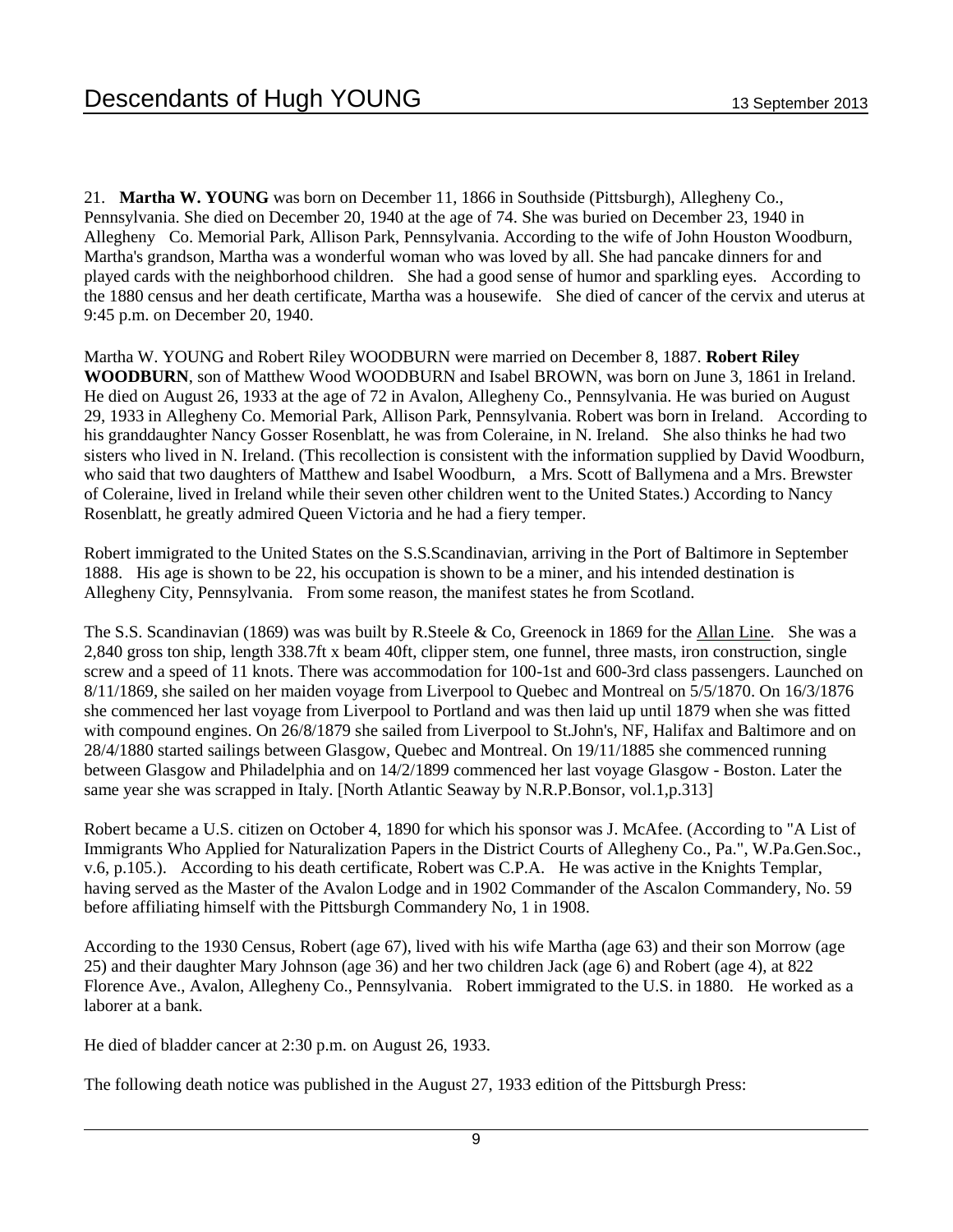21. **Martha W. YOUNG** was born on December 11, 1866 in Southside (Pittsburgh), Allegheny Co., Pennsylvania. She died on December 20, 1940 at the age of 74. She was buried on December 23, 1940 in Allegheny Co. Memorial Park, Allison Park, Pennsylvania. According to the wife of John Houston Woodburn, Martha's grandson, Martha was a wonderful woman who was loved by all. She had pancake dinners for and played cards with the neighborhood children. She had a good sense of humor and sparkling eyes. According to the 1880 census and her death certificate, Martha was a housewife. She died of cancer of the cervix and uterus at 9:45 p.m. on December 20, 1940.

Martha W. YOUNG and Robert Riley WOODBURN were married on December 8, 1887. **Robert Riley WOODBURN**, son of Matthew Wood WOODBURN and Isabel BROWN, was born on June 3, 1861 in Ireland. He died on August 26, 1933 at the age of 72 in Avalon, Allegheny Co., Pennsylvania. He was buried on August 29, 1933 in Allegheny Co. Memorial Park, Allison Park, Pennsylvania. Robert was born in Ireland. According to his granddaughter Nancy Gosser Rosenblatt, he was from Coleraine, in N. Ireland. She also thinks he had two sisters who lived in N. Ireland. (This recollection is consistent with the information supplied by David Woodburn, who said that two daughters of Matthew and Isabel Woodburn, a Mrs. Scott of Ballymena and a Mrs. Brewster of Coleraine, lived in Ireland while their seven other children went to the United States.) According to Nancy Rosenblatt, he greatly admired Queen Victoria and he had a fiery temper.

Robert immigrated to the United States on the S.S.Scandinavian, arriving in the Port of Baltimore in September 1888. His age is shown to be 22, his occupation is shown to be a miner, and his intended destination is Allegheny City, Pennsylvania. From some reason, the manifest states he from Scotland.

The S.S. Scandinavian (1869) was was built by R.Steele & Co, Greenock in 1869 for the Allan Line. She was a 2,840 gross ton ship, length 338.7ft x beam 40ft, clipper stem, one funnel, three masts, iron construction, single screw and a speed of 11 knots. There was accommodation for 100-1st and 600-3rd class passengers. Launched on 8/11/1869, she sailed on her maiden voyage from Liverpool to Quebec and Montreal on 5/5/1870. On 16/3/1876 she commenced her last voyage from Liverpool to Portland and was then laid up until 1879 when she was fitted with compound engines. On 26/8/1879 she sailed from Liverpool to St.John's, NF, Halifax and Baltimore and on 28/4/1880 started sailings between Glasgow, Quebec and Montreal. On 19/11/1885 she commenced running between Glasgow and Philadelphia and on 14/2/1899 commenced her last voyage Glasgow - Boston. Later the same year she was scrapped in Italy. [North Atlantic Seaway by N.R.P.Bonsor, vol.1,p.313]

Robert became a U.S. citizen on October 4, 1890 for which his sponsor was J. McAfee. (According to "A List of Immigrants Who Applied for Naturalization Papers in the District Courts of Allegheny Co., Pa.", W.Pa.Gen.Soc., v.6, p.105.). According to his death certificate, Robert was C.P.A. He was active in the Knights Templar, having served as the Master of the Avalon Lodge and in 1902 Commander of the Ascalon Commandery, No. 59 before affiliating himself with the Pittsburgh Commandery No, 1 in 1908.

According to the 1930 Census, Robert (age 67), lived with his wife Martha (age 63) and their son Morrow (age 25) and their daughter Mary Johnson (age 36) and her two children Jack (age 6) and Robert (age 4), at 822 Florence Ave., Avalon, Allegheny Co., Pennsylvania. Robert immigrated to the U.S. in 1880. He worked as a laborer at a bank.

He died of bladder cancer at 2:30 p.m. on August 26, 1933.

The following death notice was published in the August 27, 1933 edition of the Pittsburgh Press: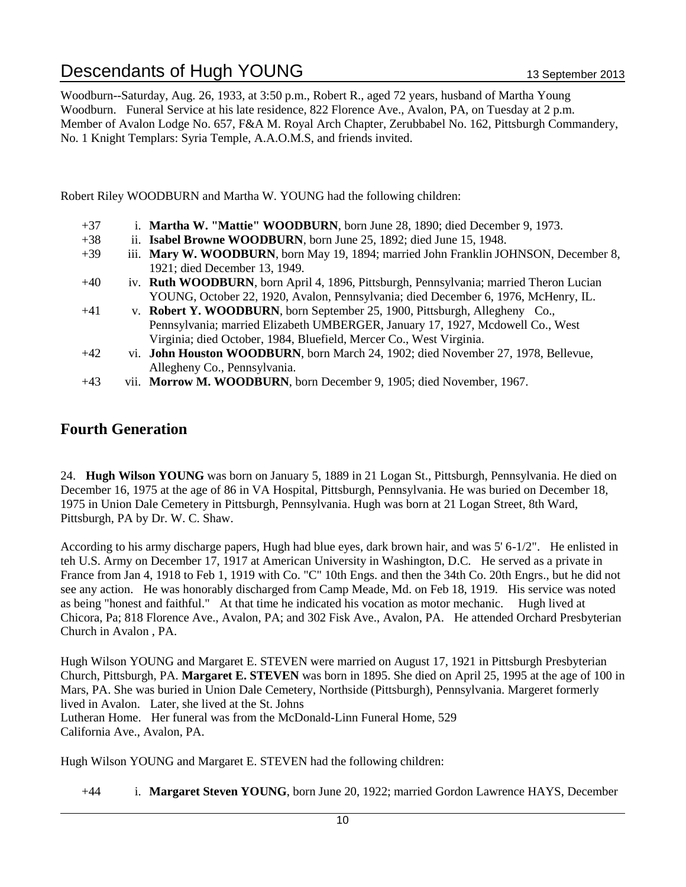Woodburn--Saturday, Aug. 26, 1933, at 3:50 p.m., Robert R., aged 72 years, husband of Martha Young Woodburn. Funeral Service at his late residence, 822 Florence Ave., Avalon, PA, on Tuesday at 2 p.m. Member of Avalon Lodge No. 657, F&A M. Royal Arch Chapter, Zerubbabel No. 162, Pittsburgh Commandery, No. 1 Knight Templars: Syria Temple, A.A.O.M.S, and friends invited.

Robert Riley WOODBURN and Martha W. YOUNG had the following children:

+37 i. **Martha W. "Mattie" WOODBURN**, born June 28, 1890; died December 9, 1973.

+38 ii. **Isabel Browne WOODBURN**, born June 25, 1892; died June 15, 1948.

+39 iii. **Mary W. WOODBURN**, born May 19, 1894; married John Franklin JOHNSON, December 8, 1921; died December 13, 1949.

+40 iv. **Ruth WOODBURN**, born April 4, 1896, Pittsburgh, Pennsylvania; married Theron Lucian YOUNG, October 22, 1920, Avalon, Pennsylvania; died December 6, 1976, McHenry, IL.

+41 v. **Robert Y. WOODBURN**, born September 25, 1900, Pittsburgh, Allegheny Co., Pennsylvania; married Elizabeth UMBERGER, January 17, 1927, Mcdowell Co., West Virginia; died October, 1984, Bluefield, Mercer Co., West Virginia.

+42 vi. **John Houston WOODBURN**, born March 24, 1902; died November 27, 1978, Bellevue, Allegheny Co., Pennsylvania.

+43 vii. **Morrow M. WOODBURN**, born December 9, 1905; died November, 1967.

## Fourth Generation

24. **Hugh Wilson YOUNG** was born on January 5, 1889 in 21 Logan St., Pittsburgh, Pennsylvania. He died on December 16, 1975 at the age of 86 in VA Hospital, Pittsburgh, Pennsylvania. He was buried on December 18, 1975 in Union Dale Cemetery in Pittsburgh, Pennsylvania. Hugh was born at 21 Logan Street, 8th Ward, Pittsburgh, PA by Dr. W. C. Shaw.

According to his army discharge papers, Hugh had blue eyes, dark brown hair, and was 5' 6-1/2". He enlisted in teh U.S. Army on December 17, 1917 at American University in Washington, D.C. He served as a private in France from Jan 4, 1918 to Feb 1, 1919 with Co. "C" 10th Engs. and then the 34th Co. 20th Engrs., but he did not see any action. He was honorably discharged from Camp Meade, Md. on Feb 18, 1919. His service was noted as being "honest and faithful." At that time he indicated his vocation as motor mechanic. Hugh lived at Chicora, Pa; 818 Florence Ave., Avalon, PA; and 302 Fisk Ave., Avalon, PA. He attended Orchard Presbyterian Church in Avalon , PA.

Hugh Wilson YOUNG and Margaret E. STEVEN were married on August 17, 1921 in Pittsburgh Presbyterian Church, Pittsburgh, PA. **Margaret E. STEVEN** was born in 1895. She died on April 25, 1995 at the age of 100 in Mars, PA. She was buried in Union Dale Cemetery, Northside (Pittsburgh), Pennsylvania. Margeret formerly lived in Avalon. Later, she lived at the St. Johns Lutheran Home. Her funeral was from the McDonald-Linn Funeral Home, 529 California Ave., Avalon, PA.

Hugh Wilson YOUNG and Margaret E. STEVEN had the following children:

+44 i. **Margaret Steven YOUNG**, born June 20, 1922; married Gordon Lawrence HAYS, December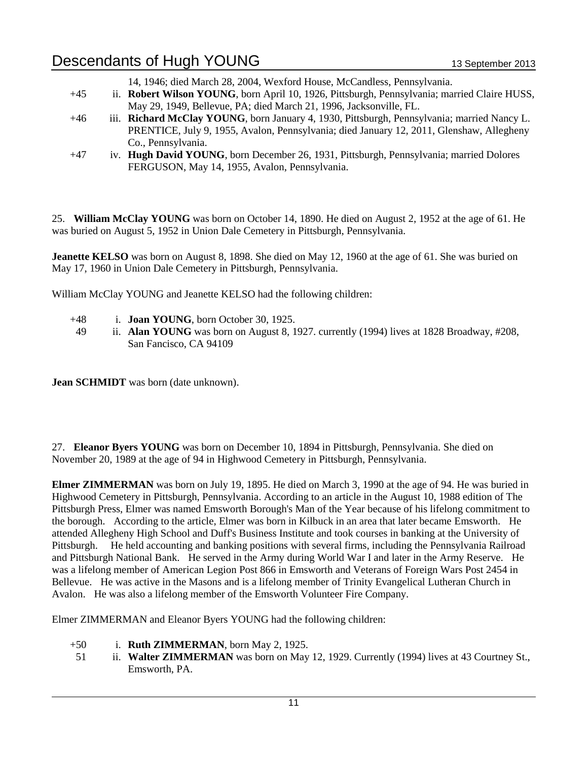14, 1946; died March 28, 2004, Wexford House, McCandless, Pennsylvania.

+45 ii. **Robert Wilson YOUNG**, born April 10, 1926, Pittsburgh, Pennsylvania; married Claire HUSS, May 29, 1949, Bellevue, PA; died March 21, 1996, Jacksonville, FL.

+46 iii. **Richard McClay YOUNG**, born January 4, 1930, Pittsburgh, Pennsylvania; married Nancy L. PRENTICE, July 9, 1955, Avalon, Pennsylvania; died January 12, 2011, Glenshaw, Allegheny Co., Pennsylvania.

+47 iv. **Hugh David YOUNG**, born December 26, 1931, Pittsburgh, Pennsylvania; married Dolores FERGUSON, May 14, 1955, Avalon, Pennsylvania.

25. **William McClay YOUNG** was born on October 14, 1890. He died on August 2, 1952 at the age of 61. He was buried on August 5, 1952 in Union Dale Cemetery in Pittsburgh, Pennsylvania.

**Jeanette KELSO** was born on August 8, 1898. She died on May 12, 1960 at the age of 61. She was buried on May 17, 1960 in Union Dale Cemetery in Pittsburgh, Pennsylvania.

William McClay YOUNG and Jeanette KELSO had the following children:

+48 i. **Joan YOUNG**, born October 30, 1925.

49 ii. **Alan YOUNG** was born on August 8, 1927. currently (1994) lives at 1828 Broadway, #208, San Fancisco, CA 94109

**Jean SCHMIDT** was born (date unknown).

27. **Eleanor Byers YOUNG** was born on December 10, 1894 in Pittsburgh, Pennsylvania. She died on November 20, 1989 at the age of 94 in Highwood Cemetery in Pittsburgh, Pennsylvania.

**Elmer ZIMMERMAN** was born on July 19, 1895. He died on March 3, 1990 at the age of 94. He was buried in Highwood Cemetery in Pittsburgh, Pennsylvania. According to an article in the August 10, 1988 edition of The Pittsburgh Press, Elmer was named Emsworth Borough's Man of the Year because of his lifelong commitment to the borough. According to the article, Elmer was born in Kilbuck in an area that later became Emsworth. He attended Allegheny High School and Duff's Business Institute and took courses in banking at the University of Pittsburgh. He held accounting and banking positions with several firms, including the Pennsylvania Railroad and Pittsburgh National Bank. He served in the Army during World War I and later in the Army Reserve. He was a lifelong member of American Legion Post 866 in Emsworth and Veterans of Foreign Wars Post 2454 in Bellevue. He was active in the Masons and is a lifelong member of Trinity Evangelical Lutheran Church in Avalon. He was also a lifelong member of the Emsworth Volunteer Fire Company.

Elmer ZIMMERMAN and Eleanor Byers YOUNG had the following children:

+50 i. **Ruth ZIMMERMAN**, born May 2, 1925.

51 ii. **Walter ZIMMERMAN** was born on May 12, 1929. Currently (1994) lives at 43 Courtney St., Emsworth, PA.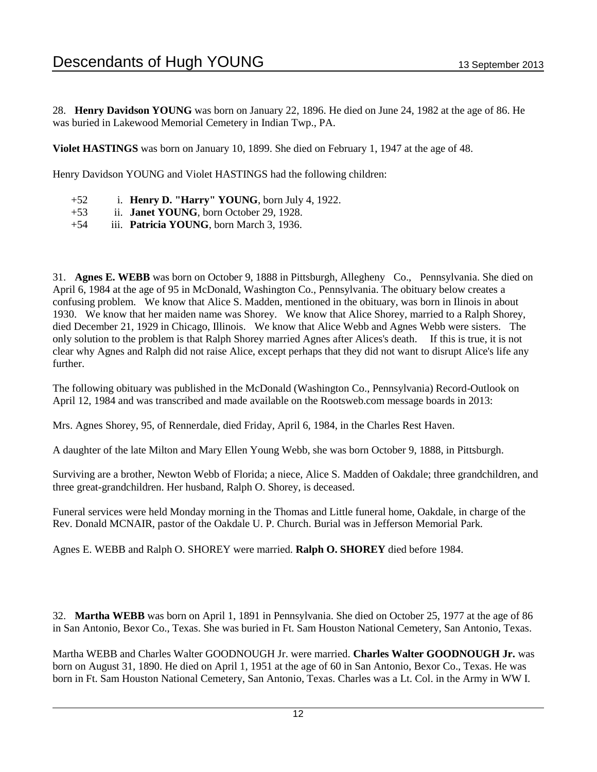28. **Henry Davidson YOUNG** was born on January 22, 1896. He died on June 24, 1982 at the age of 86. He was buried in Lakewood Memorial Cemetery in Indian Twp., PA.

**Violet HASTINGS** was born on January 10, 1899. She died on February 1, 1947 at the age of 48.

Henry Davidson YOUNG and Violet HASTINGS had the following children:

- +52 i. **Henry D. "Harry" YOUNG**, born July 4, 1922.
- +53 ii. **Janet YOUNG**, born October 29, 1928.
- +54 iii. **Patricia YOUNG**, born March 3, 1936.

31. **Agnes E. WEBB** was born on October 9, 1888 in Pittsburgh, Allegheny Co., Pennsylvania. She died on April 6, 1984 at the age of 95 in McDonald, Washington Co., Pennsylvania. The obituary below creates a confusing problem. We know that Alice S. Madden, mentioned in the obituary, was born in Ilinois in about 1930. We know that her maiden name was Shorey. We know that Alice Shorey, married to a Ralph Shorey, died December 21, 1929 in Chicago, Illinois. We know that Alice Webb and Agnes Webb were sisters. The only solution to the problem is that Ralph Shorey married Agnes after Alices's death. If this is true, it is not clear why Agnes and Ralph did not raise Alice, except perhaps that they did not want to disrupt Alice's life any further.

The following obituary was published in the McDonald (Washington Co., Pennsylvania) Record-Outlook on April 12, 1984 and was transcribed and made available on the Rootsweb.com message boards in 2013:

Mrs. Agnes Shorey, 95, of Rennerdale, died Friday, April 6, 1984, in the Charles Rest Haven.

A daughter of the late Milton and Mary Ellen Young Webb, she was born October 9, 1888, in Pittsburgh.

Surviving are a brother, Newton Webb of Florida; a niece, Alice S. Madden of Oakdale; three grandchildren, and three great-grandchildren. Her husband, Ralph O. Shorey, is deceased.

Funeral services were held Monday morning in the Thomas and Little funeral home, Oakdale, in charge of the Rev. Donald MCNAIR, pastor of the Oakdale U. P. Church. Burial was in Jefferson Memorial Park.

Agnes E. WEBB and Ralph O. SHOREY were married. **Ralph O. SHOREY** died before 1984.

32. **Martha WEBB** was born on April 1, 1891 in Pennsylvania. She died on October 25, 1977 at the age of 86 in San Antonio, Bexor Co., Texas. She was buried in Ft. Sam Houston National Cemetery, San Antonio, Texas.

Martha WEBB and Charles Walter GOODNOUGH Jr. were married. **Charles Walter GOODNOUGH Jr.** was born on August 31, 1890. He died on April 1, 1951 at the age of 60 in San Antonio, Bexor Co., Texas. He was born in Ft. Sam Houston National Cemetery, San Antonio, Texas. Charles was a Lt. Col. in the Army in WW I.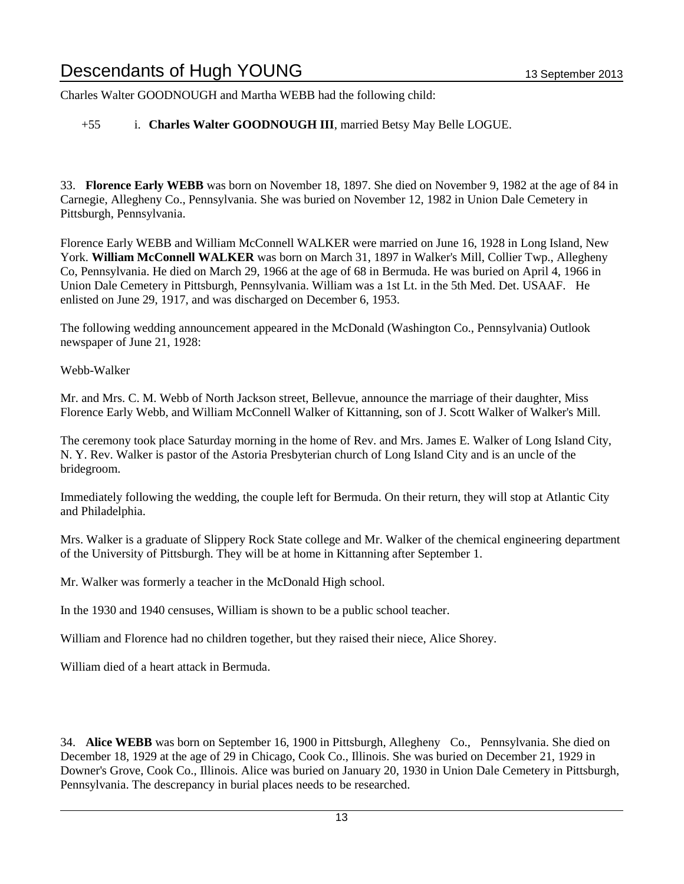Charles Walter GOODNOUGH and Martha WEBB had the following child:

+55 i. **Charles Walter GOODNOUGH III**, married Betsy May Belle LOGUE.

33. **Florence Early WEBB** was born on November 18, 1897. She died on November 9, 1982 at the age of 84 in Carnegie, Allegheny Co., Pennsylvania. She was buried on November 12, 1982 in Union Dale Cemetery in Pittsburgh, Pennsylvania.

Florence Early WEBB and William McConnell WALKER were married on June 16, 1928 in Long Island, New York. **William McConnell WALKER** was born on March 31, 1897 in Walker's Mill, Collier Twp., Allegheny Co, Pennsylvania. He died on March 29, 1966 at the age of 68 in Bermuda. He was buried on April 4, 1966 in Union Dale Cemetery in Pittsburgh, Pennsylvania. William was a 1st Lt. in the 5th Med. Det. USAAF. He enlisted on June 29, 1917, and was discharged on December 6, 1953.

The following wedding announcement appeared in the McDonald (Washington Co., Pennsylvania) Outlook newspaper of June 21, 1928:

Webb-Walker

Mr. and Mrs. C. M. Webb of North Jackson street, Bellevue, announce the marriage of their daughter, Miss Florence Early Webb, and William McConnell Walker of Kittanning, son of J. Scott Walker of Walker's Mill.

The ceremony took place Saturday morning in the home of Rev. and Mrs. James E. Walker of Long Island City, N. Y. Rev. Walker is pastor of the Astoria Presbyterian church of Long Island City and is an uncle of the bridegroom.

Immediately following the wedding, the couple left for Bermuda. On their return, they will stop at Atlantic City and Philadelphia.

Mrs. Walker is a graduate of Slippery Rock State college and Mr. Walker of the chemical engineering department of the University of Pittsburgh. They will be at home in Kittanning after September 1.

Mr. Walker was formerly a teacher in the McDonald High school.

In the 1930 and 1940 censuses, William is shown to be a public school teacher.

William and Florence had no children together, but they raised their niece, Alice Shorey.

William died of a heart attack in Bermuda.

34. **Alice WEBB** was born on September 16, 1900 in Pittsburgh, Allegheny Co., Pennsylvania. She died on December 18, 1929 at the age of 29 in Chicago, Cook Co., Illinois. She was buried on December 21, 1929 in Downer's Grove, Cook Co., Illinois. Alice was buried on January 20, 1930 in Union Dale Cemetery in Pittsburgh, Pennsylvania. The descrepancy in burial places needs to be researched.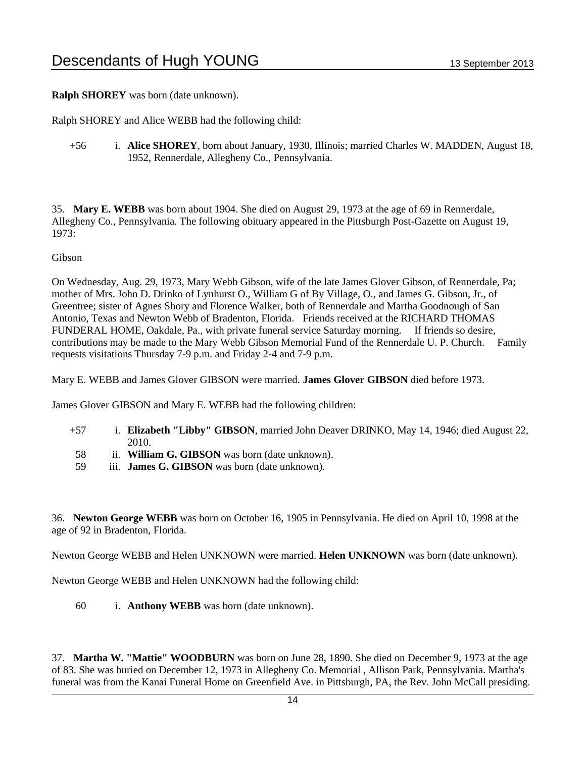**Ralph SHOREY** was born (date unknown).

Ralph SHOREY and Alice WEBB had the following child:

+56 i. **Alice SHOREY**, born about January, 1930, Illinois; married Charles W. MADDEN, August 18, 1952, Rennerdale, Allegheny Co., Pennsylvania.

35. **Mary E. WEBB** was born about 1904. She died on August 29, 1973 at the age of 69 in Rennerdale, Allegheny Co., Pennsylvania. The following obituary appeared in the Pittsburgh Post-Gazette on August 19, 1973:

Gibson

On Wednesday, Aug. 29, 1973, Mary Webb Gibson, wife of the late James Glover Gibson, of Rennerdale, Pa; mother of Mrs. John D. Drinko of Lynhurst O., William G of By Village, O., and James G. Gibson, Jr., of Greentree; sister of Agnes Shory and Florence Walker, both of Rennerdale and Martha Goodnough of San Antonio, Texas and Newton Webb of Bradenton, Florida. Friends received at the RICHARD THOMAS FUNDERAL HOME, Oakdale, Pa., with private funeral service Saturday morning. If friends so desire, contributions may be made to the Mary Webb Gibson Memorial Fund of the Rennerdale U. P. Church. Family requests visitations Thursday 7-9 p.m. and Friday 2-4 and 7-9 p.m.

Mary E. WEBB and James Glover GIBSON were married. **James Glover GIBSON** died before 1973.

James Glover GIBSON and Mary E. WEBB had the following children:

+57 i. **Elizabeth "Libby" GIBSON**, married John Deaver DRINKO, May 14, 1946; died August 22, 2010.

58 ii. **William G. GIBSON** was born (date unknown).

59 iii. **James G. GIBSON** was born (date unknown).

36. **Newton George WEBB** was born on October 16, 1905 in Pennsylvania. He died on April 10, 1998 at the age of 92 in Bradenton, Florida.

Newton George WEBB and Helen UNKNOWN were married. **Helen UNKNOWN** was born (date unknown).

Newton George WEBB and Helen UNKNOWN had the following child:

60 i. **Anthony WEBB** was born (date unknown).

37. **Martha W. "Mattie" WOODBURN** was born on June 28, 1890. She died on December 9, 1973 at the age of 83. She was buried on December 12, 1973 in Allegheny Co. Memorial , Allison Park, Pennsylvania. Martha's funeral was from the Kanai Funeral Home on Greenfield Ave. in Pittsburgh, PA, the Rev. John McCall presiding.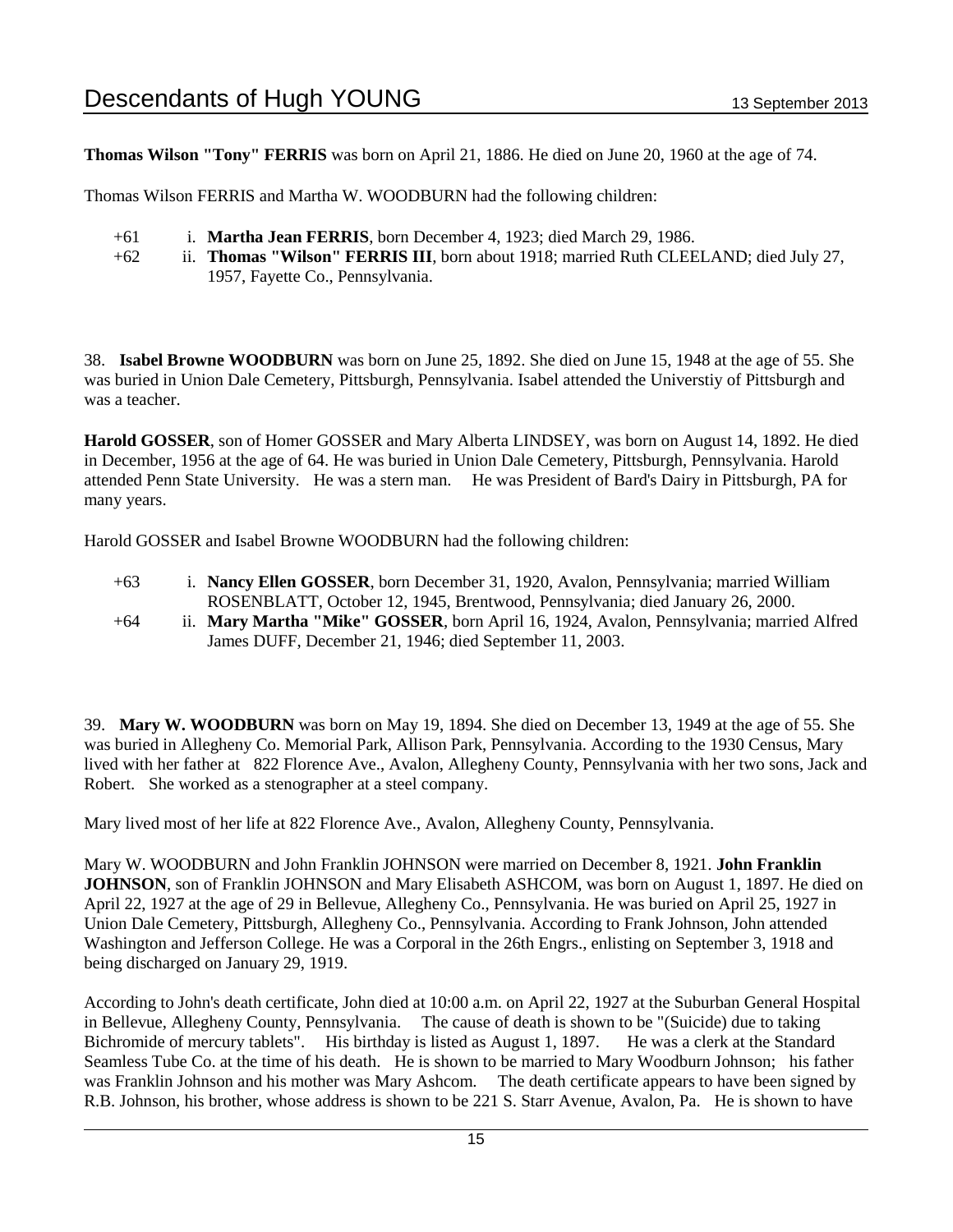**Thomas Wilson "Tony" FERRIS** was born on April 21, 1886. He died on June 20, 1960 at the age of 74.

Thomas Wilson FERRIS and Martha W. WOODBURN had the following children:

+61 i. **Martha Jean FERRIS**, born December 4, 1923; died March 29, 1986.
+62 ii. **Thomas "Wilson" FERRIS III**, born about 1918; married Ruth CLEELAND; died July 27, 1957, Fayette Co., Pennsylvania.

38. **Isabel Browne WOODBURN** was born on June 25, 1892. She died on June 15, 1948 at the age of 55. She was buried in Union Dale Cemetery, Pittsburgh, Pennsylvania. Isabel attended the Universtiy of Pittsburgh and was a teacher.

**Harold GOSSER**, son of Homer GOSSER and Mary Alberta LINDSEY, was born on August 14, 1892. He died in December, 1956 at the age of 64. He was buried in Union Dale Cemetery, Pittsburgh, Pennsylvania. Harold attended Penn State University. He was a stern man. He was President of Bard's Dairy in Pittsburgh, PA for many years.

Harold GOSSER and Isabel Browne WOODBURN had the following children:

+63 i. **Nancy Ellen GOSSER**, born December 31, 1920, Avalon, Pennsylvania; married William ROSENBLATT, October 12, 1945, Brentwood, Pennsylvania; died January 26, 2000.
+64 ii. **Mary Martha "Mike" GOSSER**, born April 16, 1924, Avalon, Pennsylvania; married Alfred James DUFF, December 21, 1946; died September 11, 2003.

39. **Mary W. WOODBURN** was born on May 19, 1894. She died on December 13, 1949 at the age of 55. She was buried in Allegheny Co. Memorial Park, Allison Park, Pennsylvania. According to the 1930 Census, Mary lived with her father at 822 Florence Ave., Avalon, Allegheny County, Pennsylvania with her two sons, Jack and Robert. She worked as a stenographer at a steel company.

Mary lived most of her life at 822 Florence Ave., Avalon, Allegheny County, Pennsylvania.

Mary W. WOODBURN and John Franklin JOHNSON were married on December 8, 1921. **John Franklin JOHNSON**, son of Franklin JOHNSON and Mary Elisabeth ASHCOM, was born on August 1, 1897. He died on April 22, 1927 at the age of 29 in Bellevue, Allegheny Co., Pennsylvania. He was buried on April 25, 1927 in Union Dale Cemetery, Pittsburgh, Allegheny Co., Pennsylvania. According to Frank Johnson, John attended Washington and Jefferson College. He was a Corporal in the 26th Engrs., enlisting on September 3, 1918 and being discharged on January 29, 1919.

According to John's death certificate, John died at 10:00 a.m. on April 22, 1927 at the Suburban General Hospital in Bellevue, Allegheny County, Pennsylvania. The cause of death is shown to be "(Suicide) due to taking Bichromide of mercury tablets". His birthday is listed as August 1, 1897. He was a clerk at the Standard Seamless Tube Co. at the time of his death. He is shown to be married to Mary Woodburn Johnson; his father was Franklin Johnson and his mother was Mary Ashcom. The death certificate appears to have been signed by R.B. Johnson, his brother, whose address is shown to be 221 S. Starr Avenue, Avalon, Pa. He is shown to have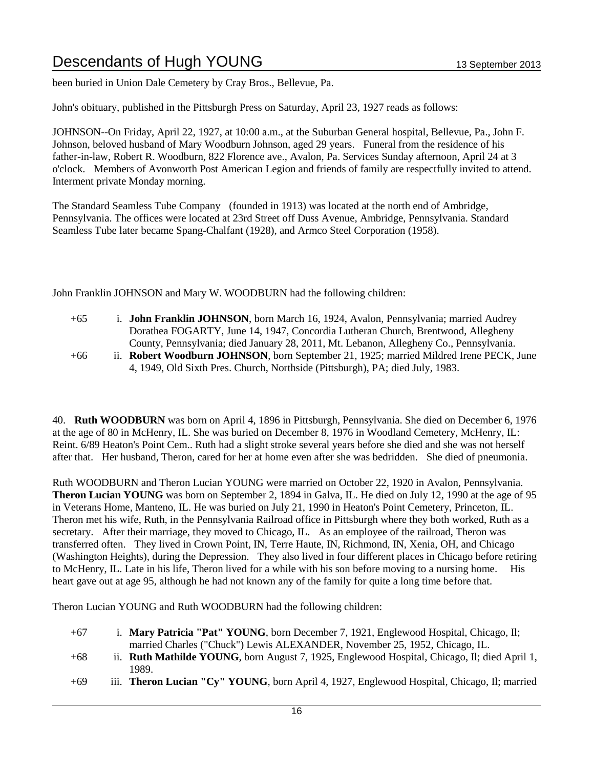been buried in Union Dale Cemetery by Cray Bros., Bellevue, Pa.

John's obituary, published in the Pittsburgh Press on Saturday, April 23, 1927 reads as follows:

JOHNSON--On Friday, April 22, 1927, at 10:00 a.m., at the Suburban General hospital, Bellevue, Pa., John F. Johnson, beloved husband of Mary Woodburn Johnson, aged 29 years. Funeral from the residence of his father-in-law, Robert R. Woodburn, 822 Florence ave., Avalon, Pa. Services Sunday afternoon, April 24 at 3 o'clock. Members of Avonworth Post American Legion and friends of family are respectfully invited to attend. Interment private Monday morning.

The Standard Seamless Tube Company (founded in 1913) was located at the north end of Ambridge, Pennsylvania. The offices were located at 23rd Street off Duss Avenue, Ambridge, Pennsylvania. Standard Seamless Tube later became Spang-Chalfant (1928), and Armco Steel Corporation (1958).

John Franklin JOHNSON and Mary W. WOODBURN had the following children:

+65 i. **John Franklin JOHNSON**, born March 16, 1924, Avalon, Pennsylvania; married Audrey Dorathea FOGARTY, June 14, 1947, Concordia Lutheran Church, Brentwood, Allegheny County, Pennsylvania; died January 28, 2011, Mt. Lebanon, Allegheny Co., Pennsylvania.

+66 ii. **Robert Woodburn JOHNSON**, born September 21, 1925; married Mildred Irene PECK, June 4, 1949, Old Sixth Pres. Church, Northside (Pittsburgh), PA; died July, 1983.

40. **Ruth WOODBURN** was born on April 4, 1896 in Pittsburgh, Pennsylvania. She died on December 6, 1976 at the age of 80 in McHenry, IL. She was buried on December 8, 1976 in Woodland Cemetery, McHenry, IL: Reint. 6/89 Heaton's Point Cem.. Ruth had a slight stroke several years before she died and she was not herself after that. Her husband, Theron, cared for her at home even after she was bedridden. She died of pneumonia.

Ruth WOODBURN and Theron Lucian YOUNG were married on October 22, 1920 in Avalon, Pennsylvania. **Theron Lucian YOUNG** was born on September 2, 1894 in Galva, IL. He died on July 12, 1990 at the age of 95 in Veterans Home, Manteno, IL. He was buried on July 21, 1990 in Heaton's Point Cemetery, Princeton, IL. Theron met his wife, Ruth, in the Pennsylvania Railroad office in Pittsburgh where they both worked, Ruth as a secretary. After their marriage, they moved to Chicago, IL. As an employee of the railroad, Theron was transferred often. They lived in Crown Point, IN, Terre Haute, IN, Richmond, IN, Xenia, OH, and Chicago (Washington Heights), during the Depression. They also lived in four different places in Chicago before retiring to McHenry, IL. Late in his life, Theron lived for a while with his son before moving to a nursing home. His heart gave out at age 95, although he had not known any of the family for quite a long time before that.

Theron Lucian YOUNG and Ruth WOODBURN had the following children:

+67 i. **Mary Patricia "Pat" YOUNG**, born December 7, 1921, Englewood Hospital, Chicago, Il; married Charles ("Chuck") Lewis ALEXANDER, November 25, 1952, Chicago, IL.

+68 ii. **Ruth Mathilde YOUNG**, born August 7, 1925, Englewood Hospital, Chicago, Il; died April 1, 1989.

+69 iii. **Theron Lucian "Cy" YOUNG**, born April 4, 1927, Englewood Hospital, Chicago, Il; married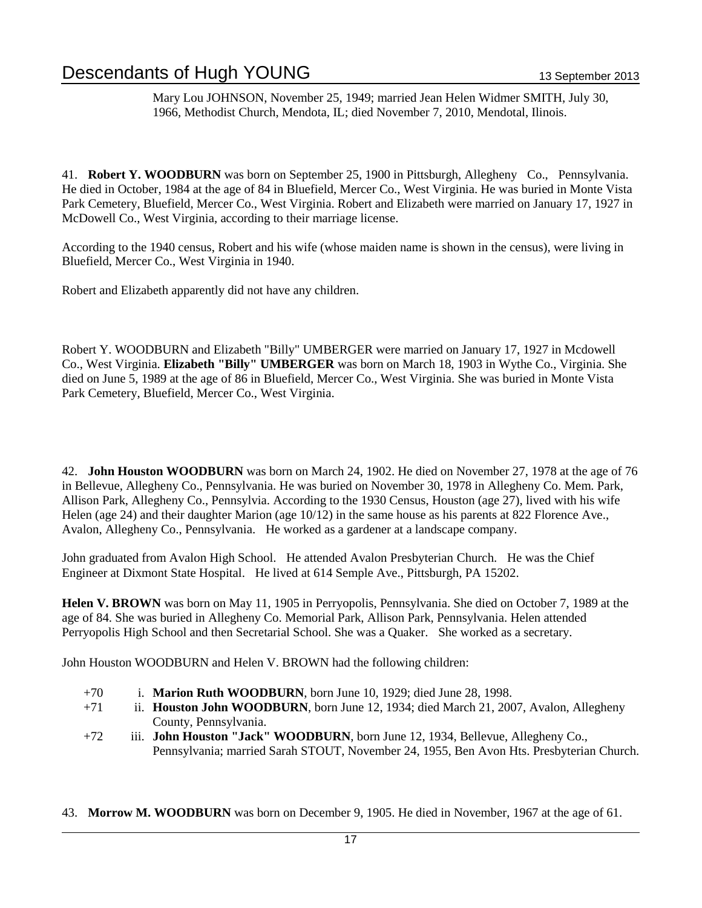Mary Lou JOHNSON, November 25, 1949; married Jean Helen Widmer SMITH, July 30, 1966, Methodist Church, Mendota, IL; died November 7, 2010, Mendotal, Ilinois.

41. **Robert Y. WOODBURN** was born on September 25, 1900 in Pittsburgh, Allegheny Co., Pennsylvania. He died in October, 1984 at the age of 84 in Bluefield, Mercer Co., West Virginia. He was buried in Monte Vista Park Cemetery, Bluefield, Mercer Co., West Virginia. Robert and Elizabeth were married on January 17, 1927 in McDowell Co., West Virginia, according to their marriage license.

According to the 1940 census, Robert and his wife (whose maiden name is shown in the census), were living in Bluefield, Mercer Co., West Virginia in 1940.

Robert and Elizabeth apparently did not have any children.

Robert Y. WOODBURN and Elizabeth "Billy" UMBERGER were married on January 17, 1927 in Mcdowell Co., West Virginia. **Elizabeth "Billy" UMBERGER** was born on March 18, 1903 in Wythe Co., Virginia. She died on June 5, 1989 at the age of 86 in Bluefield, Mercer Co., West Virginia. She was buried in Monte Vista Park Cemetery, Bluefield, Mercer Co., West Virginia.

42. **John Houston WOODBURN** was born on March 24, 1902. He died on November 27, 1978 at the age of 76 in Bellevue, Allegheny Co., Pennsylvania. He was buried on November 30, 1978 in Allegheny Co. Mem. Park, Allison Park, Allegheny Co., Pennsylvia. According to the 1930 Census, Houston (age 27), lived with his wife Helen (age 24) and their daughter Marion (age 10/12) in the same house as his parents at 822 Florence Ave., Avalon, Allegheny Co., Pennsylvania. He worked as a gardener at a landscape company.

John graduated from Avalon High School. He attended Avalon Presbyterian Church. He was the Chief Engineer at Dixmont State Hospital. He lived at 614 Semple Ave., Pittsburgh, PA 15202.

**Helen V. BROWN** was born on May 11, 1905 in Perryopolis, Pennsylvania. She died on October 7, 1989 at the age of 84. She was buried in Allegheny Co. Memorial Park, Allison Park, Pennsylvania. Helen attended Perryopolis High School and then Secretarial School. She was a Quaker. She worked as a secretary.

John Houston WOODBURN and Helen V. BROWN had the following children:

- +70 i. **Marion Ruth WOODBURN**, born June 10, 1929; died June 28, 1998.
- +71 ii. **Houston John WOODBURN**, born June 12, 1934; died March 21, 2007, Avalon, Allegheny County, Pennsylvania.
- +72 iii. **John Houston "Jack" WOODBURN**, born June 12, 1934, Bellevue, Allegheny Co., Pennsylvania; married Sarah STOUT, November 24, 1955, Ben Avon Hts. Presbyterian Church.

43. **Morrow M. WOODBURN** was born on December 9, 1905. He died in November, 1967 at the age of 61.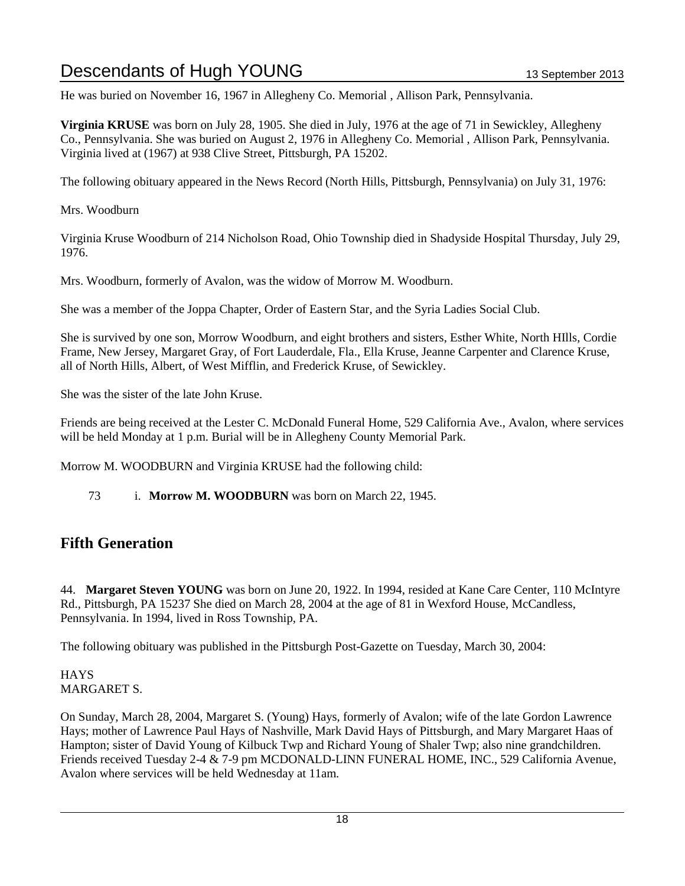He was buried on November 16, 1967 in Allegheny Co. Memorial , Allison Park, Pennsylvania.

**Virginia KRUSE** was born on July 28, 1905. She died in July, 1976 at the age of 71 in Sewickley, Allegheny Co., Pennsylvania. She was buried on August 2, 1976 in Allegheny Co. Memorial , Allison Park, Pennsylvania. Virginia lived at (1967) at 938 Clive Street, Pittsburgh, PA 15202.

The following obituary appeared in the News Record (North Hills, Pittsburgh, Pennsylvania) on July 31, 1976:

Mrs. Woodburn

Virginia Kruse Woodburn of 214 Nicholson Road, Ohio Township died in Shadyside Hospital Thursday, July 29, 1976.

Mrs. Woodburn, formerly of Avalon, was the widow of Morrow M. Woodburn.

She was a member of the Joppa Chapter, Order of Eastern Star, and the Syria Ladies Social Club.

She is survived by one son, Morrow Woodburn, and eight brothers and sisters, Esther White, North HIlls, Cordie Frame, New Jersey, Margaret Gray, of Fort Lauderdale, Fla., Ella Kruse, Jeanne Carpenter and Clarence Kruse, all of North Hills, Albert, of West Mifflin, and Frederick Kruse, of Sewickley.

She was the sister of the late John Kruse.

Friends are being received at the Lester C. McDonald Funeral Home, 529 California Ave., Avalon, where services will be held Monday at 1 p.m. Burial will be in Allegheny County Memorial Park.

Morrow M. WOODBURN and Virginia KRUSE had the following child:

73 i. **Morrow M. WOODBURN** was born on March 22, 1945.

## Fifth Generation

44. **Margaret Steven YOUNG** was born on June 20, 1922. In 1994, resided at Kane Care Center, 110 McIntyre Rd., Pittsburgh, PA 15237 She died on March 28, 2004 at the age of 81 in Wexford House, McCandless, Pennsylvania. In 1994, lived in Ross Township, PA.

The following obituary was published in the Pittsburgh Post-Gazette on Tuesday, March 30, 2004:

HAYS
MARGARET S.

On Sunday, March 28, 2004, Margaret S. (Young) Hays, formerly of Avalon; wife of the late Gordon Lawrence Hays; mother of Lawrence Paul Hays of Nashville, Mark David Hays of Pittsburgh, and Mary Margaret Haas of Hampton; sister of David Young of Kilbuck Twp and Richard Young of Shaler Twp; also nine grandchildren. Friends received Tuesday 2-4 & 7-9 pm MCDONALD-LINN FUNERAL HOME, INC., 529 California Avenue, Avalon where services will be held Wednesday at 11am.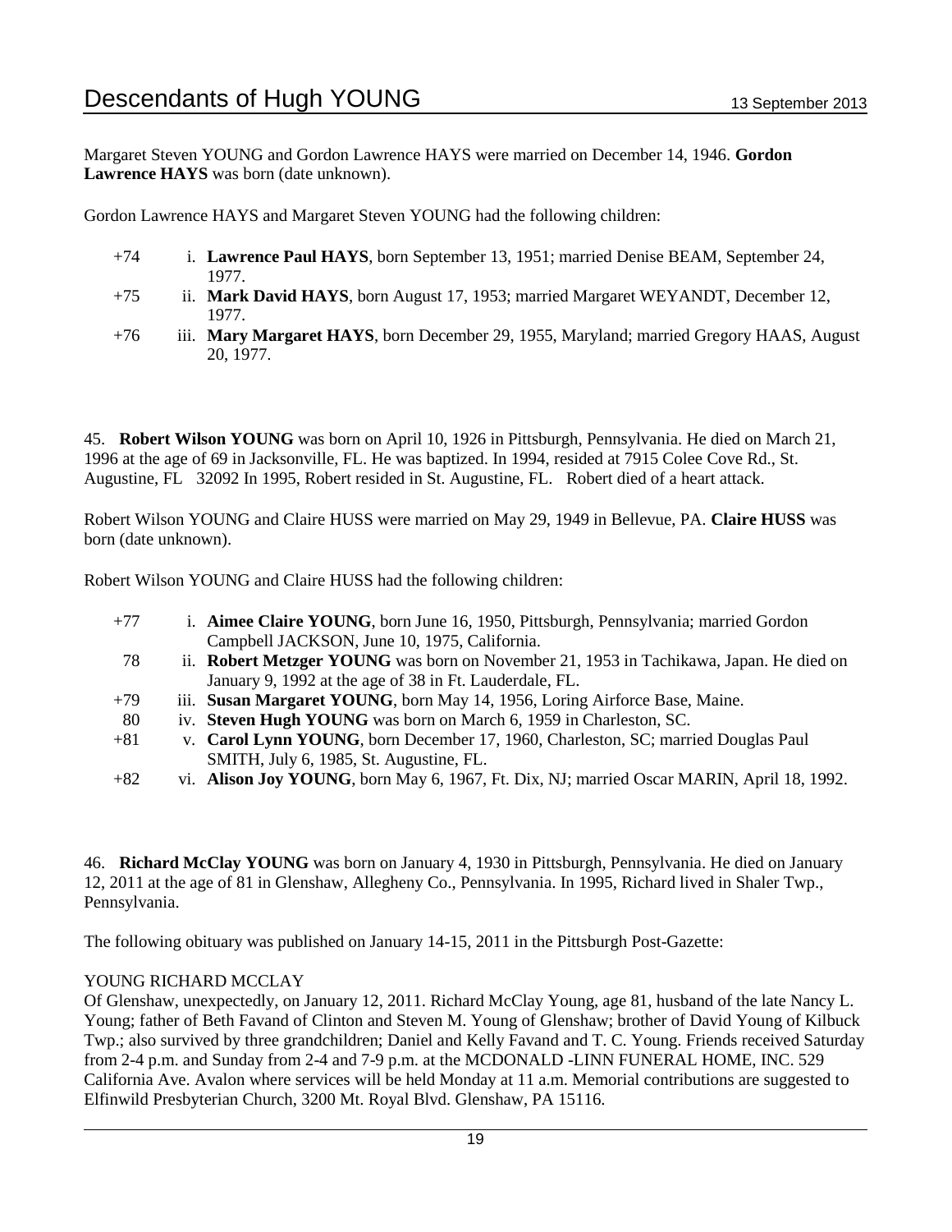Margaret Steven YOUNG and Gordon Lawrence HAYS were married on December 14, 1946. **Gordon Lawrence HAYS** was born (date unknown).

Gordon Lawrence HAYS and Margaret Steven YOUNG had the following children:

+74 i. **Lawrence Paul HAYS**, born September 13, 1951; married Denise BEAM, September 24, 1977.

+75 ii. **Mark David HAYS**, born August 17, 1953; married Margaret WEYANDT, December 12, 1977.

+76 iii. **Mary Margaret HAYS**, born December 29, 1955, Maryland; married Gregory HAAS, August 20, 1977.

45. **Robert Wilson YOUNG** was born on April 10, 1926 in Pittsburgh, Pennsylvania. He died on March 21, 1996 at the age of 69 in Jacksonville, FL. He was baptized. In 1994, resided at 7915 Colee Cove Rd., St. Augustine, FL 32092 In 1995, Robert resided in St. Augustine, FL. Robert died of a heart attack.

Robert Wilson YOUNG and Claire HUSS were married on May 29, 1949 in Bellevue, PA. **Claire HUSS** was born (date unknown).

Robert Wilson YOUNG and Claire HUSS had the following children:

+77 i. **Aimee Claire YOUNG**, born June 16, 1950, Pittsburgh, Pennsylvania; married Gordon Campbell JACKSON, June 10, 1975, California.

78 ii. **Robert Metzger YOUNG** was born on November 21, 1953 in Tachikawa, Japan. He died on January 9, 1992 at the age of 38 in Ft. Lauderdale, FL.

+79 iii. **Susan Margaret YOUNG**, born May 14, 1956, Loring Airforce Base, Maine.

80 iv. **Steven Hugh YOUNG** was born on March 6, 1959 in Charleston, SC.

+81 v. **Carol Lynn YOUNG**, born December 17, 1960, Charleston, SC; married Douglas Paul SMITH, July 6, 1985, St. Augustine, FL.

+82 vi. **Alison Joy YOUNG**, born May 6, 1967, Ft. Dix, NJ; married Oscar MARIN, April 18, 1992.

46. **Richard McClay YOUNG** was born on January 4, 1930 in Pittsburgh, Pennsylvania. He died on January 12, 2011 at the age of 81 in Glenshaw, Allegheny Co., Pennsylvania. In 1995, Richard lived in Shaler Twp., Pennsylvania.

The following obituary was published on January 14-15, 2011 in the Pittsburgh Post-Gazette:

YOUNG RICHARD MCCLAY
Of Glenshaw, unexpectedly, on January 12, 2011. Richard McClay Young, age 81, husband of the late Nancy L. Young; father of Beth Favand of Clinton and Steven M. Young of Glenshaw; brother of David Young of Kilbuck Twp.; also survived by three grandchildren; Daniel and Kelly Favand and T. C. Young. Friends received Saturday from 2-4 p.m. and Sunday from 2-4 and 7-9 p.m. at the MCDONALD -LINN FUNERAL HOME, INC. 529 California Ave. Avalon where services will be held Monday at 11 a.m. Memorial contributions are suggested to Elfinwild Presbyterian Church, 3200 Mt. Royal Blvd. Glenshaw, PA 15116.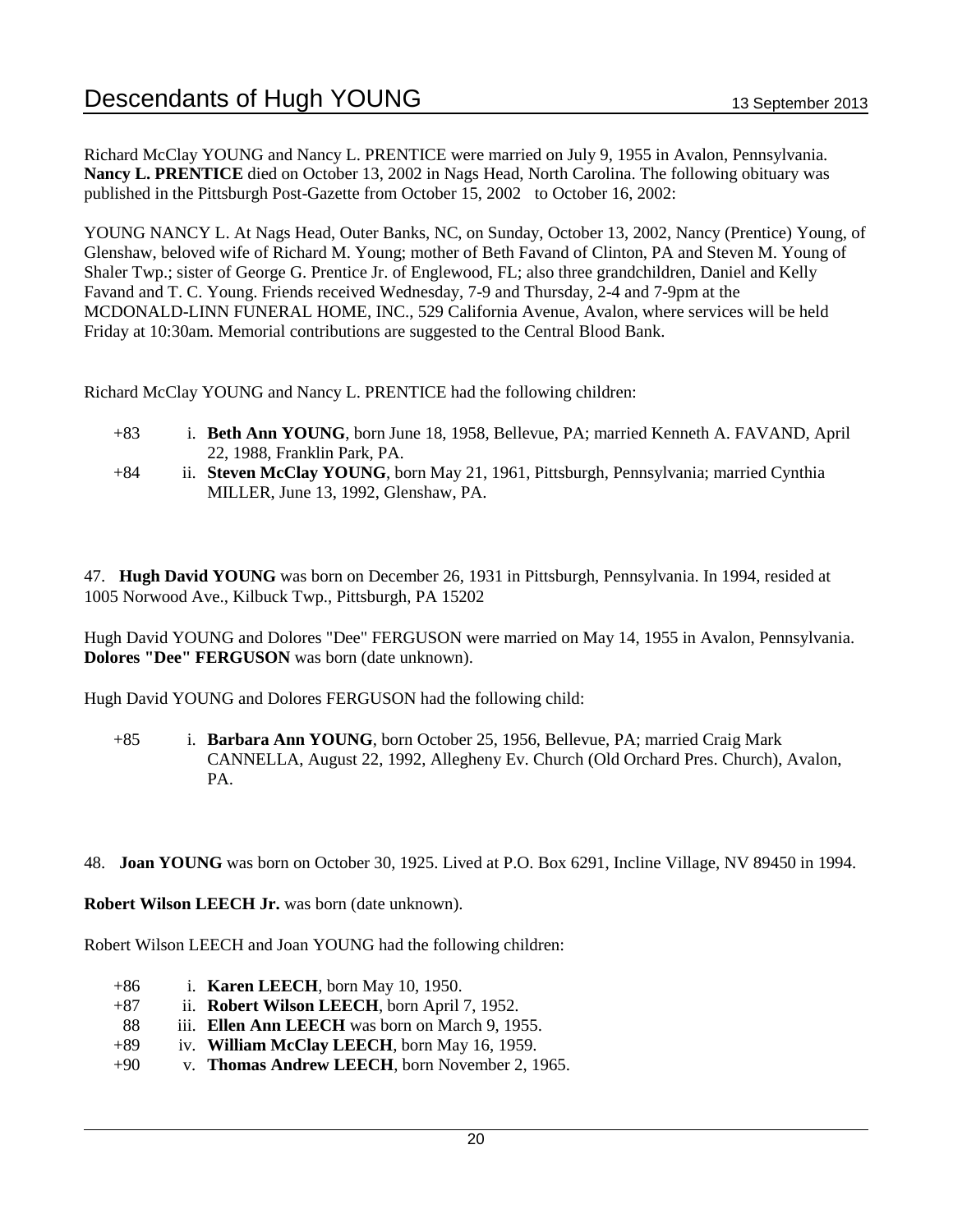Richard McClay YOUNG and Nancy L. PRENTICE were married on July 9, 1955 in Avalon, Pennsylvania. **Nancy L. PRENTICE** died on October 13, 2002 in Nags Head, North Carolina. The following obituary was published in the Pittsburgh Post-Gazette from October 15, 2002 to October 16, 2002:

YOUNG NANCY L. At Nags Head, Outer Banks, NC, on Sunday, October 13, 2002, Nancy (Prentice) Young, of Glenshaw, beloved wife of Richard M. Young; mother of Beth Favand of Clinton, PA and Steven M. Young of Shaler Twp.; sister of George G. Prentice Jr. of Englewood, FL; also three grandchildren, Daniel and Kelly Favand and T. C. Young. Friends received Wednesday, 7-9 and Thursday, 2-4 and 7-9pm at the MCDONALD-LINN FUNERAL HOME, INC., 529 California Avenue, Avalon, where services will be held Friday at 10:30am. Memorial contributions are suggested to the Central Blood Bank.

Richard McClay YOUNG and Nancy L. PRENTICE had the following children:

- +83 i. **Beth Ann YOUNG**, born June 18, 1958, Bellevue, PA; married Kenneth A. FAVAND, April 22, 1988, Franklin Park, PA.
- +84 ii. **Steven McClay YOUNG**, born May 21, 1961, Pittsburgh, Pennsylvania; married Cynthia MILLER, June 13, 1992, Glenshaw, PA.

47. **Hugh David YOUNG** was born on December 26, 1931 in Pittsburgh, Pennsylvania. In 1994, resided at 1005 Norwood Ave., Kilbuck Twp., Pittsburgh, PA 15202

Hugh David YOUNG and Dolores "Dee" FERGUSON were married on May 14, 1955 in Avalon, Pennsylvania. **Dolores "Dee" FERGUSON** was born (date unknown).

Hugh David YOUNG and Dolores FERGUSON had the following child:

- +85 i. **Barbara Ann YOUNG**, born October 25, 1956, Bellevue, PA; married Craig Mark CANNELLA, August 22, 1992, Allegheny Ev. Church (Old Orchard Pres. Church), Avalon, PA.

48. **Joan YOUNG** was born on October 30, 1925. Lived at P.O. Box 6291, Incline Village, NV 89450 in 1994.

**Robert Wilson LEECH Jr.** was born (date unknown).

Robert Wilson LEECH and Joan YOUNG had the following children:

- +86 i. **Karen LEECH**, born May 10, 1950.
- +87 ii. **Robert Wilson LEECH**, born April 7, 1952.
- 88 iii. **Ellen Ann LEECH** was born on March 9, 1955.
- +89 iv. **William McClay LEECH**, born May 16, 1959.
- +90 v. **Thomas Andrew LEECH**, born November 2, 1965.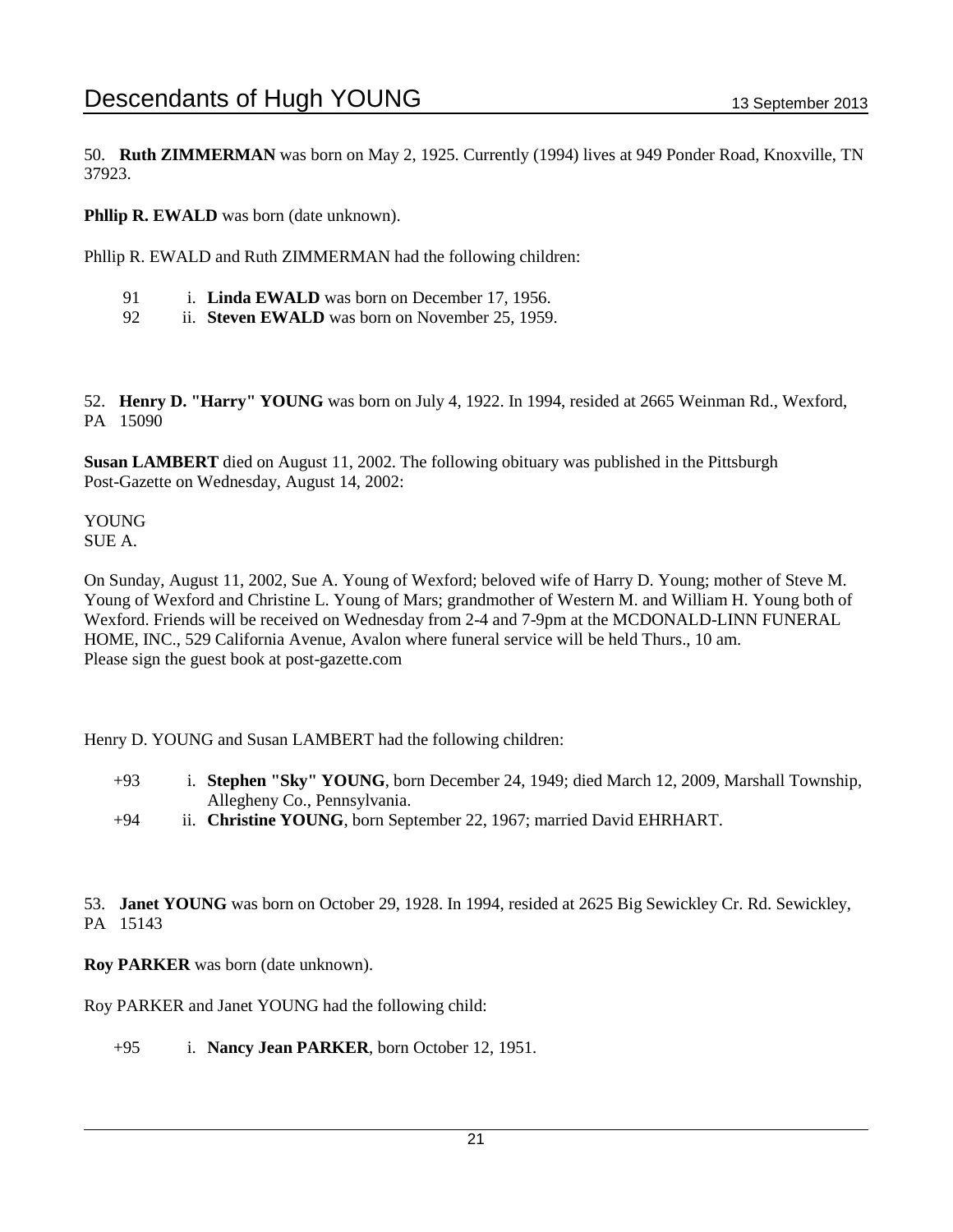50. **Ruth ZIMMERMAN** was born on May 2, 1925. Currently (1994) lives at 949 Ponder Road, Knoxville, TN 37923.

**Phllip R. EWALD** was born (date unknown).

Phllip R. EWALD and Ruth ZIMMERMAN had the following children:

- 91 i. **Linda EWALD** was born on December 17, 1956.
- 92 ii. **Steven EWALD** was born on November 25, 1959.

52. **Henry D. "Harry" YOUNG** was born on July 4, 1922. In 1994, resided at 2665 Weinman Rd., Wexford, PA 15090

**Susan LAMBERT** died on August 11, 2002. The following obituary was published in the Pittsburgh Post-Gazette on Wednesday, August 14, 2002:

YOUNG
SUE A.

On Sunday, August 11, 2002, Sue A. Young of Wexford; beloved wife of Harry D. Young; mother of Steve M. Young of Wexford and Christine L. Young of Mars; grandmother of Western M. and William H. Young both of Wexford. Friends will be received on Wednesday from 2-4 and 7-9pm at the MCDONALD-LINN FUNERAL HOME, INC., 529 California Avenue, Avalon where funeral service will be held Thurs., 10 am.
Please sign the guest book at post-gazette.com

Henry D. YOUNG and Susan LAMBERT had the following children:

- +93 i. **Stephen "Sky" YOUNG**, born December 24, 1949; died March 12, 2009, Marshall Township, Allegheny Co., Pennsylvania.
- +94 ii. **Christine YOUNG**, born September 22, 1967; married David EHRHART.

53. **Janet YOUNG** was born on October 29, 1928. In 1994, resided at 2625 Big Sewickley Cr. Rd. Sewickley, PA 15143

**Roy PARKER** was born (date unknown).

Roy PARKER and Janet YOUNG had the following child:

- +95 i. **Nancy Jean PARKER**, born October 12, 1951.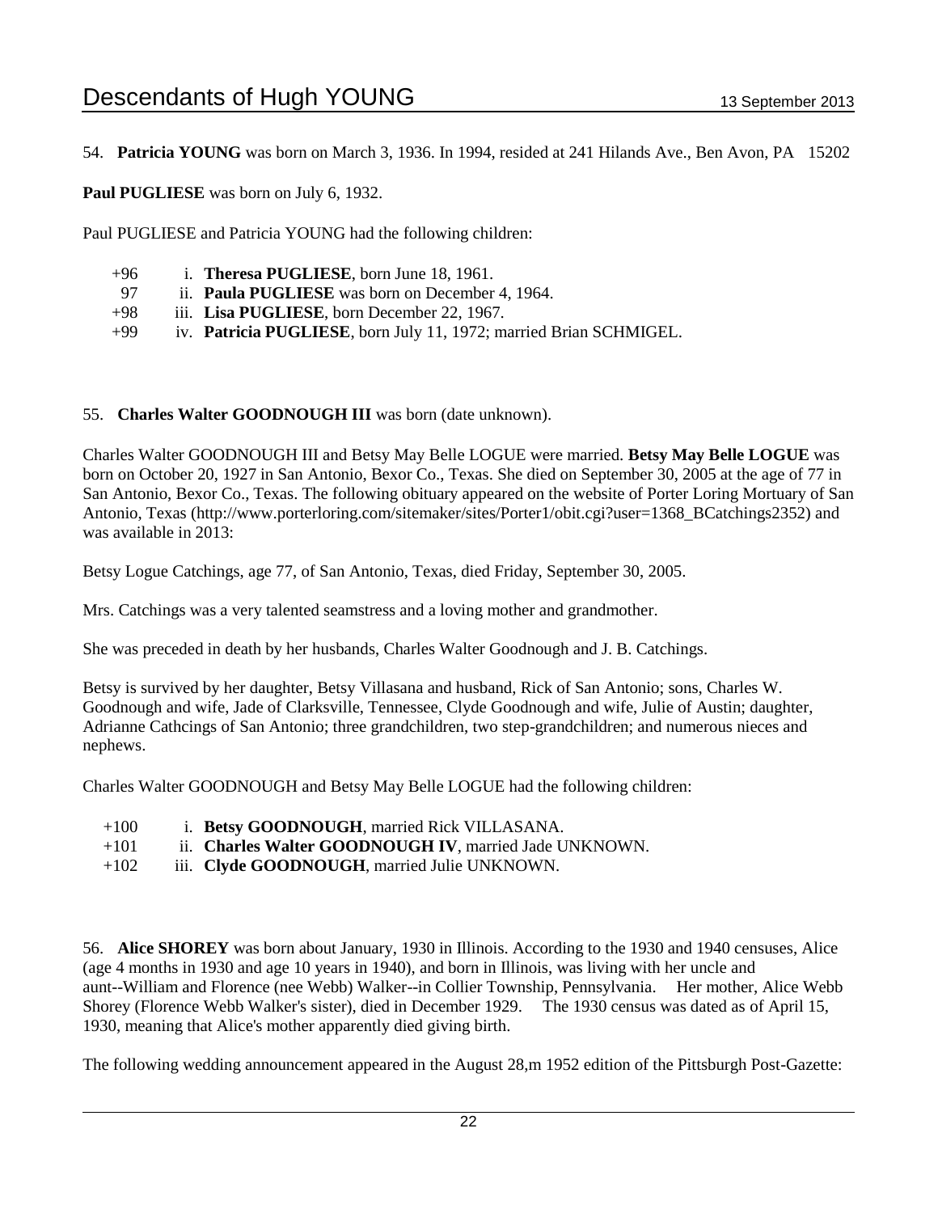54. **Patricia YOUNG** was born on March 3, 1936. In 1994, resided at 241 Hilands Ave., Ben Avon, PA 15202

**Paul PUGLIESE** was born on July 6, 1932.

Paul PUGLIESE and Patricia YOUNG had the following children:

+96 i. **Theresa PUGLIESE**, born June 18, 1961.
97 ii. **Paula PUGLIESE** was born on December 4, 1964.
+98 iii. **Lisa PUGLIESE**, born December 22, 1967.
+99 iv. **Patricia PUGLIESE**, born July 11, 1972; married Brian SCHMIGEL.

55. **Charles Walter GOODNOUGH III** was born (date unknown).

Charles Walter GOODNOUGH III and Betsy May Belle LOGUE were married. **Betsy May Belle LOGUE** was born on October 20, 1927 in San Antonio, Bexor Co., Texas. She died on September 30, 2005 at the age of 77 in San Antonio, Bexor Co., Texas. The following obituary appeared on the website of Porter Loring Mortuary of San Antonio, Texas (http://www.porterloring.com/sitemaker/sites/Porter1/obit.cgi?user=1368_BCatchings2352) and was available in 2013:

Betsy Logue Catchings, age 77, of San Antonio, Texas, died Friday, September 30, 2005.

Mrs. Catchings was a very talented seamstress and a loving mother and grandmother.

She was preceded in death by her husbands, Charles Walter Goodnough and J. B. Catchings.

Betsy is survived by her daughter, Betsy Villasana and husband, Rick of San Antonio; sons, Charles W. Goodnough and wife, Jade of Clarksville, Tennessee, Clyde Goodnough and wife, Julie of Austin; daughter, Adrianne Cathcings of San Antonio; three grandchildren, two step-grandchildren; and numerous nieces and nephews.

Charles Walter GOODNOUGH and Betsy May Belle LOGUE had the following children:

+100 i. **Betsy GOODNOUGH**, married Rick VILLASANA.
+101 ii. **Charles Walter GOODNOUGH IV**, married Jade UNKNOWN.
+102 iii. **Clyde GOODNOUGH**, married Julie UNKNOWN.

56. **Alice SHOREY** was born about January, 1930 in Illinois. According to the 1930 and 1940 censuses, Alice (age 4 months in 1930 and age 10 years in 1940), and born in Illinois, was living with her uncle and aunt--William and Florence (nee Webb) Walker--in Collier Township, Pennsylvania. Her mother, Alice Webb Shorey (Florence Webb Walker's sister), died in December 1929. The 1930 census was dated as of April 15, 1930, meaning that Alice's mother apparently died giving birth.

The following wedding announcement appeared in the August 28,m 1952 edition of the Pittsburgh Post-Gazette: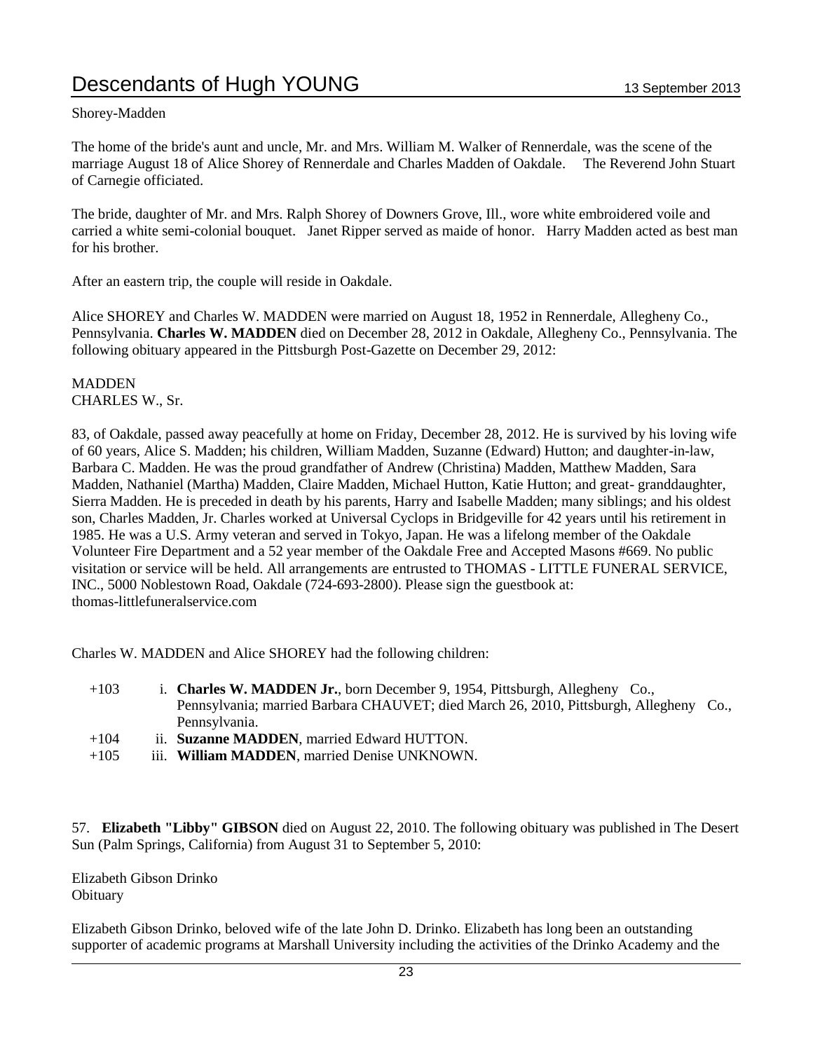Shorey-Madden

The home of the bride's aunt and uncle, Mr. and Mrs. William M. Walker of Rennerdale, was the scene of the marriage August 18 of Alice Shorey of Rennerdale and Charles Madden of Oakdale. The Reverend John Stuart of Carnegie officiated.

The bride, daughter of Mr. and Mrs. Ralph Shorey of Downers Grove, Ill., wore white embroidered voile and carried a white semi-colonial bouquet. Janet Ripper served as maide of honor. Harry Madden acted as best man for his brother.

After an eastern trip, the couple will reside in Oakdale.

Alice SHOREY and Charles W. MADDEN were married on August 18, 1952 in Rennerdale, Allegheny Co., Pennsylvania. **Charles W. MADDEN** died on December 28, 2012 in Oakdale, Allegheny Co., Pennsylvania. The following obituary appeared in the Pittsburgh Post-Gazette on December 29, 2012:

MADDEN
CHARLES W., Sr.

83, of Oakdale, passed away peacefully at home on Friday, December 28, 2012. He is survived by his loving wife of 60 years, Alice S. Madden; his children, William Madden, Suzanne (Edward) Hutton; and daughter-in-law, Barbara C. Madden. He was the proud grandfather of Andrew (Christina) Madden, Matthew Madden, Sara Madden, Nathaniel (Martha) Madden, Claire Madden, Michael Hutton, Katie Hutton; and great- granddaughter, Sierra Madden. He is preceded in death by his parents, Harry and Isabelle Madden; many siblings; and his oldest son, Charles Madden, Jr. Charles worked at Universal Cyclops in Bridgeville for 42 years until his retirement in 1985. He was a U.S. Army veteran and served in Tokyo, Japan. He was a lifelong member of the Oakdale Volunteer Fire Department and a 52 year member of the Oakdale Free and Accepted Masons #669. No public visitation or service will be held. All arrangements are entrusted to THOMAS - LITTLE FUNERAL SERVICE, INC., 5000 Noblestown Road, Oakdale (724-693-2800). Please sign the guestbook at: thomas-littlefuneralservice.com

Charles W. MADDEN and Alice SHOREY had the following children:

- +103 i. **Charles W. MADDEN Jr.**, born December 9, 1954, Pittsburgh, Allegheny Co., Pennsylvania; married Barbara CHAUVET; died March 26, 2010, Pittsburgh, Allegheny Co., Pennsylvania.
- +104 ii. **Suzanne MADDEN**, married Edward HUTTON.
- +105 iii. **William MADDEN**, married Denise UNKNOWN.

57. **Elizabeth "Libby" GIBSON** died on August 22, 2010. The following obituary was published in The Desert Sun (Palm Springs, California) from August 31 to September 5, 2010:

Elizabeth Gibson Drinko
Obituary

Elizabeth Gibson Drinko, beloved wife of the late John D. Drinko. Elizabeth has long been an outstanding supporter of academic programs at Marshall University including the activities of the Drinko Academy and the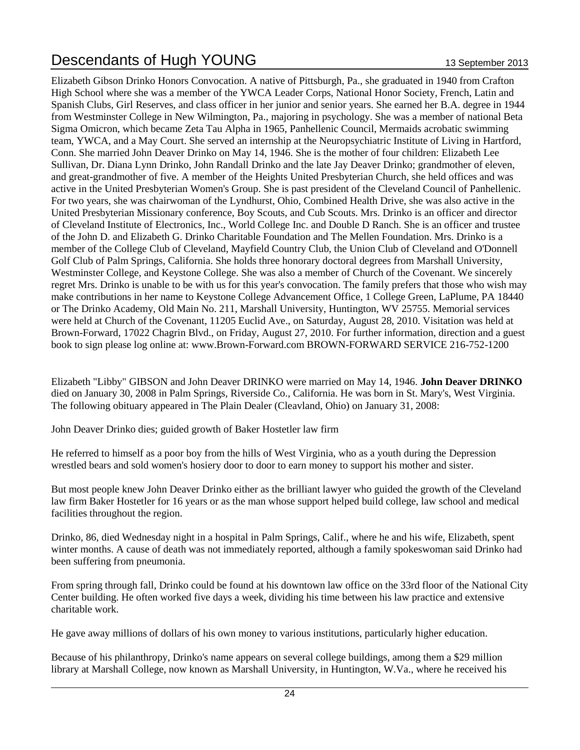Elizabeth Gibson Drinko Honors Convocation. A native of Pittsburgh, Pa., she graduated in 1940 from Crafton High School where she was a member of the YWCA Leader Corps, National Honor Society, French, Latin and Spanish Clubs, Girl Reserves, and class officer in her junior and senior years. She earned her B.A. degree in 1944 from Westminster College in New Wilmington, Pa., majoring in psychology. She was a member of national Beta Sigma Omicron, which became Zeta Tau Alpha in 1965, Panhellenic Council, Mermaids acrobatic swimming team, YWCA, and a May Court. She served an internship at the Neuropsychiatric Institute of Living in Hartford, Conn. She married John Deaver Drinko on May 14, 1946. She is the mother of four children: Elizabeth Lee Sullivan, Dr. Diana Lynn Drinko, John Randall Drinko and the late Jay Deaver Drinko; grandmother of eleven, and great-grandmother of five. A member of the Heights United Presbyterian Church, she held offices and was active in the United Presbyterian Women's Group. She is past president of the Cleveland Council of Panhellenic. For two years, she was chairwoman of the Lyndhurst, Ohio, Combined Health Drive, she was also active in the United Presbyterian Missionary conference, Boy Scouts, and Cub Scouts. Mrs. Drinko is an officer and director of Cleveland Institute of Electronics, Inc., World College Inc. and Double D Ranch. She is an officer and trustee of the John D. and Elizabeth G. Drinko Charitable Foundation and The Mellen Foundation. Mrs. Drinko is a member of the College Club of Cleveland, Mayfield Country Club, the Union Club of Cleveland and O'Donnell Golf Club of Palm Springs, California. She holds three honorary doctoral degrees from Marshall University, Westminster College, and Keystone College. She was also a member of Church of the Covenant. We sincerely regret Mrs. Drinko is unable to be with us for this year's convocation. The family prefers that those who wish may make contributions in her name to Keystone College Advancement Office, 1 College Green, LaPlume, PA 18440 or The Drinko Academy, Old Main No. 211, Marshall University, Huntington, WV 25755. Memorial services were held at Church of the Covenant, 11205 Euclid Ave., on Saturday, August 28, 2010. Visitation was held at Brown-Forward, 17022 Chagrin Blvd., on Friday, August 27, 2010. For further information, direction and a guest book to sign please log online at: www.Brown-Forward.com BROWN-FORWARD SERVICE 216-752-1200

Elizabeth "Libby" GIBSON and John Deaver DRINKO were married on May 14, 1946. **John Deaver DRINKO** died on January 30, 2008 in Palm Springs, Riverside Co., California. He was born in St. Mary's, West Virginia. The following obituary appeared in The Plain Dealer (Cleavland, Ohio) on January 31, 2008:

John Deaver Drinko dies; guided growth of Baker Hostetler law firm

He referred to himself as a poor boy from the hills of West Virginia, who as a youth during the Depression wrestled bears and sold women's hosiery door to door to earn money to support his mother and sister.

But most people knew John Deaver Drinko either as the brilliant lawyer who guided the growth of the Cleveland law firm Baker Hostetler for 16 years or as the man whose support helped build college, law school and medical facilities throughout the region.

Drinko, 86, died Wednesday night in a hospital in Palm Springs, Calif., where he and his wife, Elizabeth, spent winter months. A cause of death was not immediately reported, although a family spokeswoman said Drinko had been suffering from pneumonia.

From spring through fall, Drinko could be found at his downtown law office on the 33rd floor of the National City Center building. He often worked five days a week, dividing his time between his law practice and extensive charitable work.

He gave away millions of dollars of his own money to various institutions, particularly higher education.

Because of his philanthropy, Drinko's name appears on several college buildings, among them a $29 million library at Marshall College, now known as Marshall University, in Huntington, W.Va., where he received his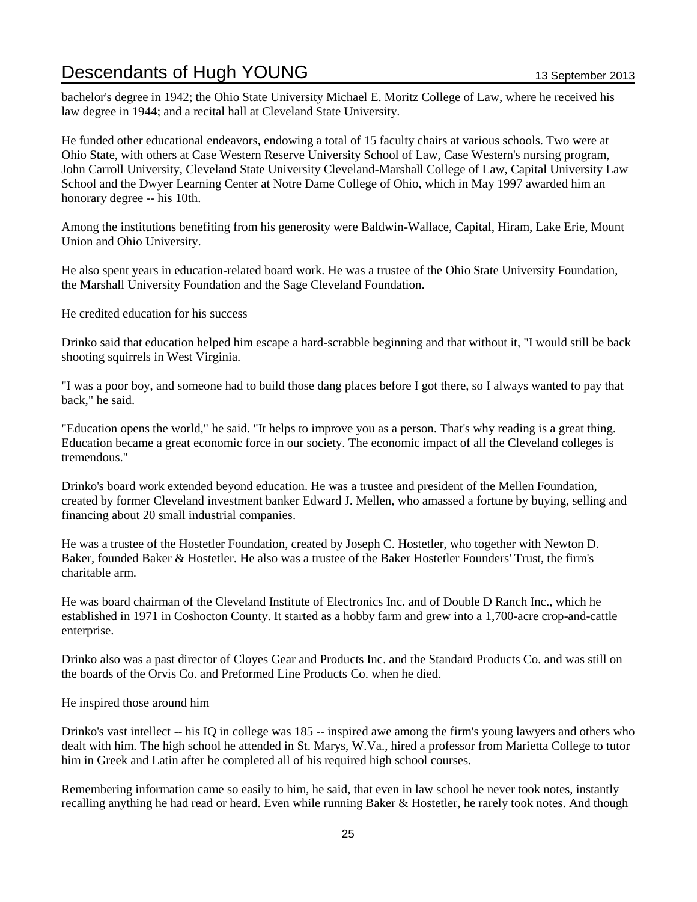bachelor's degree in 1942; the Ohio State University Michael E. Moritz College of Law, where he received his law degree in 1944; and a recital hall at Cleveland State University.

He funded other educational endeavors, endowing a total of 15 faculty chairs at various schools. Two were at Ohio State, with others at Case Western Reserve University School of Law, Case Western's nursing program, John Carroll University, Cleveland State University Cleveland-Marshall College of Law, Capital University Law School and the Dwyer Learning Center at Notre Dame College of Ohio, which in May 1997 awarded him an honorary degree -- his 10th.

Among the institutions benefiting from his generosity were Baldwin-Wallace, Capital, Hiram, Lake Erie, Mount Union and Ohio University.

He also spent years in education-related board work. He was a trustee of the Ohio State University Foundation, the Marshall University Foundation and the Sage Cleveland Foundation.

He credited education for his success

Drinko said that education helped him escape a hard-scrabble beginning and that without it, "I would still be back shooting squirrels in West Virginia.

"I was a poor boy, and someone had to build those dang places before I got there, so I always wanted to pay that back," he said.

"Education opens the world," he said. "It helps to improve you as a person. That's why reading is a great thing. Education became a great economic force in our society. The economic impact of all the Cleveland colleges is tremendous."

Drinko's board work extended beyond education. He was a trustee and president of the Mellen Foundation, created by former Cleveland investment banker Edward J. Mellen, who amassed a fortune by buying, selling and financing about 20 small industrial companies.

He was a trustee of the Hostetler Foundation, created by Joseph C. Hostetler, who together with Newton D. Baker, founded Baker & Hostetler. He also was a trustee of the Baker Hostetler Founders' Trust, the firm's charitable arm.

He was board chairman of the Cleveland Institute of Electronics Inc. and of Double D Ranch Inc., which he established in 1971 in Coshocton County. It started as a hobby farm and grew into a 1,700-acre crop-and-cattle enterprise.

Drinko also was a past director of Cloyes Gear and Products Inc. and the Standard Products Co. and was still on the boards of the Orvis Co. and Preformed Line Products Co. when he died.

He inspired those around him

Drinko's vast intellect -- his IQ in college was 185 -- inspired awe among the firm's young lawyers and others who dealt with him. The high school he attended in St. Marys, W.Va., hired a professor from Marietta College to tutor him in Greek and Latin after he completed all of his required high school courses.

Remembering information came so easily to him, he said, that even in law school he never took notes, instantly recalling anything he had read or heard. Even while running Baker & Hostetler, he rarely took notes. And though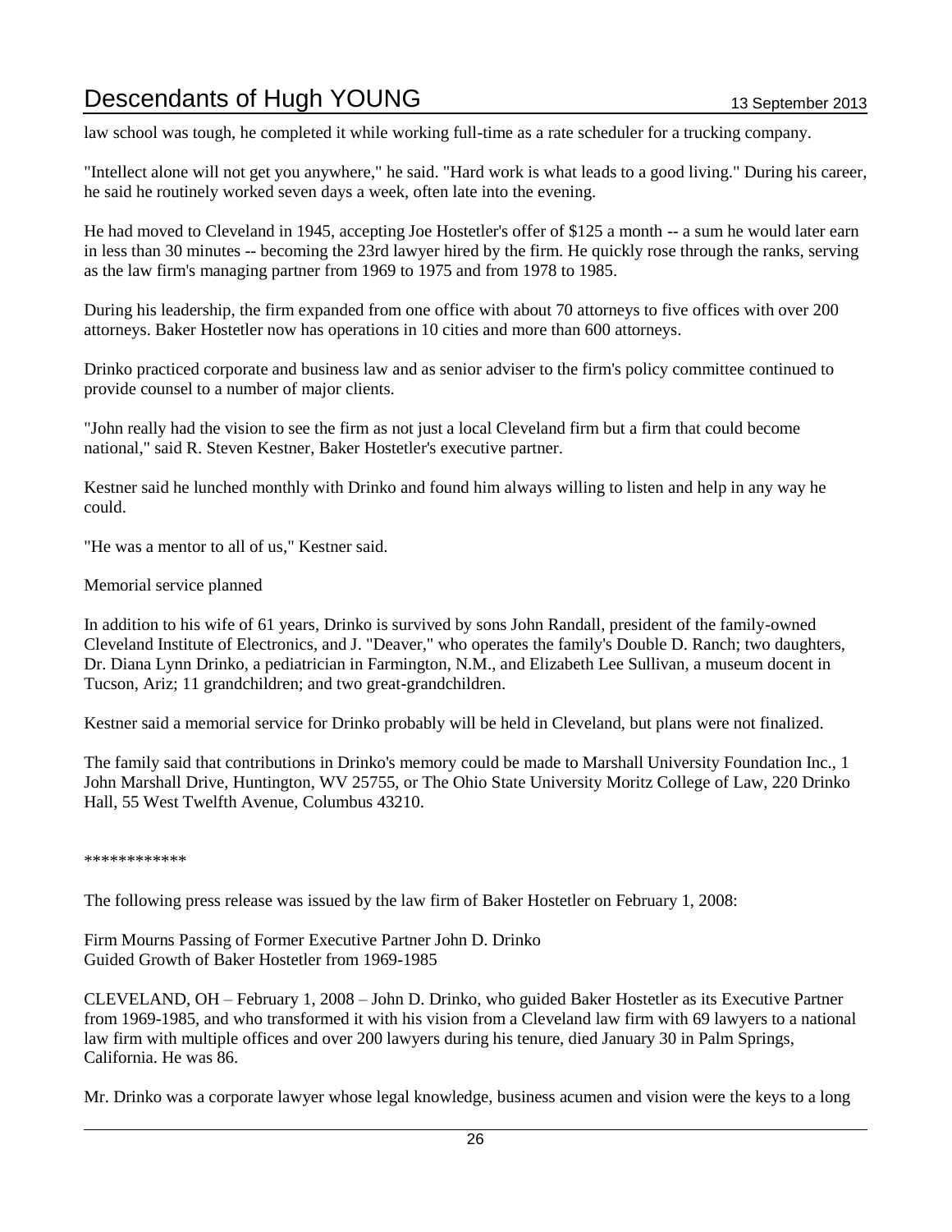law school was tough, he completed it while working full-time as a rate scheduler for a trucking company.

"Intellect alone will not get you anywhere," he said. "Hard work is what leads to a good living." During his career, he said he routinely worked seven days a week, often late into the evening.

He had moved to Cleveland in 1945, accepting Joe Hostetler's offer of $125 a month -- a sum he would later earn in less than 30 minutes -- becoming the 23rd lawyer hired by the firm. He quickly rose through the ranks, serving as the law firm's managing partner from 1969 to 1975 and from 1978 to 1985.

During his leadership, the firm expanded from one office with about 70 attorneys to five offices with over 200 attorneys. Baker Hostetler now has operations in 10 cities and more than 600 attorneys.

Drinko practiced corporate and business law and as senior adviser to the firm's policy committee continued to provide counsel to a number of major clients.

"John really had the vision to see the firm as not just a local Cleveland firm but a firm that could become national," said R. Steven Kestner, Baker Hostetler's executive partner.

Kestner said he lunched monthly with Drinko and found him always willing to listen and help in any way he could.

"He was a mentor to all of us," Kestner said.

Memorial service planned

In addition to his wife of 61 years, Drinko is survived by sons John Randall, president of the family-owned Cleveland Institute of Electronics, and J. "Deaver," who operates the family's Double D. Ranch; two daughters, Dr. Diana Lynn Drinko, a pediatrician in Farmington, N.M., and Elizabeth Lee Sullivan, a museum docent in Tucson, Ariz; 11 grandchildren; and two great-grandchildren.

Kestner said a memorial service for Drinko probably will be held in Cleveland, but plans were not finalized.

The family said that contributions in Drinko's memory could be made to Marshall University Foundation Inc., 1 John Marshall Drive, Huntington, WV 25755, or The Ohio State University Moritz College of Law, 220 Drinko Hall, 55 West Twelfth Avenue, Columbus 43210.

************

The following press release was issued by the law firm of Baker Hostetler on February 1, 2008:

Firm Mourns Passing of Former Executive Partner John D. Drinko
Guided Growth of Baker Hostetler from 1969-1985

CLEVELAND, OH – February 1, 2008 – John D. Drinko, who guided Baker Hostetler as its Executive Partner from 1969-1985, and who transformed it with his vision from a Cleveland law firm with 69 lawyers to a national law firm with multiple offices and over 200 lawyers during his tenure, died January 30 in Palm Springs, California. He was 86.

Mr. Drinko was a corporate lawyer whose legal knowledge, business acumen and vision were the keys to a long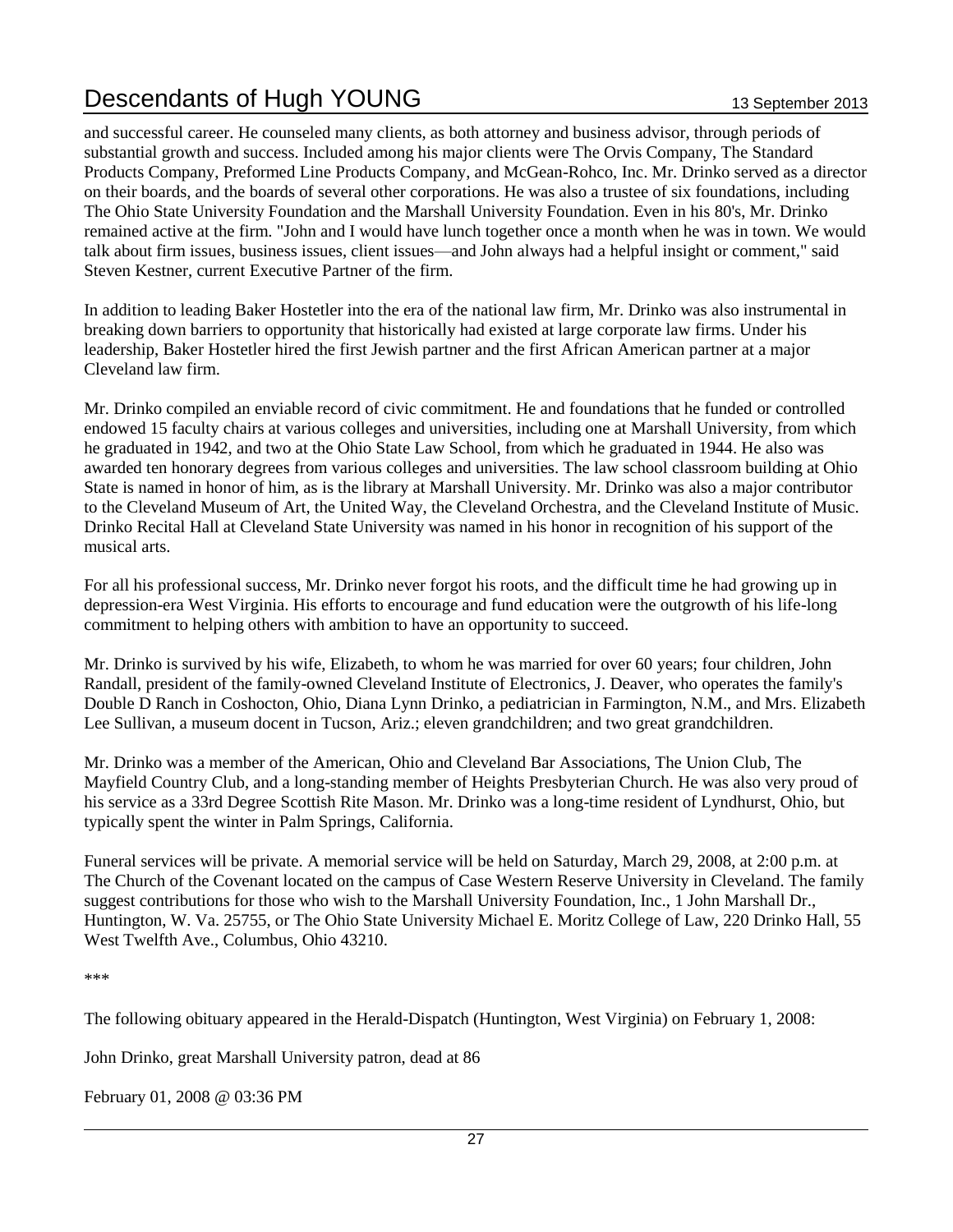and successful career. He counseled many clients, as both attorney and business advisor, through periods of substantial growth and success. Included among his major clients were The Orvis Company, The Standard Products Company, Preformed Line Products Company, and McGean-Rohco, Inc. Mr. Drinko served as a director on their boards, and the boards of several other corporations. He was also a trustee of six foundations, including The Ohio State University Foundation and the Marshall University Foundation. Even in his 80's, Mr. Drinko remained active at the firm. "John and I would have lunch together once a month when he was in town. We would talk about firm issues, business issues, client issues—and John always had a helpful insight or comment," said Steven Kestner, current Executive Partner of the firm.

In addition to leading Baker Hostetler into the era of the national law firm, Mr. Drinko was also instrumental in breaking down barriers to opportunity that historically had existed at large corporate law firms. Under his leadership, Baker Hostetler hired the first Jewish partner and the first African American partner at a major Cleveland law firm.

Mr. Drinko compiled an enviable record of civic commitment. He and foundations that he funded or controlled endowed 15 faculty chairs at various colleges and universities, including one at Marshall University, from which he graduated in 1942, and two at the Ohio State Law School, from which he graduated in 1944. He also was awarded ten honorary degrees from various colleges and universities. The law school classroom building at Ohio State is named in honor of him, as is the library at Marshall University. Mr. Drinko was also a major contributor to the Cleveland Museum of Art, the United Way, the Cleveland Orchestra, and the Cleveland Institute of Music. Drinko Recital Hall at Cleveland State University was named in his honor in recognition of his support of the musical arts.

For all his professional success, Mr. Drinko never forgot his roots, and the difficult time he had growing up in depression-era West Virginia. His efforts to encourage and fund education were the outgrowth of his life-long commitment to helping others with ambition to have an opportunity to succeed.

Mr. Drinko is survived by his wife, Elizabeth, to whom he was married for over 60 years; four children, John Randall, president of the family-owned Cleveland Institute of Electronics, J. Deaver, who operates the family's Double D Ranch in Coshocton, Ohio, Diana Lynn Drinko, a pediatrician in Farmington, N.M., and Mrs. Elizabeth Lee Sullivan, a museum docent in Tucson, Ariz.; eleven grandchildren; and two great grandchildren.

Mr. Drinko was a member of the American, Ohio and Cleveland Bar Associations, The Union Club, The Mayfield Country Club, and a long-standing member of Heights Presbyterian Church. He was also very proud of his service as a 33rd Degree Scottish Rite Mason. Mr. Drinko was a long-time resident of Lyndhurst, Ohio, but typically spent the winter in Palm Springs, California.

Funeral services will be private. A memorial service will be held on Saturday, March 29, 2008, at 2:00 p.m. at The Church of the Covenant located on the campus of Case Western Reserve University in Cleveland. The family suggest contributions for those who wish to the Marshall University Foundation, Inc., 1 John Marshall Dr., Huntington, W. Va. 25755, or The Ohio State University Michael E. Moritz College of Law, 220 Drinko Hall, 55 West Twelfth Ave., Columbus, Ohio 43210.

***

The following obituary appeared in the Herald-Dispatch (Huntington, West Virginia) on February 1, 2008:

John Drinko, great Marshall University patron, dead at 86

February 01, 2008 @ 03:36 PM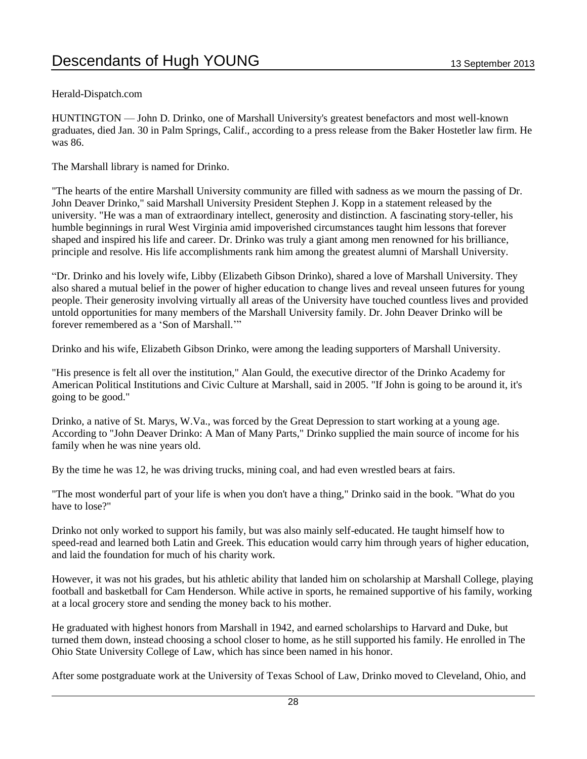Herald-Dispatch.com

HUNTINGTON — John D. Drinko, one of Marshall University's greatest benefactors and most well-known graduates, died Jan. 30 in Palm Springs, Calif., according to a press release from the Baker Hostetler law firm. He was 86.

The Marshall library is named for Drinko.

"The hearts of the entire Marshall University community are filled with sadness as we mourn the passing of Dr. John Deaver Drinko," said Marshall University President Stephen J. Kopp in a statement released by the university. "He was a man of extraordinary intellect, generosity and distinction. A fascinating story-teller, his humble beginnings in rural West Virginia amid impoverished circumstances taught him lessons that forever shaped and inspired his life and career. Dr. Drinko was truly a giant among men renowned for his brilliance, principle and resolve. His life accomplishments rank him among the greatest alumni of Marshall University.

"Dr. Drinko and his lovely wife, Libby (Elizabeth Gibson Drinko), shared a love of Marshall University. They also shared a mutual belief in the power of higher education to change lives and reveal unseen futures for young people. Their generosity involving virtually all areas of the University have touched countless lives and provided untold opportunities for many members of the Marshall University family. Dr. John Deaver Drinko will be forever remembered as a 'Son of Marshall.'"

Drinko and his wife, Elizabeth Gibson Drinko, were among the leading supporters of Marshall University.

"His presence is felt all over the institution," Alan Gould, the executive director of the Drinko Academy for American Political Institutions and Civic Culture at Marshall, said in 2005. "If John is going to be around it, it's going to be good."

Drinko, a native of St. Marys, W.Va., was forced by the Great Depression to start working at a young age. According to "John Deaver Drinko: A Man of Many Parts," Drinko supplied the main source of income for his family when he was nine years old.

By the time he was 12, he was driving trucks, mining coal, and had even wrestled bears at fairs.

"The most wonderful part of your life is when you don't have a thing," Drinko said in the book. "What do you have to lose?"

Drinko not only worked to support his family, but was also mainly self-educated. He taught himself how to speed-read and learned both Latin and Greek. This education would carry him through years of higher education, and laid the foundation for much of his charity work.

However, it was not his grades, but his athletic ability that landed him on scholarship at Marshall College, playing football and basketball for Cam Henderson. While active in sports, he remained supportive of his family, working at a local grocery store and sending the money back to his mother.

He graduated with highest honors from Marshall in 1942, and earned scholarships to Harvard and Duke, but turned them down, instead choosing a school closer to home, as he still supported his family. He enrolled in The Ohio State University College of Law, which has since been named in his honor.

After some postgraduate work at the University of Texas School of Law, Drinko moved to Cleveland, Ohio, and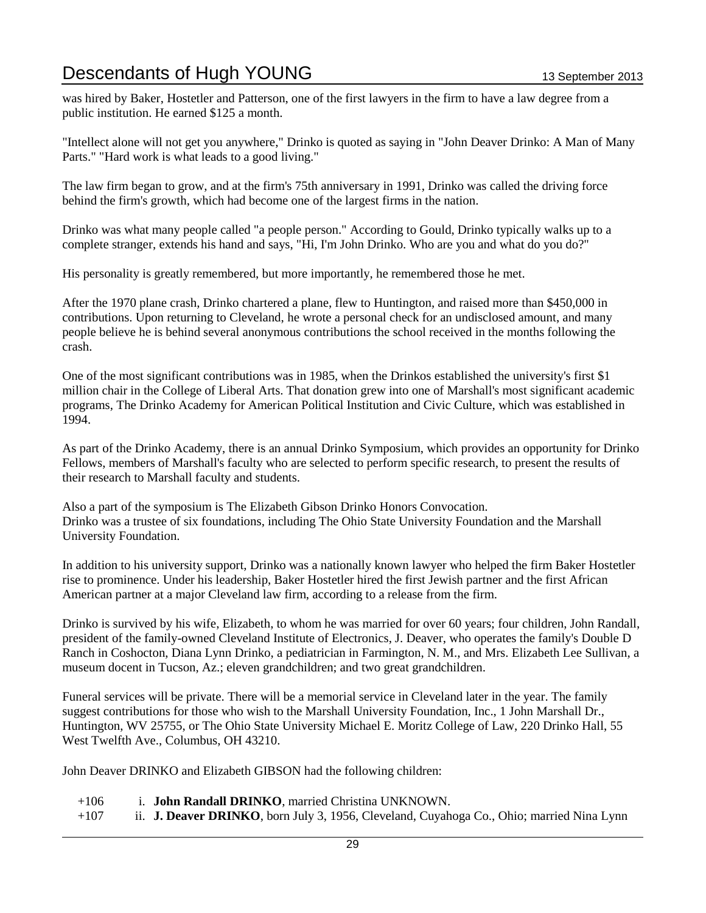was hired by Baker, Hostetler and Patterson, one of the first lawyers in the firm to have a law degree from a public institution. He earned $125 a month.

"Intellect alone will not get you anywhere," Drinko is quoted as saying in "John Deaver Drinko: A Man of Many Parts." "Hard work is what leads to a good living."

The law firm began to grow, and at the firm's 75th anniversary in 1991, Drinko was called the driving force behind the firm's growth, which had become one of the largest firms in the nation.

Drinko was what many people called "a people person." According to Gould, Drinko typically walks up to a complete stranger, extends his hand and says, "Hi, I'm John Drinko. Who are you and what do you do?"

His personality is greatly remembered, but more importantly, he remembered those he met.

After the 1970 plane crash, Drinko chartered a plane, flew to Huntington, and raised more than $450,000 in contributions. Upon returning to Cleveland, he wrote a personal check for an undisclosed amount, and many people believe he is behind several anonymous contributions the school received in the months following the crash.

One of the most significant contributions was in 1985, when the Drinkos established the university's first $1 million chair in the College of Liberal Arts. That donation grew into one of Marshall's most significant academic programs, The Drinko Academy for American Political Institution and Civic Culture, which was established in 1994.

As part of the Drinko Academy, there is an annual Drinko Symposium, which provides an opportunity for Drinko Fellows, members of Marshall's faculty who are selected to perform specific research, to present the results of their research to Marshall faculty and students.

Also a part of the symposium is The Elizabeth Gibson Drinko Honors Convocation.
Drinko was a trustee of six foundations, including The Ohio State University Foundation and the Marshall University Foundation.

In addition to his university support, Drinko was a nationally known lawyer who helped the firm Baker Hostetler rise to prominence. Under his leadership, Baker Hostetler hired the first Jewish partner and the first African American partner at a major Cleveland law firm, according to a release from the firm.

Drinko is survived by his wife, Elizabeth, to whom he was married for over 60 years; four children, John Randall, president of the family-owned Cleveland Institute of Electronics, J. Deaver, who operates the family's Double D Ranch in Coshocton, Diana Lynn Drinko, a pediatrician in Farmington, N. M., and Mrs. Elizabeth Lee Sullivan, a museum docent in Tucson, Az.; eleven grandchildren; and two great grandchildren.

Funeral services will be private. There will be a memorial service in Cleveland later in the year. The family suggest contributions for those who wish to the Marshall University Foundation, Inc., 1 John Marshall Dr., Huntington, WV 25755, or The Ohio State University Michael E. Moritz College of Law, 220 Drinko Hall, 55 West Twelfth Ave., Columbus, OH 43210.

John Deaver DRINKO and Elizabeth GIBSON had the following children:

+106 i. **John Randall DRINKO**, married Christina UNKNOWN.

+107 ii. **J. Deaver DRINKO**, born July 3, 1956, Cleveland, Cuyahoga Co., Ohio; married Nina Lynn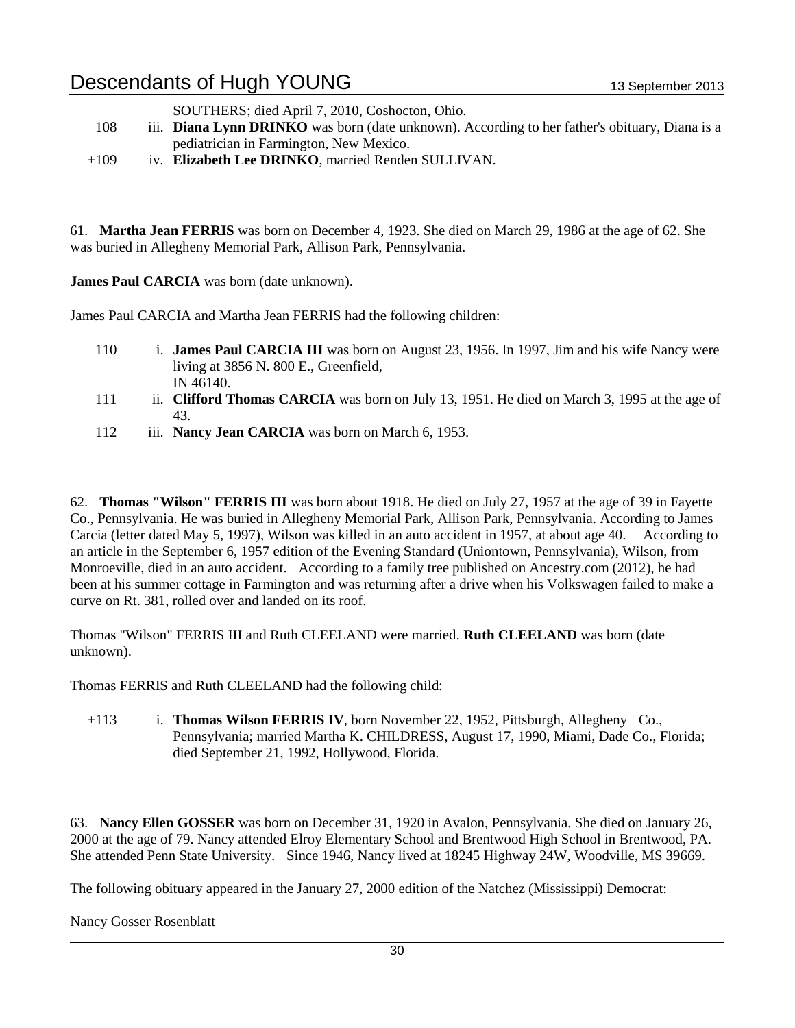SOUTHERS; died April 7, 2010, Coshocton, Ohio.

108 iii. **Diana Lynn DRINKO** was born (date unknown). According to her father's obituary, Diana is a pediatrician in Farmington, New Mexico.

+109 iv. **Elizabeth Lee DRINKO**, married Renden SULLIVAN.

61. **Martha Jean FERRIS** was born on December 4, 1923. She died on March 29, 1986 at the age of 62. She was buried in Allegheny Memorial Park, Allison Park, Pennsylvania.

**James Paul CARCIA** was born (date unknown).

James Paul CARCIA and Martha Jean FERRIS had the following children:

110 i. **James Paul CARCIA III** was born on August 23, 1956. In 1997, Jim and his wife Nancy were living at 3856 N. 800 E., Greenfield, IN 46140.

111 ii. **Clifford Thomas CARCIA** was born on July 13, 1951. He died on March 3, 1995 at the age of 43.

112 iii. **Nancy Jean CARCIA** was born on March 6, 1953.

62. **Thomas "Wilson" FERRIS III** was born about 1918. He died on July 27, 1957 at the age of 39 in Fayette Co., Pennsylvania. He was buried in Allegheny Memorial Park, Allison Park, Pennsylvania. According to James Carcia (letter dated May 5, 1997), Wilson was killed in an auto accident in 1957, at about age 40. According to an article in the September 6, 1957 edition of the Evening Standard (Uniontown, Pennsylvania), Wilson, from Monroeville, died in an auto accident. According to a family tree published on Ancestry.com (2012), he had been at his summer cottage in Farmington and was returning after a drive when his Volkswagen failed to make a curve on Rt. 381, rolled over and landed on its roof.

Thomas "Wilson" FERRIS III and Ruth CLEELAND were married. **Ruth CLEELAND** was born (date unknown).

Thomas FERRIS and Ruth CLEELAND had the following child:

+113 i. **Thomas Wilson FERRIS IV**, born November 22, 1952, Pittsburgh, Allegheny Co., Pennsylvania; married Martha K. CHILDRESS, August 17, 1990, Miami, Dade Co., Florida; died September 21, 1992, Hollywood, Florida.

63. **Nancy Ellen GOSSER** was born on December 31, 1920 in Avalon, Pennsylvania. She died on January 26, 2000 at the age of 79. Nancy attended Elroy Elementary School and Brentwood High School in Brentwood, PA. She attended Penn State University. Since 1946, Nancy lived at 18245 Highway 24W, Woodville, MS 39669.

The following obituary appeared in the January 27, 2000 edition of the Natchez (Mississippi) Democrat:

Nancy Gosser Rosenblatt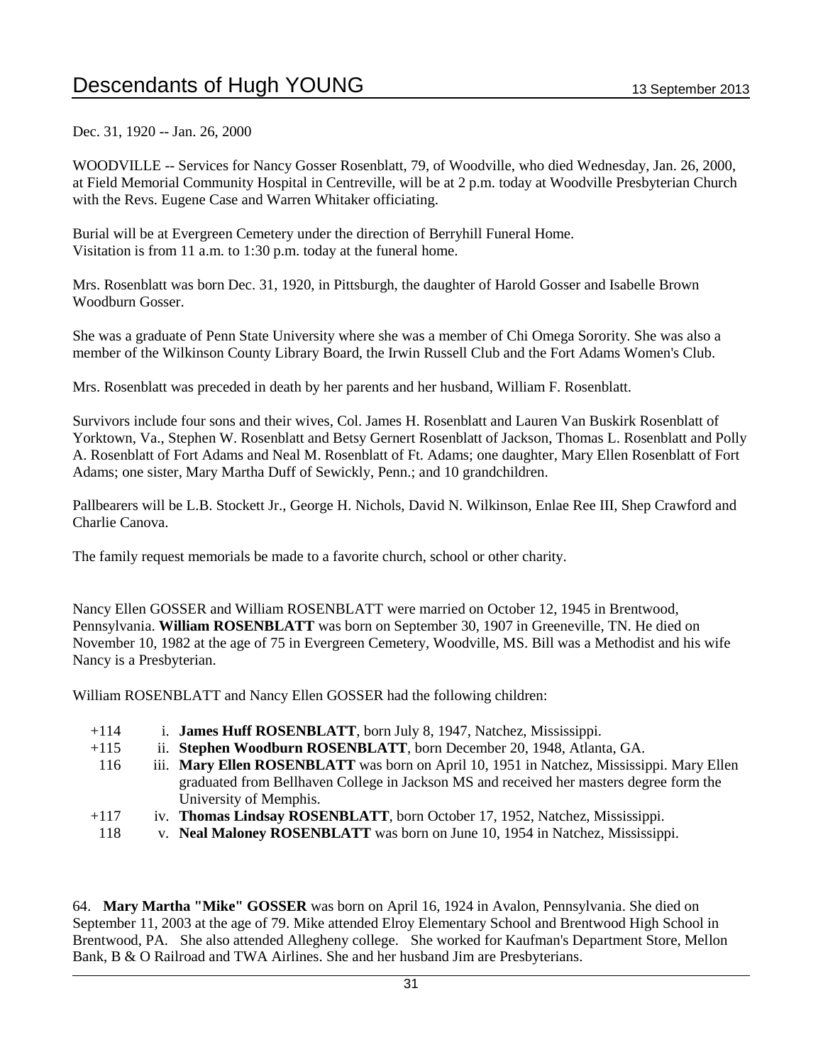Dec. 31, 1920 -- Jan. 26, 2000

WOODVILLE -- Services for Nancy Gosser Rosenblatt, 79, of Woodville, who died Wednesday, Jan. 26, 2000, at Field Memorial Community Hospital in Centreville, will be at 2 p.m. today at Woodville Presbyterian Church with the Revs. Eugene Case and Warren Whitaker officiating.

Burial will be at Evergreen Cemetery under the direction of Berryhill Funeral Home.
Visitation is from 11 a.m. to 1:30 p.m. today at the funeral home.

Mrs. Rosenblatt was born Dec. 31, 1920, in Pittsburgh, the daughter of Harold Gosser and Isabelle Brown Woodburn Gosser.

She was a graduate of Penn State University where she was a member of Chi Omega Sorority. She was also a member of the Wilkinson County Library Board, the Irwin Russell Club and the Fort Adams Women's Club.

Mrs. Rosenblatt was preceded in death by her parents and her husband, William F. Rosenblatt.

Survivors include four sons and their wives, Col. James H. Rosenblatt and Lauren Van Buskirk Rosenblatt of Yorktown, Va., Stephen W. Rosenblatt and Betsy Gernert Rosenblatt of Jackson, Thomas L. Rosenblatt and Polly A. Rosenblatt of Fort Adams and Neal M. Rosenblatt of Ft. Adams; one daughter, Mary Ellen Rosenblatt of Fort Adams; one sister, Mary Martha Duff of Sewickly, Penn.; and 10 grandchildren.

Pallbearers will be L.B. Stockett Jr., George H. Nichols, David N. Wilkinson, Enlae Ree III, Shep Crawford and Charlie Canova.

The family request memorials be made to a favorite church, school or other charity.

Nancy Ellen GOSSER and William ROSENBLATT were married on October 12, 1945 in Brentwood, Pennsylvania. **William ROSENBLATT** was born on September 30, 1907 in Greeneville, TN. He died on November 10, 1982 at the age of 75 in Evergreen Cemetery, Woodville, MS. Bill was a Methodist and his wife Nancy is a Presbyterian.

William ROSENBLATT and Nancy Ellen GOSSER had the following children:

+114 i. **James Huff ROSENBLATT**, born July 8, 1947, Natchez, Mississippi.

+115 ii. **Stephen Woodburn ROSENBLATT**, born December 20, 1948, Atlanta, GA.

116 iii. **Mary Ellen ROSENBLATT** was born on April 10, 1951 in Natchez, Mississippi. Mary Ellen graduated from Bellhaven College in Jackson MS and received her masters degree form the University of Memphis.

+117 iv. **Thomas Lindsay ROSENBLATT**, born October 17, 1952, Natchez, Mississippi.

118 v. **Neal Maloney ROSENBLATT** was born on June 10, 1954 in Natchez, Mississippi.

64. **Mary Martha "Mike" GOSSER** was born on April 16, 1924 in Avalon, Pennsylvania. She died on September 11, 2003 at the age of 79. Mike attended Elroy Elementary School and Brentwood High School in Brentwood, PA. She also attended Allegheny college. She worked for Kaufman's Department Store, Mellon Bank, B & O Railroad and TWA Airlines. She and her husband Jim are Presbyterians.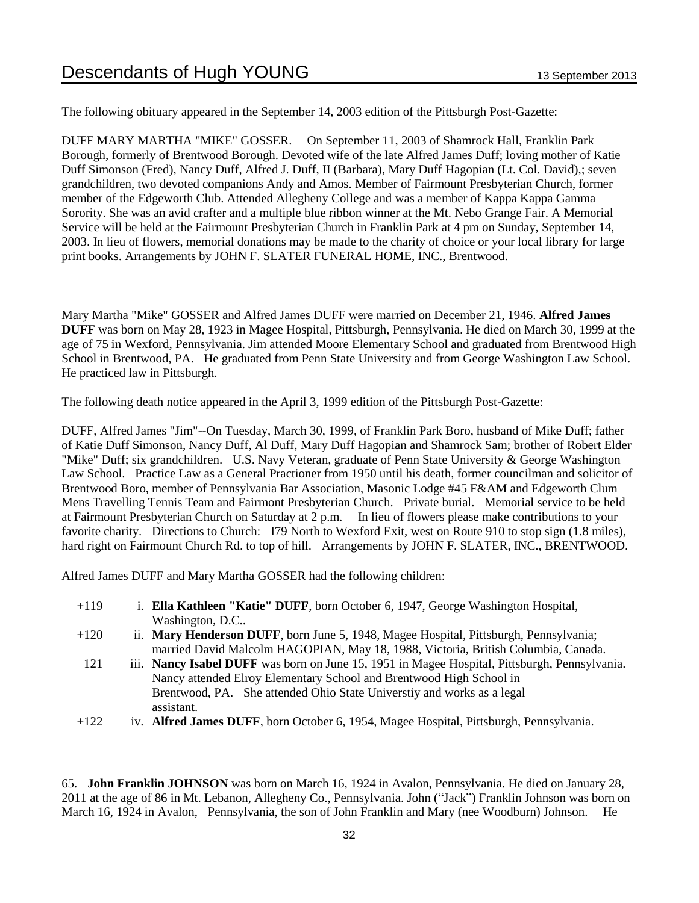The following obituary appeared in the September 14, 2003 edition of the Pittsburgh Post-Gazette:

DUFF MARY MARTHA "MIKE" GOSSER. On September 11, 2003 of Shamrock Hall, Franklin Park Borough, formerly of Brentwood Borough. Devoted wife of the late Alfred James Duff; loving mother of Katie Duff Simonson (Fred), Nancy Duff, Alfred J. Duff, II (Barbara), Mary Duff Hagopian (Lt. Col. David),; seven grandchildren, two devoted companions Andy and Amos. Member of Fairmount Presbyterian Church, former member of the Edgeworth Club. Attended Allegheny College and was a member of Kappa Kappa Gamma Sorority. She was an avid crafter and a multiple blue ribbon winner at the Mt. Nebo Grange Fair. A Memorial Service will be held at the Fairmount Presbyterian Church in Franklin Park at 4 pm on Sunday, September 14, 2003. In lieu of flowers, memorial donations may be made to the charity of choice or your local library for large print books. Arrangements by JOHN F. SLATER FUNERAL HOME, INC., Brentwood.

Mary Martha "Mike" GOSSER and Alfred James DUFF were married on December 21, 1946. **Alfred James DUFF** was born on May 28, 1923 in Magee Hospital, Pittsburgh, Pennsylvania. He died on March 30, 1999 at the age of 75 in Wexford, Pennsylvania. Jim attended Moore Elementary School and graduated from Brentwood High School in Brentwood, PA. He graduated from Penn State University and from George Washington Law School. He practiced law in Pittsburgh.

The following death notice appeared in the April 3, 1999 edition of the Pittsburgh Post-Gazette:

DUFF, Alfred James "Jim"--On Tuesday, March 30, 1999, of Franklin Park Boro, husband of Mike Duff; father of Katie Duff Simonson, Nancy Duff, Al Duff, Mary Duff Hagopian and Shamrock Sam; brother of Robert Elder "Mike" Duff; six grandchildren. U.S. Navy Veteran, graduate of Penn State University & George Washington Law School. Practice Law as a General Practioner from 1950 until his death, former councilman and solicitor of Brentwood Boro, member of Pennsylvania Bar Association, Masonic Lodge #45 F&AM and Edgeworth Clum Mens Travelling Tennis Team and Fairmont Presbyterian Church. Private burial. Memorial service to be held at Fairmount Presbyterian Church on Saturday at 2 p.m. In lieu of flowers please make contributions to your favorite charity. Directions to Church: I79 North to Wexford Exit, west on Route 910 to stop sign (1.8 miles), hard right on Fairmount Church Rd. to top of hill. Arrangements by JOHN F. SLATER, INC., BRENTWOOD.

Alfred James DUFF and Mary Martha GOSSER had the following children:

+119 i. **Ella Kathleen "Katie" DUFF**, born October 6, 1947, George Washington Hospital, Washington, D.C..

+120 ii. **Mary Henderson DUFF**, born June 5, 1948, Magee Hospital, Pittsburgh, Pennsylvania; married David Malcolm HAGOPIAN, May 18, 1988, Victoria, British Columbia, Canada.

121 iii. **Nancy Isabel DUFF** was born on June 15, 1951 in Magee Hospital, Pittsburgh, Pennsylvania. Nancy attended Elroy Elementary School and Brentwood High School in Brentwood, PA. She attended Ohio State Universtiy and works as a legal assistant.

+122 iv. **Alfred James DUFF**, born October 6, 1954, Magee Hospital, Pittsburgh, Pennsylvania.

65. **John Franklin JOHNSON** was born on March 16, 1924 in Avalon, Pennsylvania. He died on January 28, 2011 at the age of 86 in Mt. Lebanon, Allegheny Co., Pennsylvania. John ("Jack") Franklin Johnson was born on March 16, 1924 in Avalon, Pennsylvania, the son of John Franklin and Mary (nee Woodburn) Johnson. He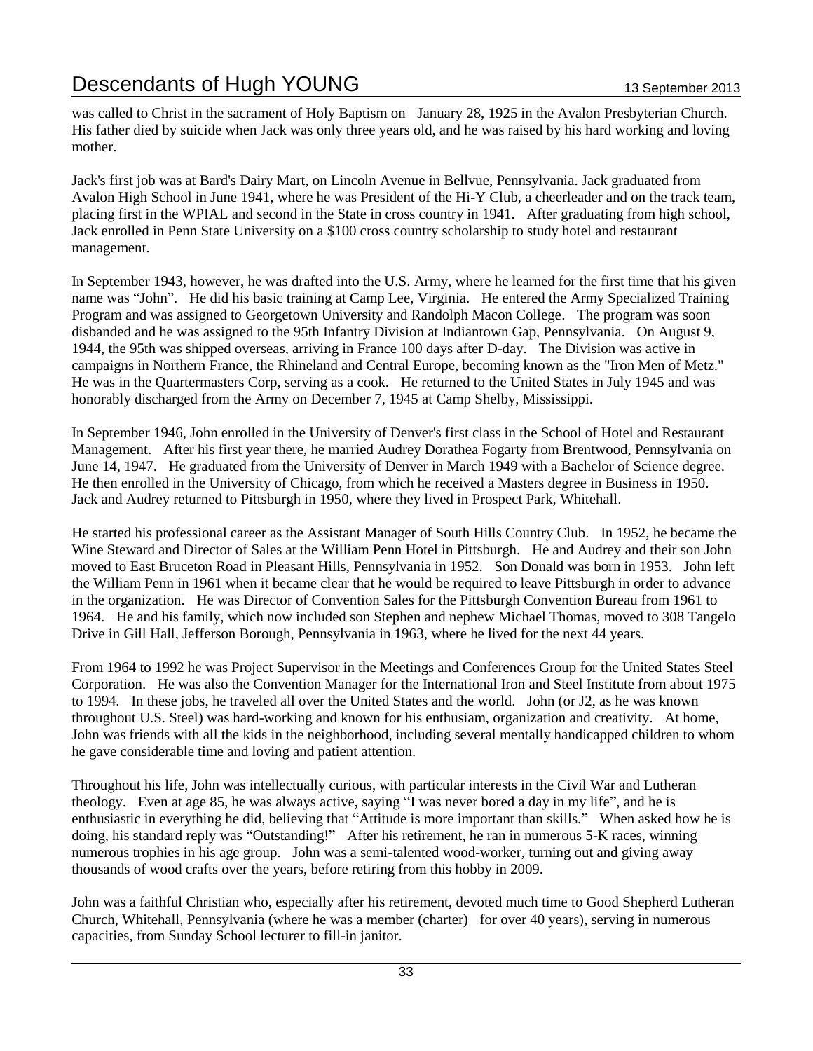was called to Christ in the sacrament of Holy Baptism on January 28, 1925 in the Avalon Presbyterian Church. His father died by suicide when Jack was only three years old, and he was raised by his hard working and loving mother.

Jack's first job was at Bard's Dairy Mart, on Lincoln Avenue in Bellvue, Pennsylvania. Jack graduated from Avalon High School in June 1941, where he was President of the Hi-Y Club, a cheerleader and on the track team, placing first in the WPIAL and second in the State in cross country in 1941. After graduating from high school, Jack enrolled in Penn State University on a $100 cross country scholarship to study hotel and restaurant management.

In September 1943, however, he was drafted into the U.S. Army, where he learned for the first time that his given name was "John". He did his basic training at Camp Lee, Virginia. He entered the Army Specialized Training Program and was assigned to Georgetown University and Randolph Macon College. The program was soon disbanded and he was assigned to the 95th Infantry Division at Indiantown Gap, Pennsylvania. On August 9, 1944, the 95th was shipped overseas, arriving in France 100 days after D-day. The Division was active in campaigns in Northern France, the Rhineland and Central Europe, becoming known as the "Iron Men of Metz." He was in the Quartermasters Corp, serving as a cook. He returned to the United States in July 1945 and was honorably discharged from the Army on December 7, 1945 at Camp Shelby, Mississippi.

In September 1946, John enrolled in the University of Denver's first class in the School of Hotel and Restaurant Management. After his first year there, he married Audrey Dorathea Fogarty from Brentwood, Pennsylvania on June 14, 1947. He graduated from the University of Denver in March 1949 with a Bachelor of Science degree. He then enrolled in the University of Chicago, from which he received a Masters degree in Business in 1950. Jack and Audrey returned to Pittsburgh in 1950, where they lived in Prospect Park, Whitehall.

He started his professional career as the Assistant Manager of South Hills Country Club. In 1952, he became the Wine Steward and Director of Sales at the William Penn Hotel in Pittsburgh. He and Audrey and their son John moved to East Bruceton Road in Pleasant Hills, Pennsylvania in 1952. Son Donald was born in 1953. John left the William Penn in 1961 when it became clear that he would be required to leave Pittsburgh in order to advance in the organization. He was Director of Convention Sales for the Pittsburgh Convention Bureau from 1961 to 1964. He and his family, which now included son Stephen and nephew Michael Thomas, moved to 308 Tangelo Drive in Gill Hall, Jefferson Borough, Pennsylvania in 1963, where he lived for the next 44 years.

From 1964 to 1992 he was Project Supervisor in the Meetings and Conferences Group for the United States Steel Corporation. He was also the Convention Manager for the International Iron and Steel Institute from about 1975 to 1994. In these jobs, he traveled all over the United States and the world. John (or J2, as he was known throughout U.S. Steel) was hard-working and known for his enthusiam, organization and creativity. At home, John was friends with all the kids in the neighborhood, including several mentally handicapped children to whom he gave considerable time and loving and patient attention.

Throughout his life, John was intellectually curious, with particular interests in the Civil War and Lutheran theology. Even at age 85, he was always active, saying "I was never bored a day in my life", and he is enthusiastic in everything he did, believing that "Attitude is more important than skills." When asked how he is doing, his standard reply was "Outstanding!" After his retirement, he ran in numerous 5-K races, winning numerous trophies in his age group. John was a semi-talented wood-worker, turning out and giving away thousands of wood crafts over the years, before retiring from this hobby in 2009.

John was a faithful Christian who, especially after his retirement, devoted much time to Good Shepherd Lutheran Church, Whitehall, Pennsylvania (where he was a member (charter) for over 40 years), serving in numerous capacities, from Sunday School lecturer to fill-in janitor.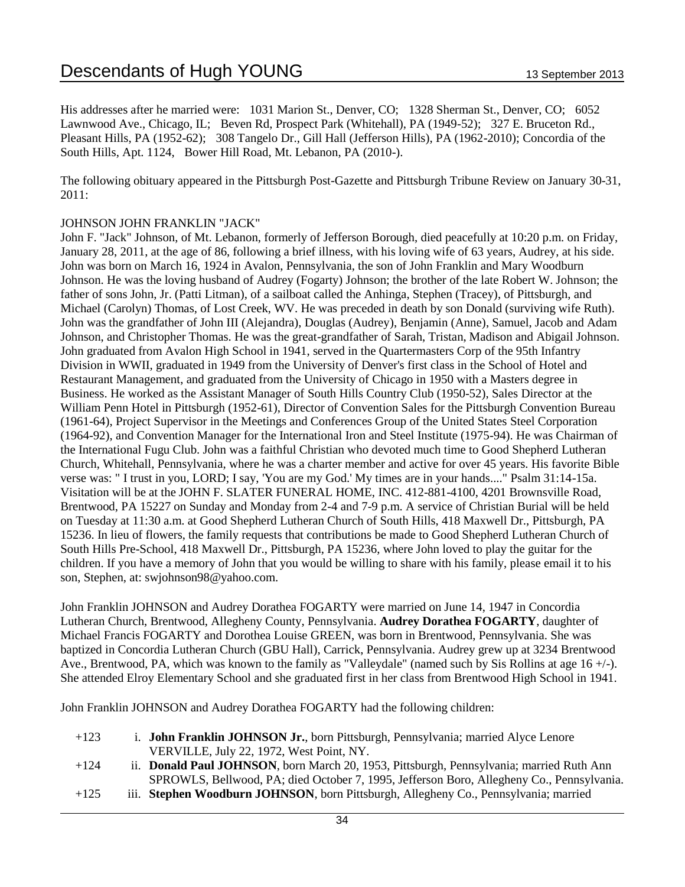His addresses after he married were: 1031 Marion St., Denver, CO; 1328 Sherman St., Denver, CO; 6052 Lawnwood Ave., Chicago, IL; Beven Rd, Prospect Park (Whitehall), PA (1949-52); 327 E. Bruceton Rd., Pleasant Hills, PA (1952-62); 308 Tangelo Dr., Gill Hall (Jefferson Hills), PA (1962-2010); Concordia of the South Hills, Apt. 1124, Bower Hill Road, Mt. Lebanon, PA (2010-).

The following obituary appeared in the Pittsburgh Post-Gazette and Pittsburgh Tribune Review on January 30-31, 2011:

JOHNSON JOHN FRANKLIN "JACK"

John F. "Jack" Johnson, of Mt. Lebanon, formerly of Jefferson Borough, died peacefully at 10:20 p.m. on Friday, January 28, 2011, at the age of 86, following a brief illness, with his loving wife of 63 years, Audrey, at his side. John was born on March 16, 1924 in Avalon, Pennsylvania, the son of John Franklin and Mary Woodburn Johnson. He was the loving husband of Audrey (Fogarty) Johnson; the brother of the late Robert W. Johnson; the father of sons John, Jr. (Patti Litman), of a sailboat called the Anhinga, Stephen (Tracey), of Pittsburgh, and Michael (Carolyn) Thomas, of Lost Creek, WV. He was preceded in death by son Donald (surviving wife Ruth). John was the grandfather of John III (Alejandra), Douglas (Audrey), Benjamin (Anne), Samuel, Jacob and Adam Johnson, and Christopher Thomas. He was the great-grandfather of Sarah, Tristan, Madison and Abigail Johnson. John graduated from Avalon High School in 1941, served in the Quartermasters Corp of the 95th Infantry Division in WWII, graduated in 1949 from the University of Denver's first class in the School of Hotel and Restaurant Management, and graduated from the University of Chicago in 1950 with a Masters degree in Business. He worked as the Assistant Manager of South Hills Country Club (1950-52), Sales Director at the William Penn Hotel in Pittsburgh (1952-61), Director of Convention Sales for the Pittsburgh Convention Bureau (1961-64), Project Supervisor in the Meetings and Conferences Group of the United States Steel Corporation (1964-92), and Convention Manager for the International Iron and Steel Institute (1975-94). He was Chairman of the International Fugu Club. John was a faithful Christian who devoted much time to Good Shepherd Lutheran Church, Whitehall, Pennsylvania, where he was a charter member and active for over 45 years. His favorite Bible verse was: " I trust in you, LORD; I say, 'You are my God.' My times are in your hands...." Psalm 31:14-15a. Visitation will be at the JOHN F. SLATER FUNERAL HOME, INC. 412-881-4100, 4201 Brownsville Road, Brentwood, PA 15227 on Sunday and Monday from 2-4 and 7-9 p.m. A service of Christian Burial will be held on Tuesday at 11:30 a.m. at Good Shepherd Lutheran Church of South Hills, 418 Maxwell Dr., Pittsburgh, PA 15236. In lieu of flowers, the family requests that contributions be made to Good Shepherd Lutheran Church of South Hills Pre-School, 418 Maxwell Dr., Pittsburgh, PA 15236, where John loved to play the guitar for the children. If you have a memory of John that you would be willing to share with his family, please email it to his son, Stephen, at: swjohnson98@yahoo.com.

John Franklin JOHNSON and Audrey Dorathea FOGARTY were married on June 14, 1947 in Concordia Lutheran Church, Brentwood, Allegheny County, Pennsylvania. **Audrey Dorathea FOGARTY**, daughter of Michael Francis FOGARTY and Dorothea Louise GREEN, was born in Brentwood, Pennsylvania. She was baptized in Concordia Lutheran Church (GBU Hall), Carrick, Pennsylvania. Audrey grew up at 3234 Brentwood Ave., Brentwood, PA, which was known to the family as "Valleydale" (named such by Sis Rollins at age 16 +/-). She attended Elroy Elementary School and she graduated first in her class from Brentwood High School in 1941.

John Franklin JOHNSON and Audrey Dorathea FOGARTY had the following children:

+123 i. **John Franklin JOHNSON Jr.**, born Pittsburgh, Pennsylvania; married Alyce Lenore VERVILLE, July 22, 1972, West Point, NY.

+124 ii. **Donald Paul JOHNSON**, born March 20, 1953, Pittsburgh, Pennsylvania; married Ruth Ann SPROWLS, Bellwood, PA; died October 7, 1995, Jefferson Boro, Allegheny Co., Pennsylvania.

+125 iii. **Stephen Woodburn JOHNSON**, born Pittsburgh, Allegheny Co., Pennsylvania; married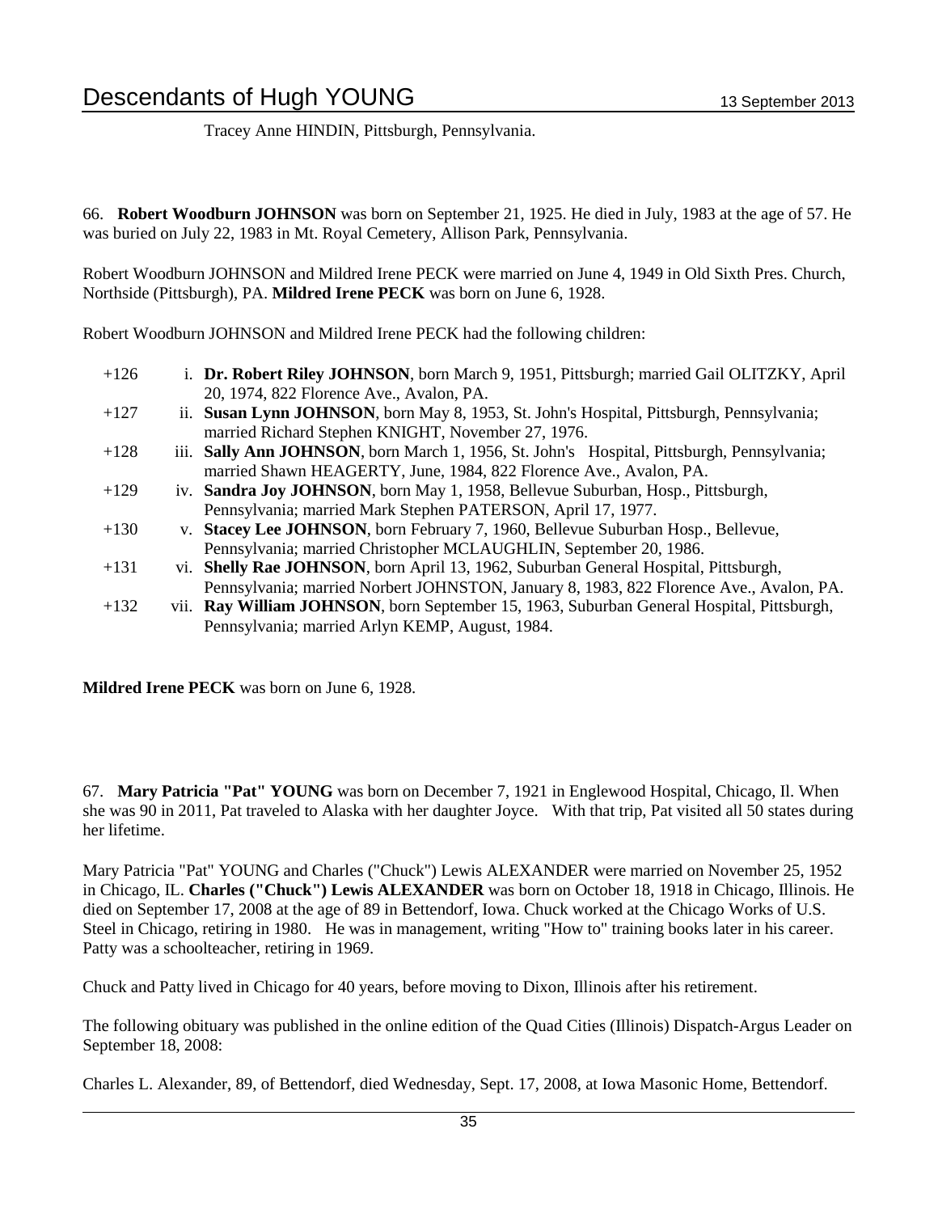Tracey Anne HINDIN, Pittsburgh, Pennsylvania.

66. **Robert Woodburn JOHNSON** was born on September 21, 1925. He died in July, 1983 at the age of 57. He was buried on July 22, 1983 in Mt. Royal Cemetery, Allison Park, Pennsylvania.

Robert Woodburn JOHNSON and Mildred Irene PECK were married on June 4, 1949 in Old Sixth Pres. Church, Northside (Pittsburgh), PA. **Mildred Irene PECK** was born on June 6, 1928.

Robert Woodburn JOHNSON and Mildred Irene PECK had the following children:

- +126 i. **Dr. Robert Riley JOHNSON**, born March 9, 1951, Pittsburgh; married Gail OLITZKY, April 20, 1974, 822 Florence Ave., Avalon, PA.
- +127 ii. **Susan Lynn JOHNSON**, born May 8, 1953, St. John's Hospital, Pittsburgh, Pennsylvania; married Richard Stephen KNIGHT, November 27, 1976.
- +128 iii. **Sally Ann JOHNSON**, born March 1, 1956, St. John's Hospital, Pittsburgh, Pennsylvania; married Shawn HEAGERTY, June, 1984, 822 Florence Ave., Avalon, PA.
- +129 iv. **Sandra Joy JOHNSON**, born May 1, 1958, Bellevue Suburban, Hosp., Pittsburgh, Pennsylvania; married Mark Stephen PATERSON, April 17, 1977.
- +130 v. **Stacey Lee JOHNSON**, born February 7, 1960, Bellevue Suburban Hosp., Bellevue, Pennsylvania; married Christopher MCLAUGHLIN, September 20, 1986.
- +131 vi. **Shelly Rae JOHNSON**, born April 13, 1962, Suburban General Hospital, Pittsburgh, Pennsylvania; married Norbert JOHNSTON, January 8, 1983, 822 Florence Ave., Avalon, PA.
- +132 vii. **Ray William JOHNSON**, born September 15, 1963, Suburban General Hospital, Pittsburgh, Pennsylvania; married Arlyn KEMP, August, 1984.

**Mildred Irene PECK** was born on June 6, 1928.

67. **Mary Patricia "Pat" YOUNG** was born on December 7, 1921 in Englewood Hospital, Chicago, Il. When she was 90 in 2011, Pat traveled to Alaska with her daughter Joyce. With that trip, Pat visited all 50 states during her lifetime.

Mary Patricia "Pat" YOUNG and Charles ("Chuck") Lewis ALEXANDER were married on November 25, 1952 in Chicago, IL. **Charles ("Chuck") Lewis ALEXANDER** was born on October 18, 1918 in Chicago, Illinois. He died on September 17, 2008 at the age of 89 in Bettendorf, Iowa. Chuck worked at the Chicago Works of U.S. Steel in Chicago, retiring in 1980. He was in management, writing "How to" training books later in his career. Patty was a schoolteacher, retiring in 1969.

Chuck and Patty lived in Chicago for 40 years, before moving to Dixon, Illinois after his retirement.

The following obituary was published in the online edition of the Quad Cities (Illinois) Dispatch-Argus Leader on September 18, 2008:

Charles L. Alexander, 89, of Bettendorf, died Wednesday, Sept. 17, 2008, at Iowa Masonic Home, Bettendorf.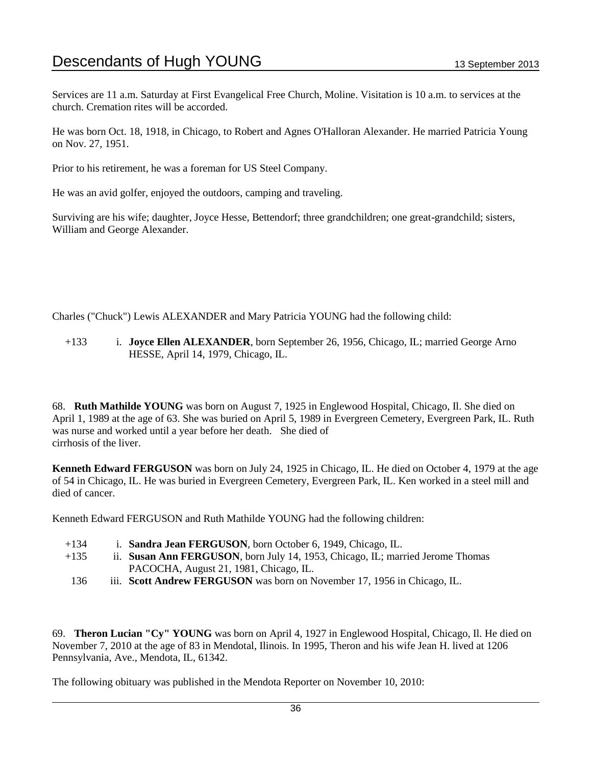Services are 11 a.m. Saturday at First Evangelical Free Church, Moline. Visitation is 10 a.m. to services at the church. Cremation rites will be accorded.

He was born Oct. 18, 1918, in Chicago, to Robert and Agnes O'Halloran Alexander. He married Patricia Young on Nov. 27, 1951.

Prior to his retirement, he was a foreman for US Steel Company.

He was an avid golfer, enjoyed the outdoors, camping and traveling.

Surviving are his wife; daughter, Joyce Hesse, Bettendorf; three grandchildren; one great-grandchild; sisters, William and George Alexander.

Charles ("Chuck") Lewis ALEXANDER and Mary Patricia YOUNG had the following child:

+133 i. **Joyce Ellen ALEXANDER**, born September 26, 1956, Chicago, IL; married George Arno HESSE, April 14, 1979, Chicago, IL.

68. **Ruth Mathilde YOUNG** was born on August 7, 1925 in Englewood Hospital, Chicago, Il. She died on April 1, 1989 at the age of 63. She was buried on April 5, 1989 in Evergreen Cemetery, Evergreen Park, IL. Ruth was nurse and worked until a year before her death. She died of cirrhosis of the liver.

**Kenneth Edward FERGUSON** was born on July 24, 1925 in Chicago, IL. He died on October 4, 1979 at the age of 54 in Chicago, IL. He was buried in Evergreen Cemetery, Evergreen Park, IL. Ken worked in a steel mill and died of cancer.

Kenneth Edward FERGUSON and Ruth Mathilde YOUNG had the following children:

+134 i. **Sandra Jean FERGUSON**, born October 6, 1949, Chicago, IL.
+135 ii. **Susan Ann FERGUSON**, born July 14, 1953, Chicago, IL; married Jerome Thomas PACOCHA, August 21, 1981, Chicago, IL.
136 iii. **Scott Andrew FERGUSON** was born on November 17, 1956 in Chicago, IL.

69. **Theron Lucian "Cy" YOUNG** was born on April 4, 1927 in Englewood Hospital, Chicago, Il. He died on November 7, 2010 at the age of 83 in Mendotal, Ilinois. In 1995, Theron and his wife Jean H. lived at 1206 Pennsylvania, Ave., Mendota, IL, 61342.

The following obituary was published in the Mendota Reporter on November 10, 2010: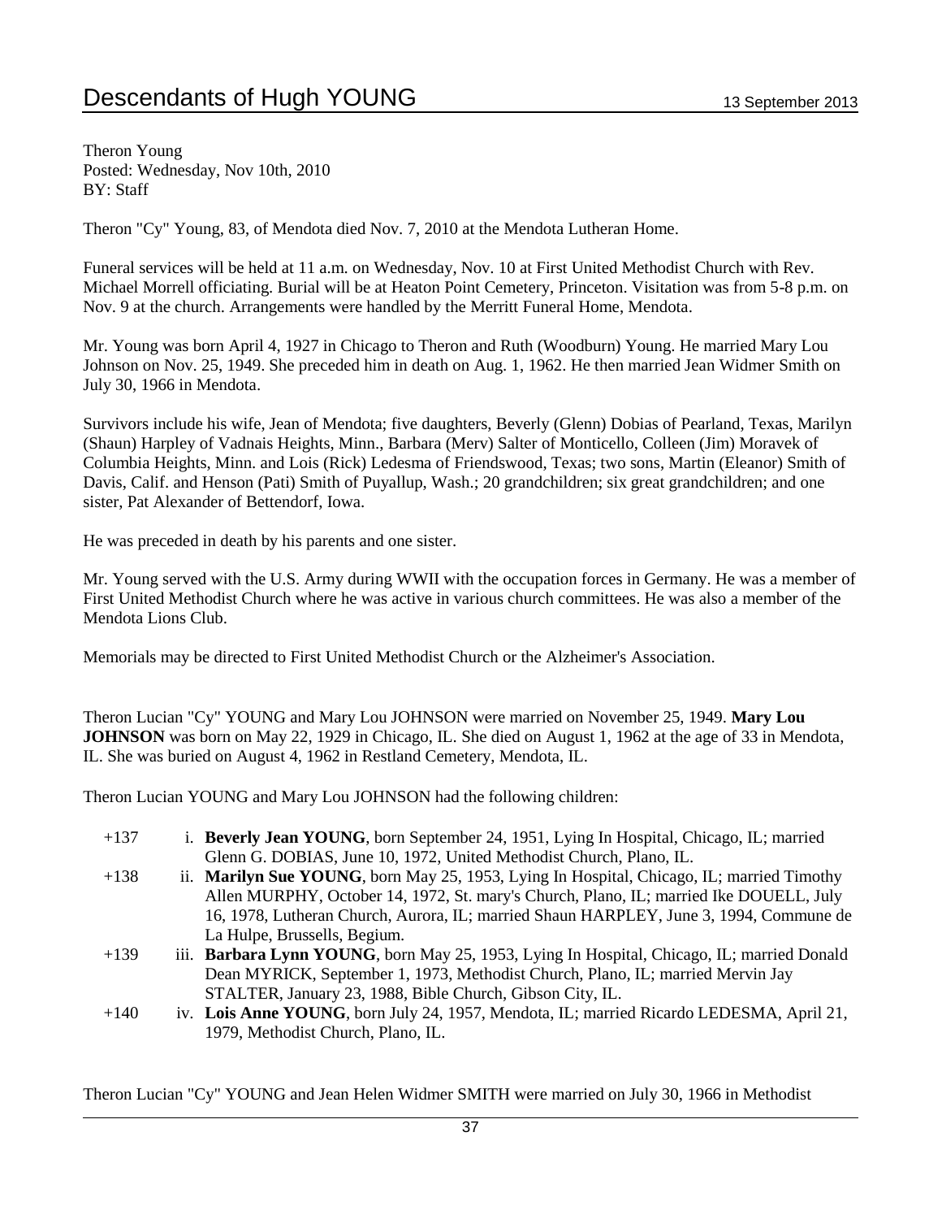Theron Young
Posted: Wednesday, Nov 10th, 2010
BY: Staff

Theron "Cy" Young, 83, of Mendota died Nov. 7, 2010 at the Mendota Lutheran Home.

Funeral services will be held at 11 a.m. on Wednesday, Nov. 10 at First United Methodist Church with Rev. Michael Morrell officiating. Burial will be at Heaton Point Cemetery, Princeton. Visitation was from 5-8 p.m. on Nov. 9 at the church. Arrangements were handled by the Merritt Funeral Home, Mendota.

Mr. Young was born April 4, 1927 in Chicago to Theron and Ruth (Woodburn) Young. He married Mary Lou Johnson on Nov. 25, 1949. She preceded him in death on Aug. 1, 1962. He then married Jean Widmer Smith on July 30, 1966 in Mendota.

Survivors include his wife, Jean of Mendota; five daughters, Beverly (Glenn) Dobias of Pearland, Texas, Marilyn (Shaun) Harpley of Vadnais Heights, Minn., Barbara (Merv) Salter of Monticello, Colleen (Jim) Moravek of Columbia Heights, Minn. and Lois (Rick) Ledesma of Friendswood, Texas; two sons, Martin (Eleanor) Smith of Davis, Calif. and Henson (Pati) Smith of Puyallup, Wash.; 20 grandchildren; six great grandchildren; and one sister, Pat Alexander of Bettendorf, Iowa.

He was preceded in death by his parents and one sister.

Mr. Young served with the U.S. Army during WWII with the occupation forces in Germany. He was a member of First United Methodist Church where he was active in various church committees. He was also a member of the Mendota Lions Club.

Memorials may be directed to First United Methodist Church or the Alzheimer's Association.

Theron Lucian "Cy" YOUNG and Mary Lou JOHNSON were married on November 25, 1949. **Mary Lou JOHNSON** was born on May 22, 1929 in Chicago, IL. She died on August 1, 1962 at the age of 33 in Mendota, IL. She was buried on August 4, 1962 in Restland Cemetery, Mendota, IL.

Theron Lucian YOUNG and Mary Lou JOHNSON had the following children:

- +137 i. **Beverly Jean YOUNG**, born September 24, 1951, Lying In Hospital, Chicago, IL; married Glenn G. DOBIAS, June 10, 1972, United Methodist Church, Plano, IL.
- +138 ii. **Marilyn Sue YOUNG**, born May 25, 1953, Lying In Hospital, Chicago, IL; married Timothy Allen MURPHY, October 14, 1972, St. mary's Church, Plano, IL; married Ike DOUELL, July 16, 1978, Lutheran Church, Aurora, IL; married Shaun HARPLEY, June 3, 1994, Commune de La Hulpe, Brussells, Begium.
- +139 iii. **Barbara Lynn YOUNG**, born May 25, 1953, Lying In Hospital, Chicago, IL; married Donald Dean MYRICK, September 1, 1973, Methodist Church, Plano, IL; married Mervin Jay STALTER, January 23, 1988, Bible Church, Gibson City, IL.
- +140 iv. **Lois Anne YOUNG**, born July 24, 1957, Mendota, IL; married Ricardo LEDESMA, April 21, 1979, Methodist Church, Plano, IL.

Theron Lucian "Cy" YOUNG and Jean Helen Widmer SMITH were married on July 30, 1966 in Methodist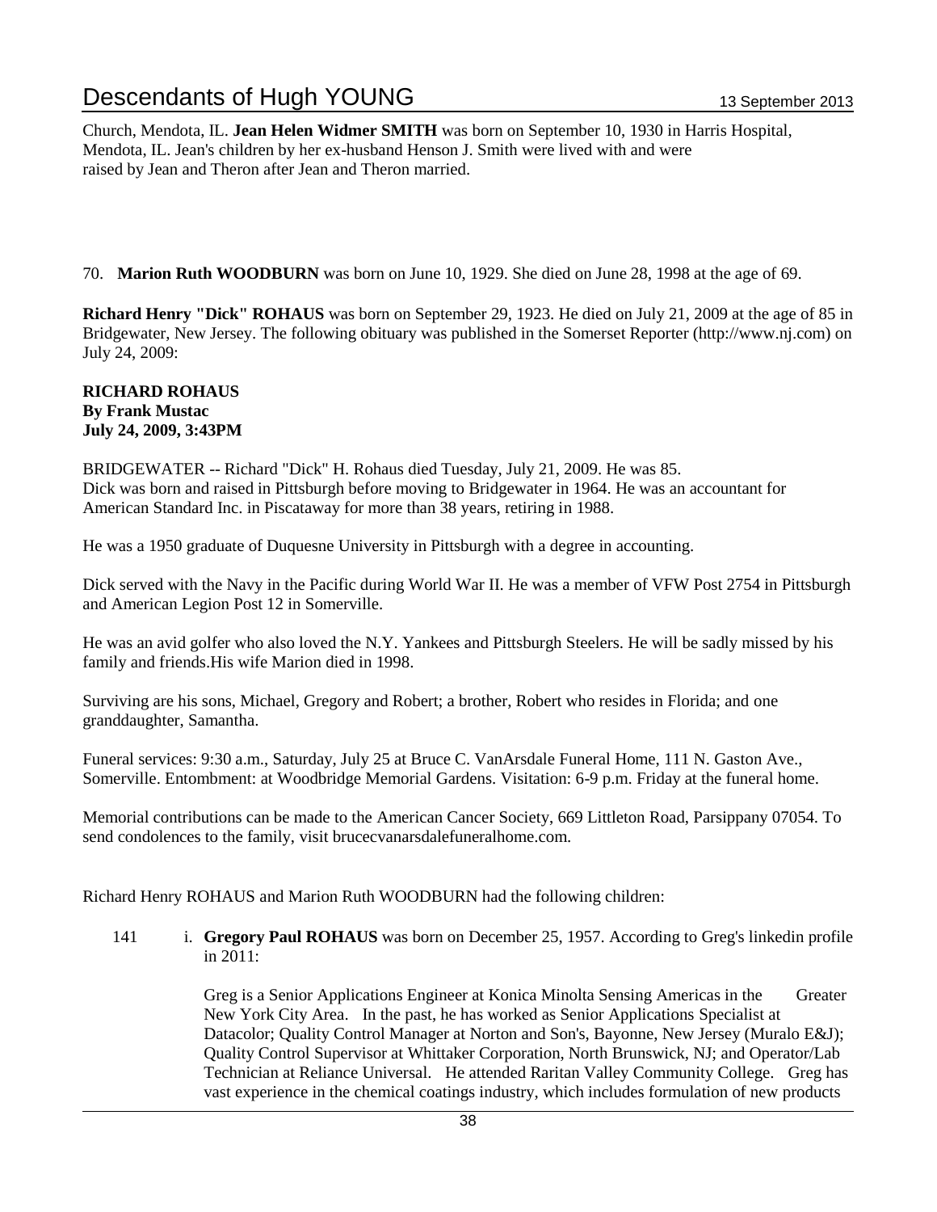Church, Mendota, IL. **Jean Helen Widmer SMITH** was born on September 10, 1930 in Harris Hospital, Mendota, IL. Jean's children by her ex-husband Henson J. Smith were lived with and were raised by Jean and Theron after Jean and Theron married.

70. **Marion Ruth WOODBURN** was born on June 10, 1929. She died on June 28, 1998 at the age of 69.

**Richard Henry "Dick" ROHAUS** was born on September 29, 1923. He died on July 21, 2009 at the age of 85 in Bridgewater, New Jersey. The following obituary was published in the Somerset Reporter (http://www.nj.com) on July 24, 2009:

**RICHARD ROHAUS**
**By Frank Mustac**
**July 24, 2009, 3:43PM**

BRIDGEWATER -- Richard "Dick" H. Rohaus died Tuesday, July 21, 2009. He was 85.
Dick was born and raised in Pittsburgh before moving to Bridgewater in 1964. He was an accountant for American Standard Inc. in Piscataway for more than 38 years, retiring in 1988.

He was a 1950 graduate of Duquesne University in Pittsburgh with a degree in accounting.

Dick served with the Navy in the Pacific during World War II. He was a member of VFW Post 2754 in Pittsburgh and American Legion Post 12 in Somerville.

He was an avid golfer who also loved the N.Y. Yankees and Pittsburgh Steelers. He will be sadly missed by his family and friends.His wife Marion died in 1998.

Surviving are his sons, Michael, Gregory and Robert; a brother, Robert who resides in Florida; and one granddaughter, Samantha.

Funeral services: 9:30 a.m., Saturday, July 25 at Bruce C. VanArsdale Funeral Home, 111 N. Gaston Ave., Somerville. Entombment: at Woodbridge Memorial Gardens. Visitation: 6-9 p.m. Friday at the funeral home.

Memorial contributions can be made to the American Cancer Society, 669 Littleton Road, Parsippany 07054. To send condolences to the family, visit brucecvanarsdalefuneralhome.com.

Richard Henry ROHAUS and Marion Ruth WOODBURN had the following children:

141 i. **Gregory Paul ROHAUS** was born on December 25, 1957. According to Greg's linkedin profile in 2011:

Greg is a Senior Applications Engineer at Konica Minolta Sensing Americas in the Greater New York City Area. In the past, he has worked as Senior Applications Specialist at Datacolor; Quality Control Manager at Norton and Son's, Bayonne, New Jersey (Muralo E&J); Quality Control Supervisor at Whittaker Corporation, North Brunswick, NJ; and Operator/Lab Technician at Reliance Universal. He attended Raritan Valley Community College. Greg has vast experience in the chemical coatings industry, which includes formulation of new products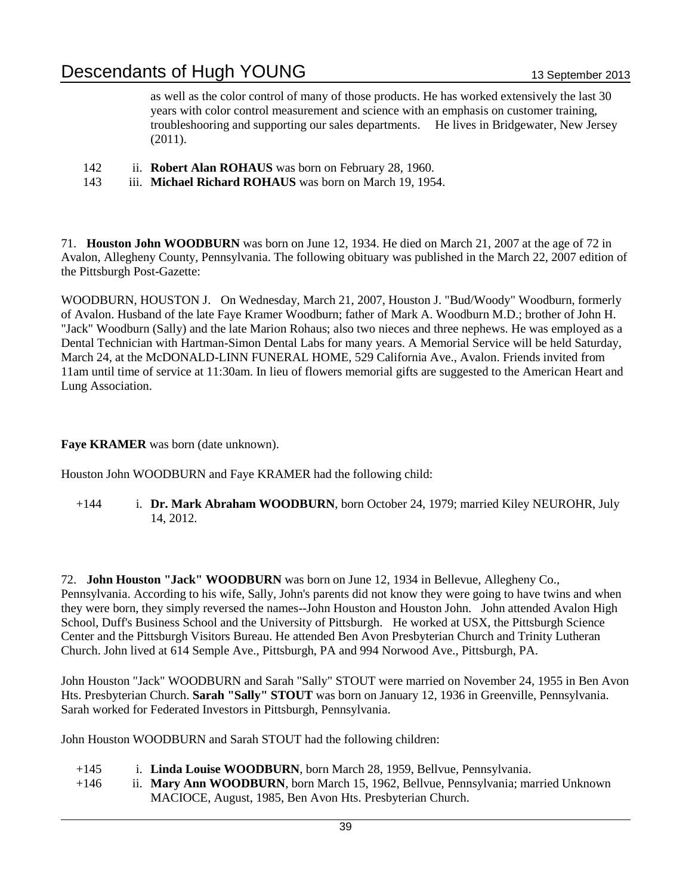as well as the color control of many of those products. He has worked extensively the last 30 years with color control measurement and science with an emphasis on customer training, troubleshooring and supporting our sales departments. He lives in Bridgewater, New Jersey (2011).

142 ii. **Robert Alan ROHAUS** was born on February 28, 1960.
143 iii. **Michael Richard ROHAUS** was born on March 19, 1954.

71. **Houston John WOODBURN** was born on June 12, 1934. He died on March 21, 2007 at the age of 72 in Avalon, Allegheny County, Pennsylvania. The following obituary was published in the March 22, 2007 edition of the Pittsburgh Post-Gazette:

WOODBURN, HOUSTON J. On Wednesday, March 21, 2007, Houston J. "Bud/Woody" Woodburn, formerly of Avalon. Husband of the late Faye Kramer Woodburn; father of Mark A. Woodburn M.D.; brother of John H. "Jack" Woodburn (Sally) and the late Marion Rohaus; also two nieces and three nephews. He was employed as a Dental Technician with Hartman-Simon Dental Labs for many years. A Memorial Service will be held Saturday, March 24, at the McDONALD-LINN FUNERAL HOME, 529 California Ave., Avalon. Friends invited from 11am until time of service at 11:30am. In lieu of flowers memorial gifts are suggested to the American Heart and Lung Association.

**Faye KRAMER** was born (date unknown).

Houston John WOODBURN and Faye KRAMER had the following child:

+144 i. **Dr. Mark Abraham WOODBURN**, born October 24, 1979; married Kiley NEUROHR, July 14, 2012.

72. **John Houston "Jack" WOODBURN** was born on June 12, 1934 in Bellevue, Allegheny Co., Pennsylvania. According to his wife, Sally, John's parents did not know they were going to have twins and when they were born, they simply reversed the names--John Houston and Houston John. John attended Avalon High School, Duff's Business School and the University of Pittsburgh. He worked at USX, the Pittsburgh Science Center and the Pittsburgh Visitors Bureau. He attended Ben Avon Presbyterian Church and Trinity Lutheran Church. John lived at 614 Semple Ave., Pittsburgh, PA and 994 Norwood Ave., Pittsburgh, PA.

John Houston "Jack" WOODBURN and Sarah "Sally" STOUT were married on November 24, 1955 in Ben Avon Hts. Presbyterian Church. **Sarah "Sally" STOUT** was born on January 12, 1936 in Greenville, Pennsylvania. Sarah worked for Federated Investors in Pittsburgh, Pennsylvania.

John Houston WOODBURN and Sarah STOUT had the following children:

+145 i. **Linda Louise WOODBURN**, born March 28, 1959, Bellvue, Pennsylvania.
+146 ii. **Mary Ann WOODBURN**, born March 15, 1962, Bellvue, Pennsylvania; married Unknown MACIOCE, August, 1985, Ben Avon Hts. Presbyterian Church.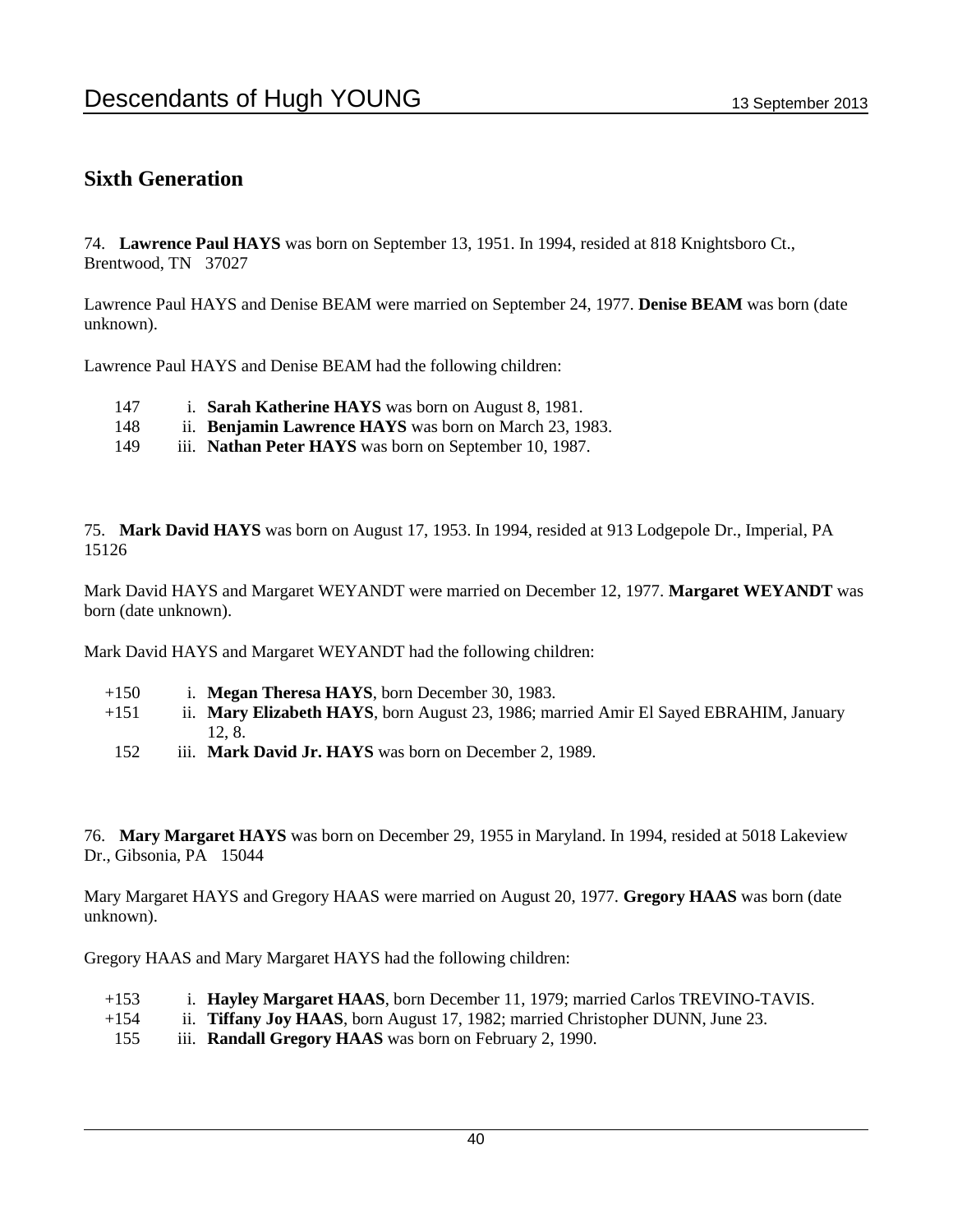## Sixth Generation

74. **Lawrence Paul HAYS** was born on September 13, 1951. In 1994, resided at 818 Knightsboro Ct., Brentwood, TN 37027

Lawrence Paul HAYS and Denise BEAM were married on September 24, 1977. **Denise BEAM** was born (date unknown).

Lawrence Paul HAYS and Denise BEAM had the following children:

147 i. **Sarah Katherine HAYS** was born on August 8, 1981.
148 ii. **Benjamin Lawrence HAYS** was born on March 23, 1983.
149 iii. **Nathan Peter HAYS** was born on September 10, 1987.

75. **Mark David HAYS** was born on August 17, 1953. In 1994, resided at 913 Lodgepole Dr., Imperial, PA 15126

Mark David HAYS and Margaret WEYANDT were married on December 12, 1977. **Margaret WEYANDT** was born (date unknown).

Mark David HAYS and Margaret WEYANDT had the following children:

+150 i. **Megan Theresa HAYS**, born December 30, 1983.
+151 ii. **Mary Elizabeth HAYS**, born August 23, 1986; married Amir El Sayed EBRAHIM, January 12, 8.
152 iii. **Mark David Jr. HAYS** was born on December 2, 1989.

76. **Mary Margaret HAYS** was born on December 29, 1955 in Maryland. In 1994, resided at 5018 Lakeview Dr., Gibsonia, PA 15044

Mary Margaret HAYS and Gregory HAAS were married on August 20, 1977. **Gregory HAAS** was born (date unknown).

Gregory HAAS and Mary Margaret HAYS had the following children:

+153 i. **Hayley Margaret HAAS**, born December 11, 1979; married Carlos TREVINO-TAVIS.
+154 ii. **Tiffany Joy HAAS**, born August 17, 1982; married Christopher DUNN, June 23.
155 iii. **Randall Gregory HAAS** was born on February 2, 1990.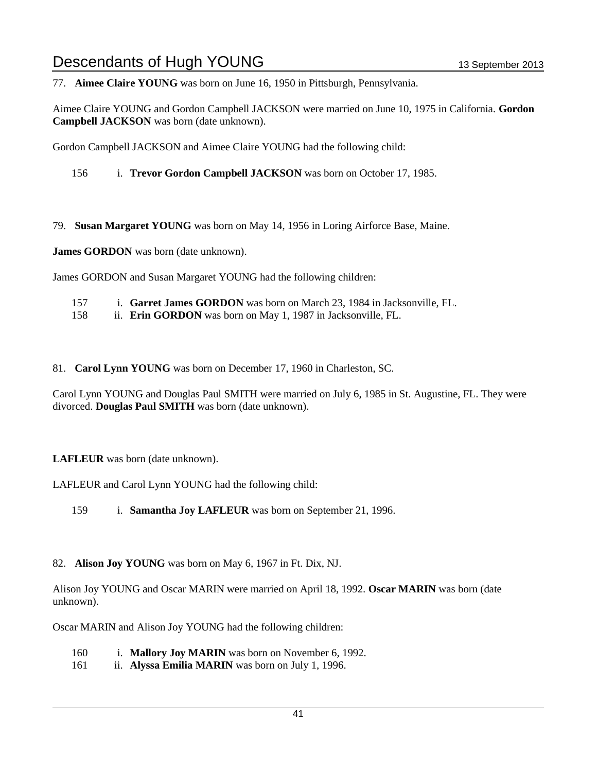77. **Aimee Claire YOUNG** was born on June 16, 1950 in Pittsburgh, Pennsylvania.

Aimee Claire YOUNG and Gordon Campbell JACKSON were married on June 10, 1975 in California. **Gordon Campbell JACKSON** was born (date unknown).

Gordon Campbell JACKSON and Aimee Claire YOUNG had the following child:

156 i. **Trevor Gordon Campbell JACKSON** was born on October 17, 1985.

79. **Susan Margaret YOUNG** was born on May 14, 1956 in Loring Airforce Base, Maine.

**James GORDON** was born (date unknown).

James GORDON and Susan Margaret YOUNG had the following children:

157 i. **Garret James GORDON** was born on March 23, 1984 in Jacksonville, FL.
158 ii. **Erin GORDON** was born on May 1, 1987 in Jacksonville, FL.

81. **Carol Lynn YOUNG** was born on December 17, 1960 in Charleston, SC.

Carol Lynn YOUNG and Douglas Paul SMITH were married on July 6, 1985 in St. Augustine, FL. They were divorced. **Douglas Paul SMITH** was born (date unknown).

**LAFLEUR** was born (date unknown).

LAFLEUR and Carol Lynn YOUNG had the following child:

159 i. **Samantha Joy LAFLEUR** was born on September 21, 1996.

82. **Alison Joy YOUNG** was born on May 6, 1967 in Ft. Dix, NJ.

Alison Joy YOUNG and Oscar MARIN were married on April 18, 1992. **Oscar MARIN** was born (date unknown).

Oscar MARIN and Alison Joy YOUNG had the following children:

160 i. **Mallory Joy MARIN** was born on November 6, 1992.
161 ii. **Alyssa Emilia MARIN** was born on July 1, 1996.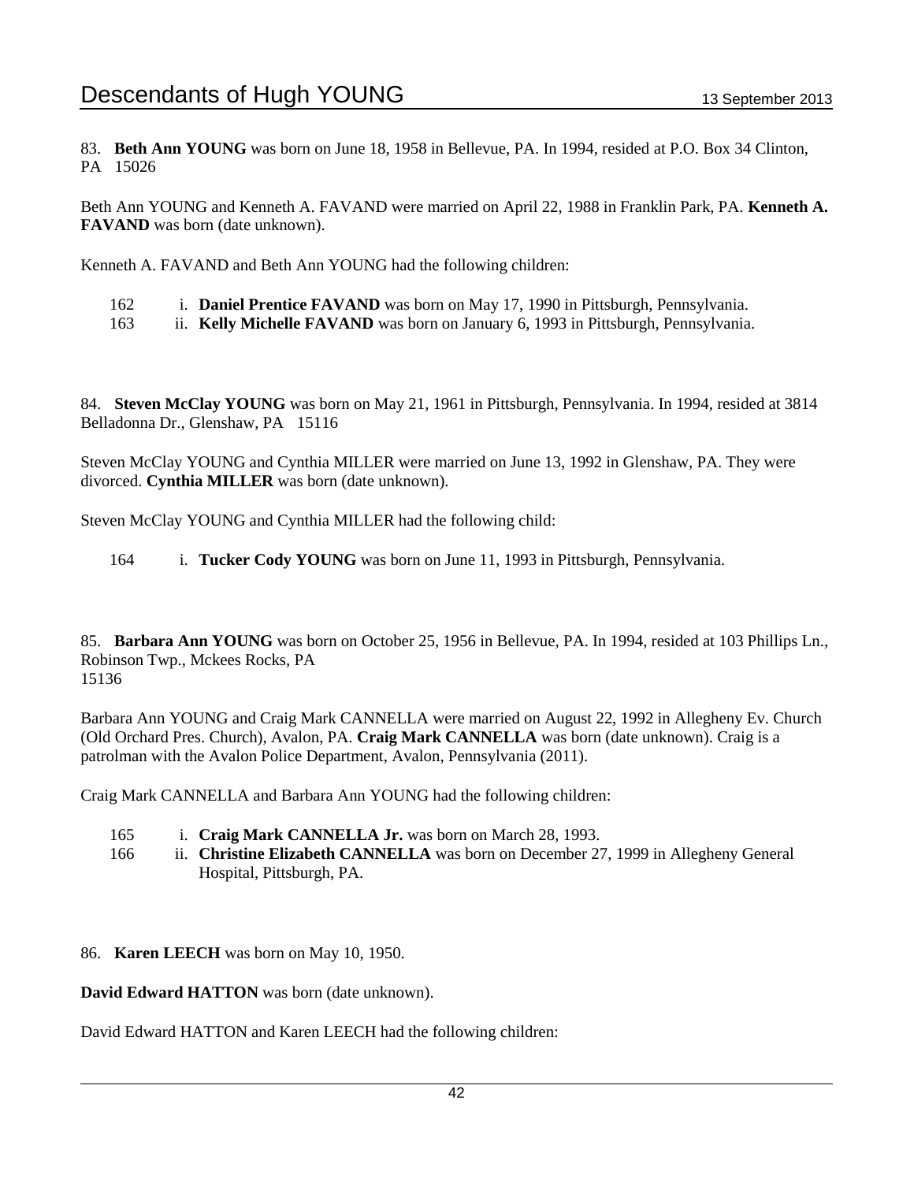83. **Beth Ann YOUNG** was born on June 18, 1958 in Bellevue, PA. In 1994, resided at P.O. Box 34 Clinton, PA 15026

Beth Ann YOUNG and Kenneth A. FAVAND were married on April 22, 1988 in Franklin Park, PA. **Kenneth A. FAVAND** was born (date unknown).

Kenneth A. FAVAND and Beth Ann YOUNG had the following children:

162 i. **Daniel Prentice FAVAND** was born on May 17, 1990 in Pittsburgh, Pennsylvania.
163 ii. **Kelly Michelle FAVAND** was born on January 6, 1993 in Pittsburgh, Pennsylvania.

84. **Steven McClay YOUNG** was born on May 21, 1961 in Pittsburgh, Pennsylvania. In 1994, resided at 3814 Belladonna Dr., Glenshaw, PA 15116

Steven McClay YOUNG and Cynthia MILLER were married on June 13, 1992 in Glenshaw, PA. They were divorced. **Cynthia MILLER** was born (date unknown).

Steven McClay YOUNG and Cynthia MILLER had the following child:

164 i. **Tucker Cody YOUNG** was born on June 11, 1993 in Pittsburgh, Pennsylvania.

85. **Barbara Ann YOUNG** was born on October 25, 1956 in Bellevue, PA. In 1994, resided at 103 Phillips Ln., Robinson Twp., Mckees Rocks, PA
15136

Barbara Ann YOUNG and Craig Mark CANNELLA were married on August 22, 1992 in Allegheny Ev. Church (Old Orchard Pres. Church), Avalon, PA. **Craig Mark CANNELLA** was born (date unknown). Craig is a patrolman with the Avalon Police Department, Avalon, Pennsylvania (2011).

Craig Mark CANNELLA and Barbara Ann YOUNG had the following children:

165 i. **Craig Mark CANNELLA Jr.** was born on March 28, 1993.
166 ii. **Christine Elizabeth CANNELLA** was born on December 27, 1999 in Allegheny General Hospital, Pittsburgh, PA.

86. **Karen LEECH** was born on May 10, 1950.

**David Edward HATTON** was born (date unknown).

David Edward HATTON and Karen LEECH had the following children: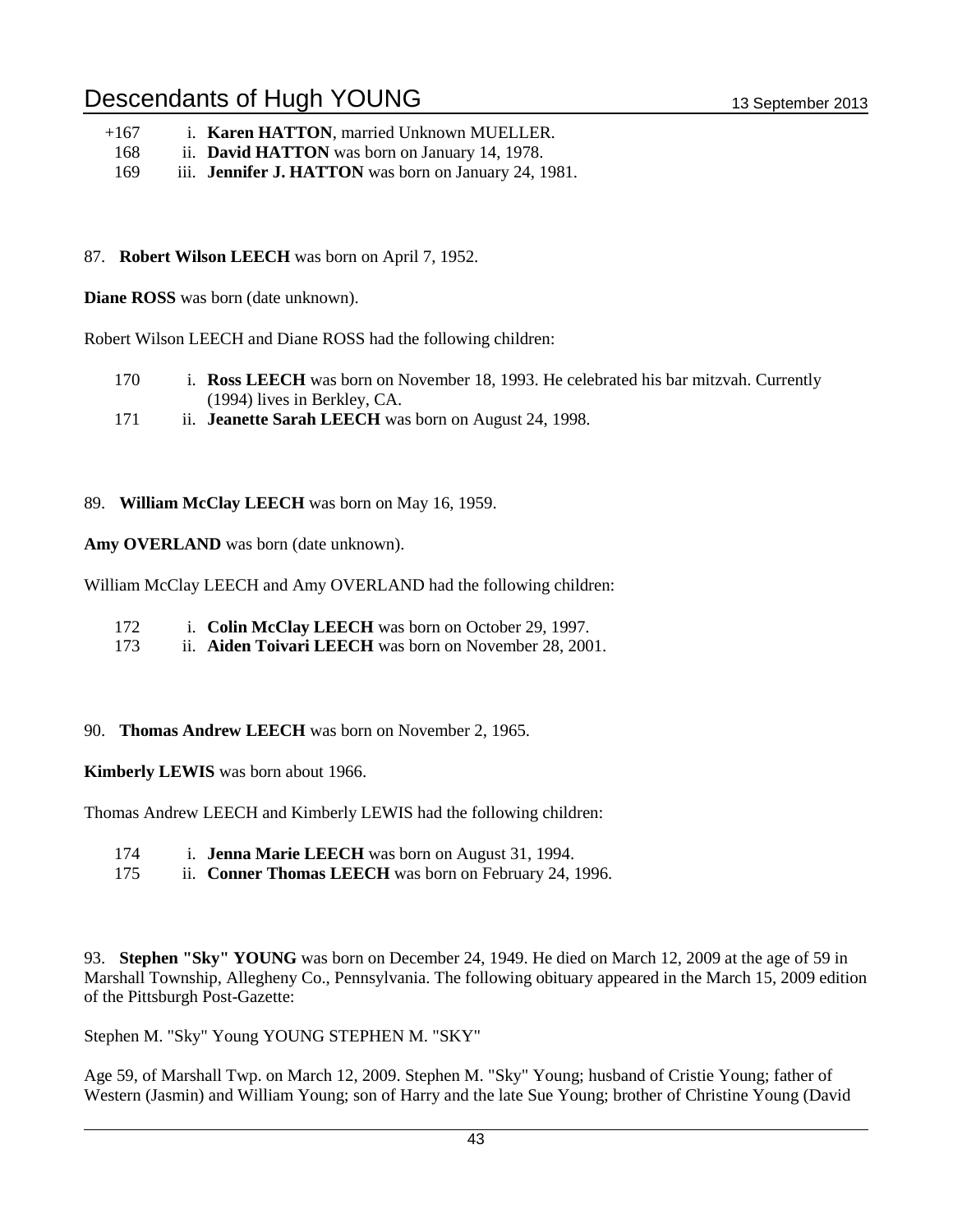+167 i. **Karen HATTON**, married Unknown MUELLER.
168 ii. **David HATTON** was born on January 14, 1978.
169 iii. **Jennifer J. HATTON** was born on January 24, 1981.

87. **Robert Wilson LEECH** was born on April 7, 1952.

**Diane ROSS** was born (date unknown).

Robert Wilson LEECH and Diane ROSS had the following children:

170 i. **Ross LEECH** was born on November 18, 1993. He celebrated his bar mitzvah. Currently (1994) lives in Berkley, CA.
171 ii. **Jeanette Sarah LEECH** was born on August 24, 1998.

89. **William McClay LEECH** was born on May 16, 1959.

**Amy OVERLAND** was born (date unknown).

William McClay LEECH and Amy OVERLAND had the following children:

172 i. **Colin McClay LEECH** was born on October 29, 1997.
173 ii. **Aiden Toivari LEECH** was born on November 28, 2001.

90. **Thomas Andrew LEECH** was born on November 2, 1965.

**Kimberly LEWIS** was born about 1966.

Thomas Andrew LEECH and Kimberly LEWIS had the following children:

174 i. **Jenna Marie LEECH** was born on August 31, 1994.
175 ii. **Conner Thomas LEECH** was born on February 24, 1996.

93. **Stephen "Sky" YOUNG** was born on December 24, 1949. He died on March 12, 2009 at the age of 59 in Marshall Township, Allegheny Co., Pennsylvania. The following obituary appeared in the March 15, 2009 edition of the Pittsburgh Post-Gazette:

Stephen M. "Sky" Young YOUNG STEPHEN M. "SKY"

Age 59, of Marshall Twp. on March 12, 2009. Stephen M. "Sky" Young; husband of Cristie Young; father of Western (Jasmin) and William Young; son of Harry and the late Sue Young; brother of Christine Young (David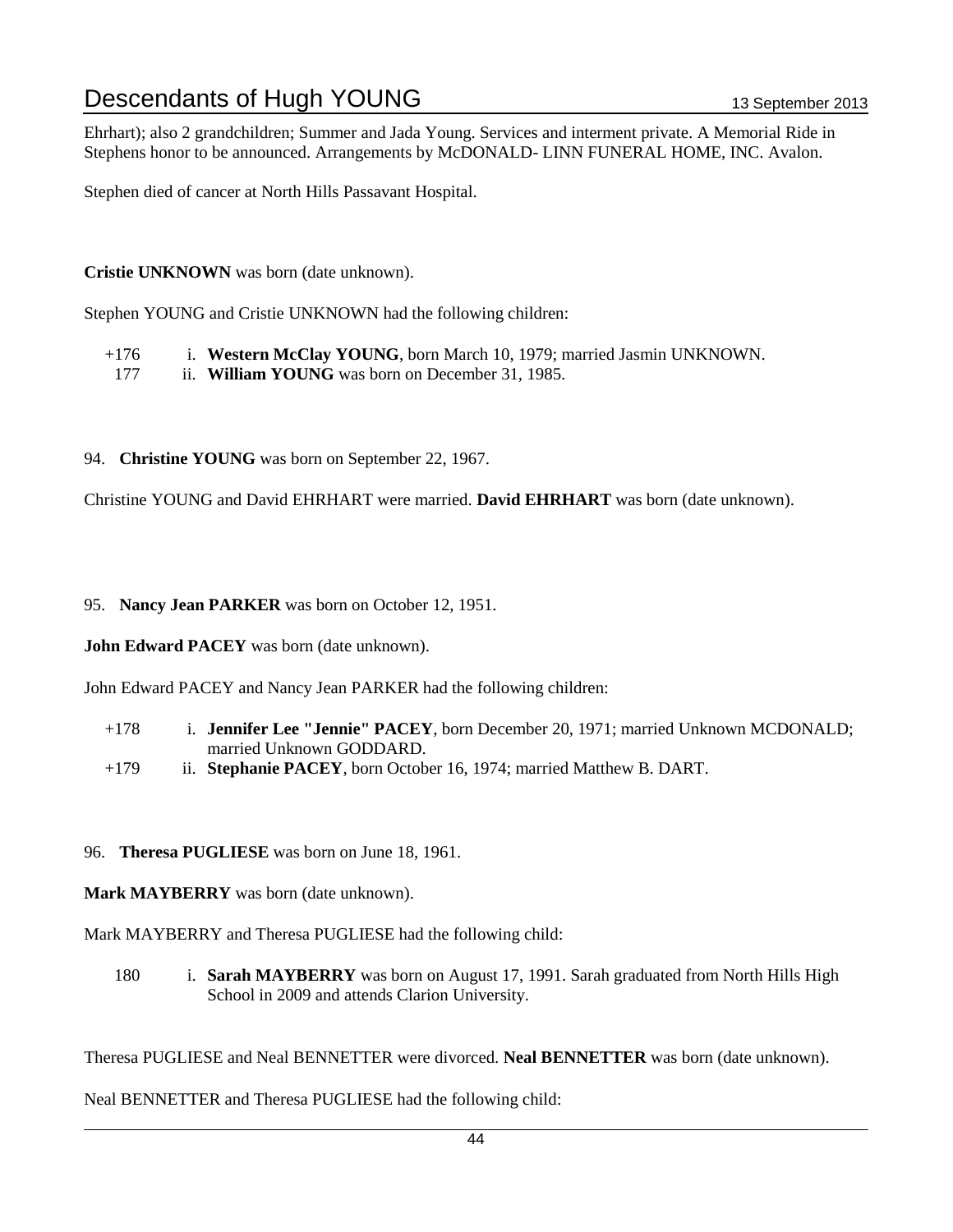Ehrhart); also 2 grandchildren; Summer and Jada Young. Services and interment private. A Memorial Ride in Stephens honor to be announced. Arrangements by McDONALD- LINN FUNERAL HOME, INC. Avalon.

Stephen died of cancer at North Hills Passavant Hospital.

**Cristie UNKNOWN** was born (date unknown).

Stephen YOUNG and Cristie UNKNOWN had the following children:

- +176 i. **Western McClay YOUNG**, born March 10, 1979; married Jasmin UNKNOWN.
- 177 ii. **William YOUNG** was born on December 31, 1985.

94. **Christine YOUNG** was born on September 22, 1967.

Christine YOUNG and David EHRHART were married. **David EHRHART** was born (date unknown).

95. **Nancy Jean PARKER** was born on October 12, 1951.

**John Edward PACEY** was born (date unknown).

John Edward PACEY and Nancy Jean PARKER had the following children:

- +178 i. **Jennifer Lee "Jennie" PACEY**, born December 20, 1971; married Unknown MCDONALD; married Unknown GODDARD.
- +179 ii. **Stephanie PACEY**, born October 16, 1974; married Matthew B. DART.

96. **Theresa PUGLIESE** was born on June 18, 1961.

**Mark MAYBERRY** was born (date unknown).

Mark MAYBERRY and Theresa PUGLIESE had the following child:

- 180 i. **Sarah MAYBERRY** was born on August 17, 1991. Sarah graduated from North Hills High School in 2009 and attends Clarion University.

Theresa PUGLIESE and Neal BENNETTER were divorced. **Neal BENNETTER** was born (date unknown).

Neal BENNETTER and Theresa PUGLIESE had the following child: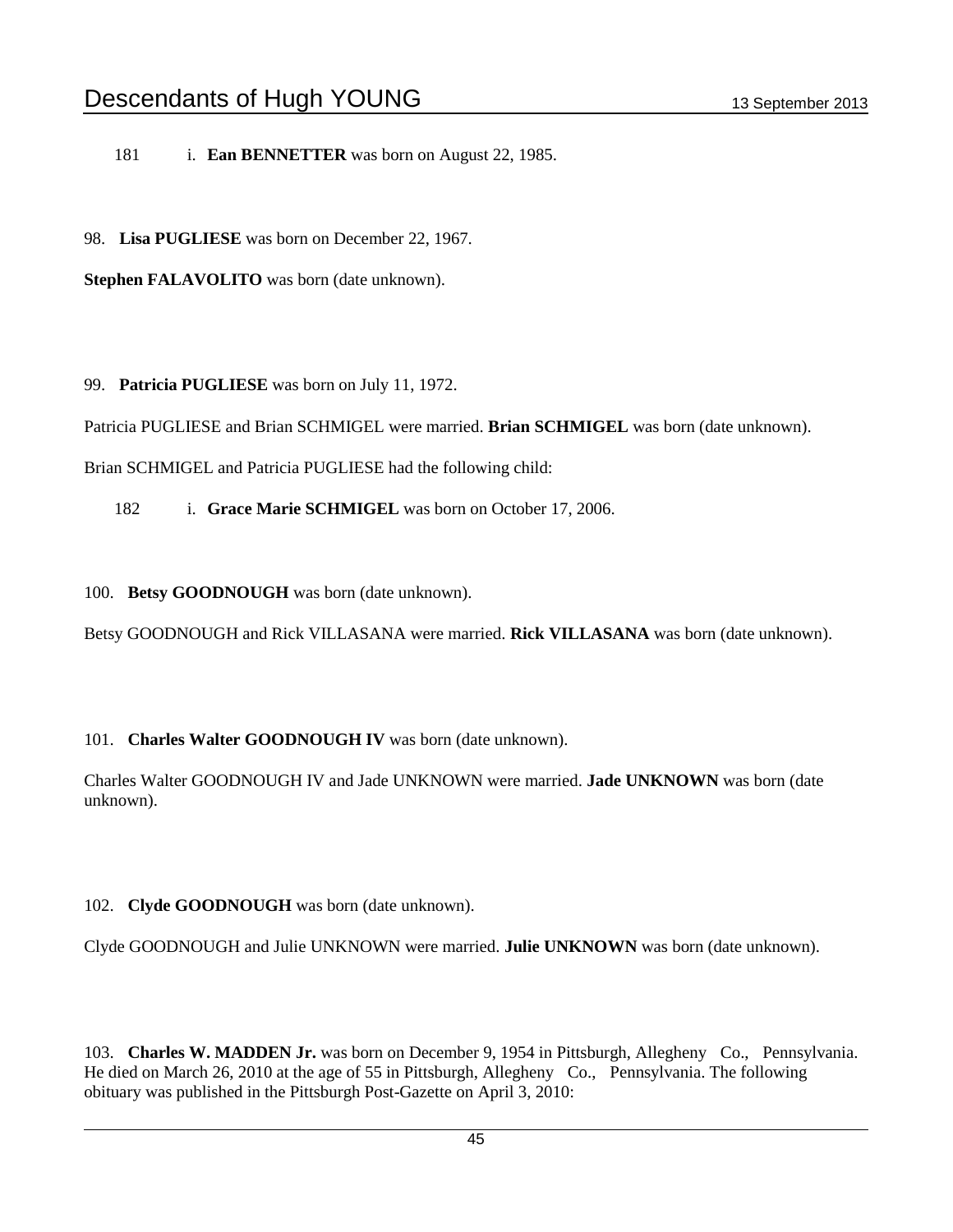181 i. **Ean BENNETTER** was born on August 22, 1985.

98. **Lisa PUGLIESE** was born on December 22, 1967.

**Stephen FALAVOLITO** was born (date unknown).

99. **Patricia PUGLIESE** was born on July 11, 1972.

Patricia PUGLIESE and Brian SCHMIGEL were married. **Brian SCHMIGEL** was born (date unknown).

Brian SCHMIGEL and Patricia PUGLIESE had the following child:

182 i. **Grace Marie SCHMIGEL** was born on October 17, 2006.

100. **Betsy GOODNOUGH** was born (date unknown).

Betsy GOODNOUGH and Rick VILLASANA were married. **Rick VILLASANA** was born (date unknown).

101. **Charles Walter GOODNOUGH IV** was born (date unknown).

Charles Walter GOODNOUGH IV and Jade UNKNOWN were married. **Jade UNKNOWN** was born (date unknown).

102. **Clyde GOODNOUGH** was born (date unknown).

Clyde GOODNOUGH and Julie UNKNOWN were married. **Julie UNKNOWN** was born (date unknown).

103. **Charles W. MADDEN Jr.** was born on December 9, 1954 in Pittsburgh, Allegheny Co., Pennsylvania. He died on March 26, 2010 at the age of 55 in Pittsburgh, Allegheny Co., Pennsylvania. The following obituary was published in the Pittsburgh Post-Gazette on April 3, 2010: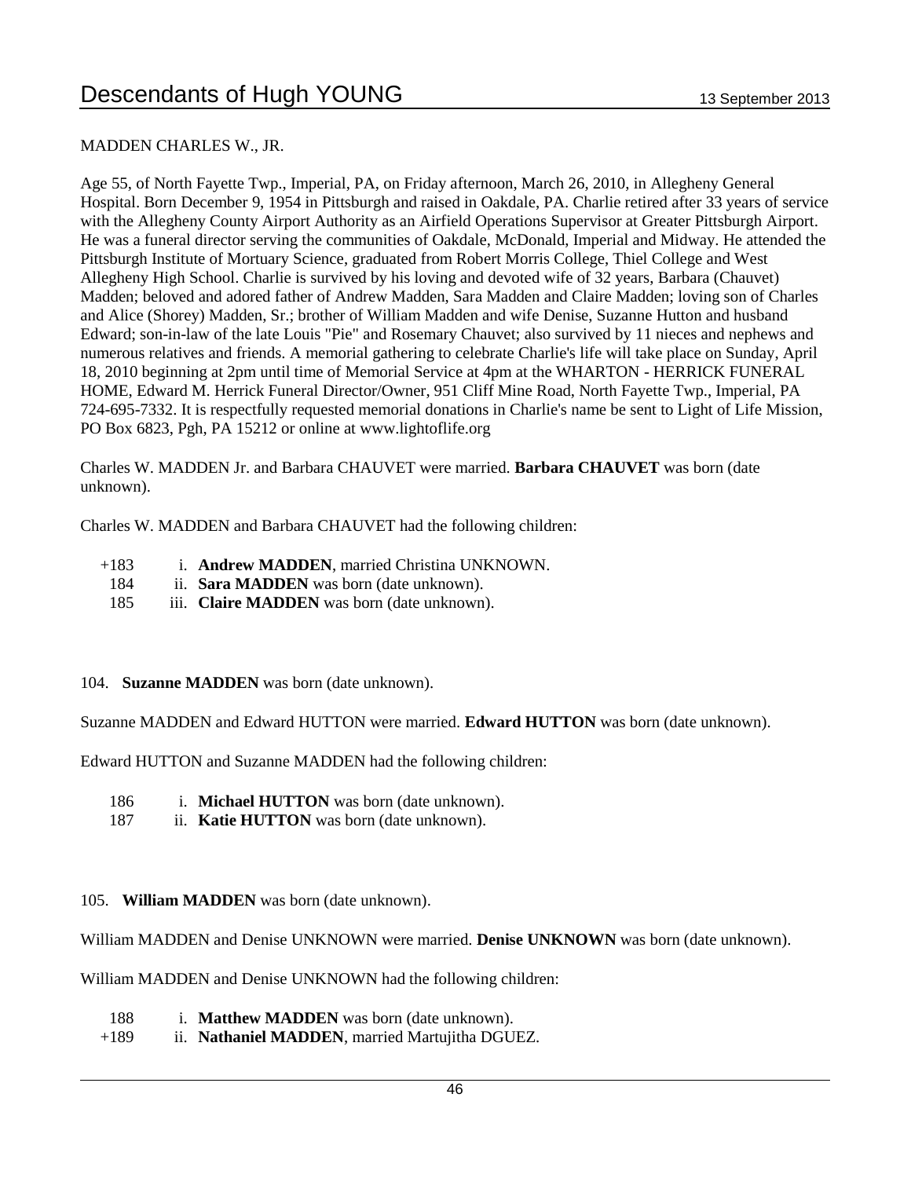MADDEN CHARLES W., JR.

Age 55, of North Fayette Twp., Imperial, PA, on Friday afternoon, March 26, 2010, in Allegheny General Hospital. Born December 9, 1954 in Pittsburgh and raised in Oakdale, PA. Charlie retired after 33 years of service with the Allegheny County Airport Authority as an Airfield Operations Supervisor at Greater Pittsburgh Airport. He was a funeral director serving the communities of Oakdale, McDonald, Imperial and Midway. He attended the Pittsburgh Institute of Mortuary Science, graduated from Robert Morris College, Thiel College and West Allegheny High School. Charlie is survived by his loving and devoted wife of 32 years, Barbara (Chauvet) Madden; beloved and adored father of Andrew Madden, Sara Madden and Claire Madden; loving son of Charles and Alice (Shorey) Madden, Sr.; brother of William Madden and wife Denise, Suzanne Hutton and husband Edward; son-in-law of the late Louis "Pie" and Rosemary Chauvet; also survived by 11 nieces and nephews and numerous relatives and friends. A memorial gathering to celebrate Charlie's life will take place on Sunday, April 18, 2010 beginning at 2pm until time of Memorial Service at 4pm at the WHARTON - HERRICK FUNERAL HOME, Edward M. Herrick Funeral Director/Owner, 951 Cliff Mine Road, North Fayette Twp., Imperial, PA 724-695-7332. It is respectfully requested memorial donations in Charlie's name be sent to Light of Life Mission, PO Box 6823, Pgh, PA 15212 or online at www.lightoflife.org

Charles W. MADDEN Jr. and Barbara CHAUVET were married. **Barbara CHAUVET** was born (date unknown).

Charles W. MADDEN and Barbara CHAUVET had the following children:

+183 i. **Andrew MADDEN**, married Christina UNKNOWN.
184 ii. **Sara MADDEN** was born (date unknown).
185 iii. **Claire MADDEN** was born (date unknown).

104. **Suzanne MADDEN** was born (date unknown).

Suzanne MADDEN and Edward HUTTON were married. **Edward HUTTON** was born (date unknown).

Edward HUTTON and Suzanne MADDEN had the following children:

186 i. **Michael HUTTON** was born (date unknown).
187 ii. **Katie HUTTON** was born (date unknown).

105. **William MADDEN** was born (date unknown).

William MADDEN and Denise UNKNOWN were married. **Denise UNKNOWN** was born (date unknown).

William MADDEN and Denise UNKNOWN had the following children:

188 i. **Matthew MADDEN** was born (date unknown).
+189 ii. **Nathaniel MADDEN**, married Martujitha DGUEZ.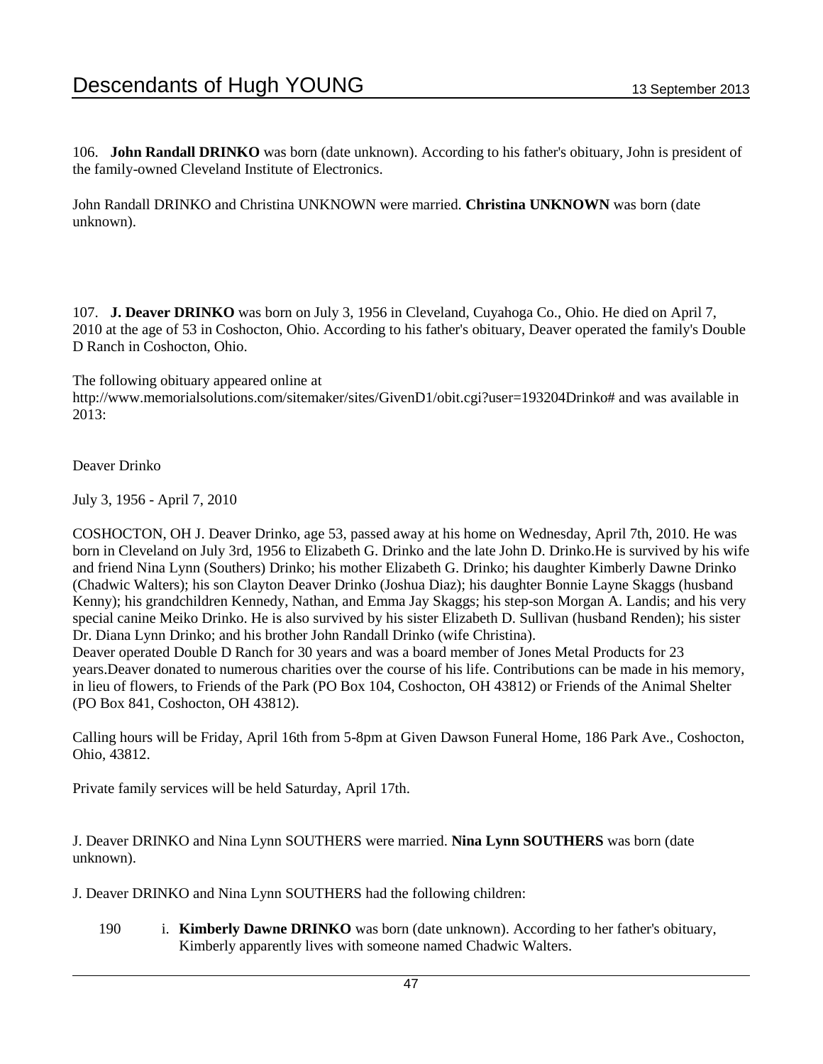106. **John Randall DRINKO** was born (date unknown). According to his father's obituary, John is president of the family-owned Cleveland Institute of Electronics.

John Randall DRINKO and Christina UNKNOWN were married. **Christina UNKNOWN** was born (date unknown).

107. **J. Deaver DRINKO** was born on July 3, 1956 in Cleveland, Cuyahoga Co., Ohio. He died on April 7, 2010 at the age of 53 in Coshocton, Ohio. According to his father's obituary, Deaver operated the family's Double D Ranch in Coshocton, Ohio.

The following obituary appeared online at http://www.memorialsolutions.com/sitemaker/sites/GivenD1/obit.cgi?user=193204Drinko# and was available in 2013:

Deaver Drinko

July 3, 1956 - April 7, 2010

COSHOCTON, OH J. Deaver Drinko, age 53, passed away at his home on Wednesday, April 7th, 2010. He was born in Cleveland on July 3rd, 1956 to Elizabeth G. Drinko and the late John D. Drinko.He is survived by his wife and friend Nina Lynn (Southers) Drinko; his mother Elizabeth G. Drinko; his daughter Kimberly Dawne Drinko (Chadwic Walters); his son Clayton Deaver Drinko (Joshua Diaz); his daughter Bonnie Layne Skaggs (husband Kenny); his grandchildren Kennedy, Nathan, and Emma Jay Skaggs; his step-son Morgan A. Landis; and his very special canine Meiko Drinko. He is also survived by his sister Elizabeth D. Sullivan (husband Renden); his sister Dr. Diana Lynn Drinko; and his brother John Randall Drinko (wife Christina).
Deaver operated Double D Ranch for 30 years and was a board member of Jones Metal Products for 23 years.Deaver donated to numerous charities over the course of his life. Contributions can be made in his memory, in lieu of flowers, to Friends of the Park (PO Box 104, Coshocton, OH 43812) or Friends of the Animal Shelter (PO Box 841, Coshocton, OH 43812).

Calling hours will be Friday, April 16th from 5-8pm at Given Dawson Funeral Home, 186 Park Ave., Coshocton, Ohio, 43812.

Private family services will be held Saturday, April 17th.

J. Deaver DRINKO and Nina Lynn SOUTHERS were married. **Nina Lynn SOUTHERS** was born (date unknown).

J. Deaver DRINKO and Nina Lynn SOUTHERS had the following children:

190 i. **Kimberly Dawne DRINKO** was born (date unknown). According to her father's obituary, Kimberly apparently lives with someone named Chadwic Walters.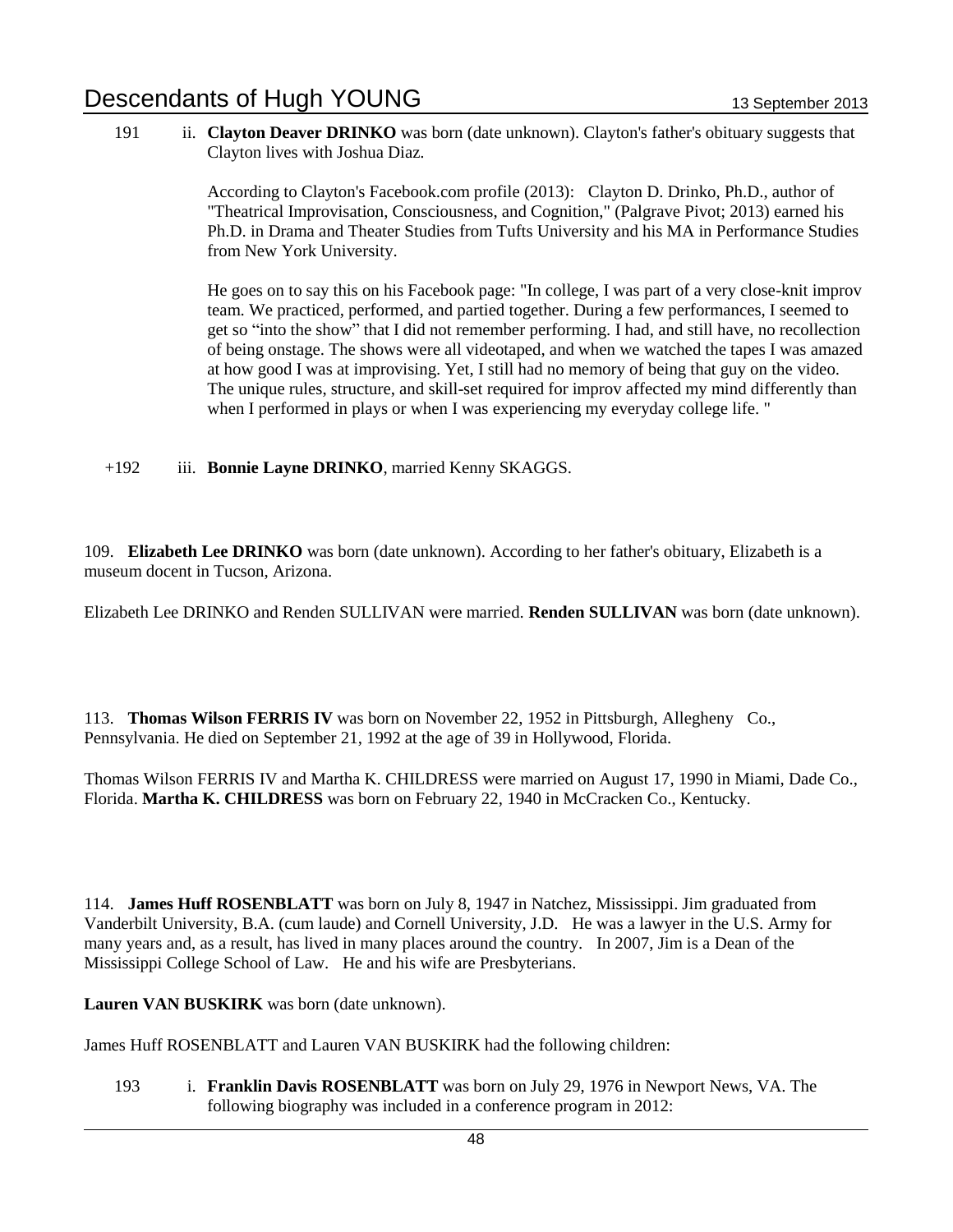191 ii. **Clayton Deaver DRINKO** was born (date unknown). Clayton's father's obituary suggests that Clayton lives with Joshua Diaz.

According to Clayton's Facebook.com profile (2013): Clayton D. Drinko, Ph.D., author of "Theatrical Improvisation, Consciousness, and Cognition," (Palgrave Pivot; 2013) earned his Ph.D. in Drama and Theater Studies from Tufts University and his MA in Performance Studies from New York University.

He goes on to say this on his Facebook page: "In college, I was part of a very close-knit improv team. We practiced, performed, and partied together. During a few performances, I seemed to get so "into the show" that I did not remember performing. I had, and still have, no recollection of being onstage. The shows were all videotaped, and when we watched the tapes I was amazed at how good I was at improvising. Yet, I still had no memory of being that guy on the video. The unique rules, structure, and skill-set required for improv affected my mind differently than when I performed in plays or when I was experiencing my everyday college life. "

+192 iii. **Bonnie Layne DRINKO**, married Kenny SKAGGS.

109. **Elizabeth Lee DRINKO** was born (date unknown). According to her father's obituary, Elizabeth is a museum docent in Tucson, Arizona.

Elizabeth Lee DRINKO and Renden SULLIVAN were married. **Renden SULLIVAN** was born (date unknown).

113. **Thomas Wilson FERRIS IV** was born on November 22, 1952 in Pittsburgh, Allegheny Co., Pennsylvania. He died on September 21, 1992 at the age of 39 in Hollywood, Florida.

Thomas Wilson FERRIS IV and Martha K. CHILDRESS were married on August 17, 1990 in Miami, Dade Co., Florida. **Martha K. CHILDRESS** was born on February 22, 1940 in McCracken Co., Kentucky.

114. **James Huff ROSENBLATT** was born on July 8, 1947 in Natchez, Mississippi. Jim graduated from Vanderbilt University, B.A. (cum laude) and Cornell University, J.D. He was a lawyer in the U.S. Army for many years and, as a result, has lived in many places around the country. In 2007, Jim is a Dean of the Mississippi College School of Law. He and his wife are Presbyterians.

**Lauren VAN BUSKIRK** was born (date unknown).

James Huff ROSENBLATT and Lauren VAN BUSKIRK had the following children:

193 i. **Franklin Davis ROSENBLATT** was born on July 29, 1976 in Newport News, VA. The following biography was included in a conference program in 2012: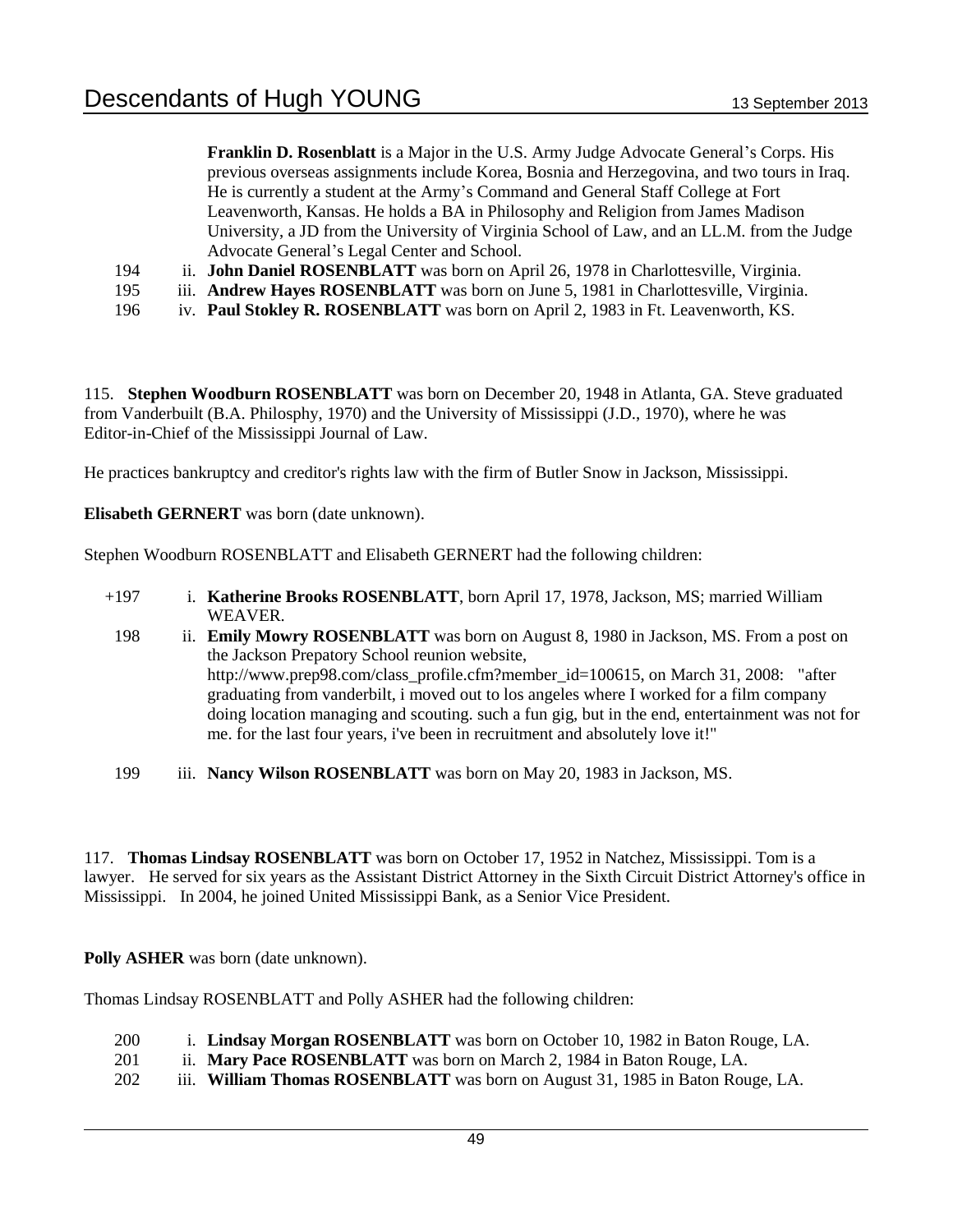**Franklin D. Rosenblatt** is a Major in the U.S. Army Judge Advocate General's Corps. His previous overseas assignments include Korea, Bosnia and Herzegovina, and two tours in Iraq. He is currently a student at the Army's Command and General Staff College at Fort Leavenworth, Kansas. He holds a BA in Philosophy and Religion from James Madison University, a JD from the University of Virginia School of Law, and an LL.M. from the Judge Advocate General's Legal Center and School.

194 ii. **John Daniel ROSENBLATT** was born on April 26, 1978 in Charlottesville, Virginia.
195 iii. **Andrew Hayes ROSENBLATT** was born on June 5, 1981 in Charlottesville, Virginia.
196 iv. **Paul Stokley R. ROSENBLATT** was born on April 2, 1983 in Ft. Leavenworth, KS.

115. **Stephen Woodburn ROSENBLATT** was born on December 20, 1948 in Atlanta, GA. Steve graduated from Vanderbuilt (B.A. Philosphy, 1970) and the University of Mississippi (J.D., 1970), where he was Editor-in-Chief of the Mississippi Journal of Law.

He practices bankruptcy and creditor's rights law with the firm of Butler Snow in Jackson, Mississippi.

**Elisabeth GERNERT** was born (date unknown).

Stephen Woodburn ROSENBLATT and Elisabeth GERNERT had the following children:

+197 i. **Katherine Brooks ROSENBLATT**, born April 17, 1978, Jackson, MS; married William WEAVER.
198 ii. **Emily Mowry ROSENBLATT** was born on August 8, 1980 in Jackson, MS. From a post on the Jackson Prepatory School reunion website, http://www.prep98.com/class_profile.cfm?member_id=100615, on March 31, 2008: "after graduating from vanderbilt, i moved out to los angeles where I worked for a film company doing location managing and scouting. such a fun gig, but in the end, entertainment was not for me. for the last four years, i've been in recruitment and absolutely love it!"

199 iii. **Nancy Wilson ROSENBLATT** was born on May 20, 1983 in Jackson, MS.

117. **Thomas Lindsay ROSENBLATT** was born on October 17, 1952 in Natchez, Mississippi. Tom is a lawyer. He served for six years as the Assistant District Attorney in the Sixth Circuit District Attorney's office in Mississippi. In 2004, he joined United Mississippi Bank, as a Senior Vice President.

**Polly ASHER** was born (date unknown).

Thomas Lindsay ROSENBLATT and Polly ASHER had the following children:

200 i. **Lindsay Morgan ROSENBLATT** was born on October 10, 1982 in Baton Rouge, LA.
201 ii. **Mary Pace ROSENBLATT** was born on March 2, 1984 in Baton Rouge, LA.
202 iii. **William Thomas ROSENBLATT** was born on August 31, 1985 in Baton Rouge, LA.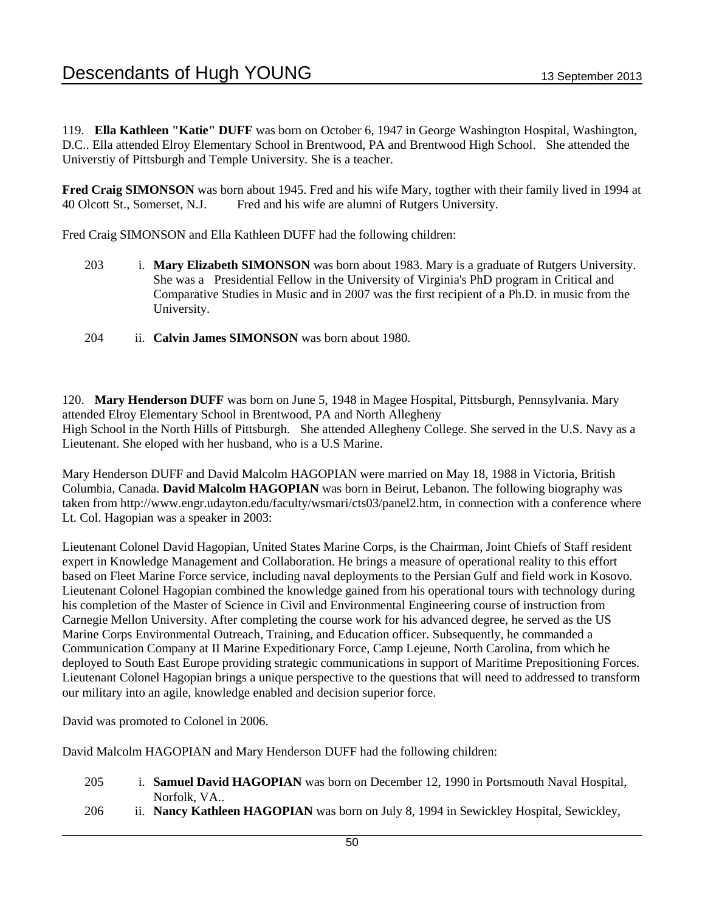119. **Ella Kathleen "Katie" DUFF** was born on October 6, 1947 in George Washington Hospital, Washington, D.C.. Ella attended Elroy Elementary School in Brentwood, PA and Brentwood High School. She attended the Universtiy of Pittsburgh and Temple University. She is a teacher.

**Fred Craig SIMONSON** was born about 1945. Fred and his wife Mary, togther with their family lived in 1994 at 40 Olcott St., Somerset, N.J. Fred and his wife are alumni of Rutgers University.

Fred Craig SIMONSON and Ella Kathleen DUFF had the following children:

203 i. **Mary Elizabeth SIMONSON** was born about 1983. Mary is a graduate of Rutgers University. She was a Presidential Fellow in the University of Virginia's PhD program in Critical and Comparative Studies in Music and in 2007 was the first recipient of a Ph.D. in music from the University.

204 ii. **Calvin James SIMONSON** was born about 1980.

120. **Mary Henderson DUFF** was born on June 5, 1948 in Magee Hospital, Pittsburgh, Pennsylvania. Mary attended Elroy Elementary School in Brentwood, PA and North Allegheny High School in the North Hills of Pittsburgh. She attended Allegheny College. She served in the U.S. Navy as a Lieutenant. She eloped with her husband, who is a U.S Marine.

Mary Henderson DUFF and David Malcolm HAGOPIAN were married on May 18, 1988 in Victoria, British Columbia, Canada. **David Malcolm HAGOPIAN** was born in Beirut, Lebanon. The following biography was taken from http://www.engr.udayton.edu/faculty/wsmari/cts03/panel2.htm, in connection with a conference where Lt. Col. Hagopian was a speaker in 2003:

Lieutenant Colonel David Hagopian, United States Marine Corps, is the Chairman, Joint Chiefs of Staff resident expert in Knowledge Management and Collaboration. He brings a measure of operational reality to this effort based on Fleet Marine Force service, including naval deployments to the Persian Gulf and field work in Kosovo. Lieutenant Colonel Hagopian combined the knowledge gained from his operational tours with technology during his completion of the Master of Science in Civil and Environmental Engineering course of instruction from Carnegie Mellon University. After completing the course work for his advanced degree, he served as the US Marine Corps Environmental Outreach, Training, and Education officer. Subsequently, he commanded a Communication Company at II Marine Expeditionary Force, Camp Lejeune, North Carolina, from which he deployed to South East Europe providing strategic communications in support of Maritime Prepositioning Forces. Lieutenant Colonel Hagopian brings a unique perspective to the questions that will need to addressed to transform our military into an agile, knowledge enabled and decision superior force.

David was promoted to Colonel in 2006.

David Malcolm HAGOPIAN and Mary Henderson DUFF had the following children:

205 i. **Samuel David HAGOPIAN** was born on December 12, 1990 in Portsmouth Naval Hospital, Norfolk, VA..

206 ii. **Nancy Kathleen HAGOPIAN** was born on July 8, 1994 in Sewickley Hospital, Sewickley,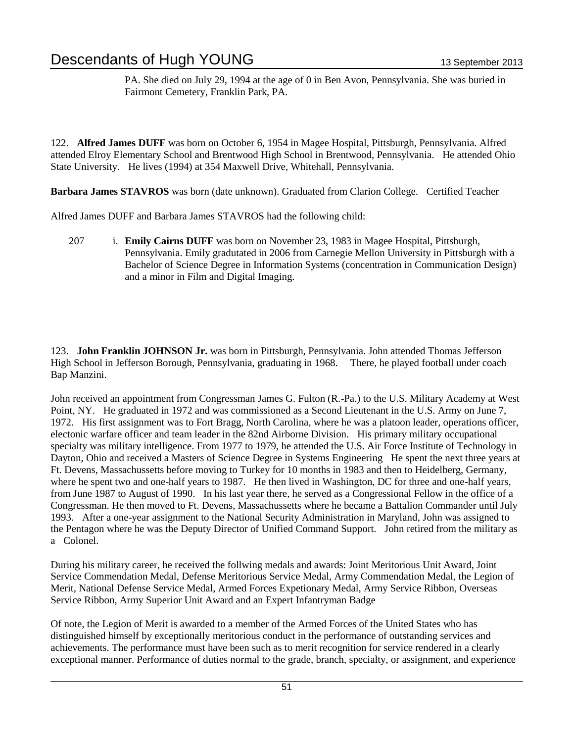PA. She died on July 29, 1994 at the age of 0 in Ben Avon, Pennsylvania. She was buried in Fairmont Cemetery, Franklin Park, PA.

122. **Alfred James DUFF** was born on October 6, 1954 in Magee Hospital, Pittsburgh, Pennsylvania. Alfred attended Elroy Elementary School and Brentwood High School in Brentwood, Pennsylvania. He attended Ohio State University. He lives (1994) at 354 Maxwell Drive, Whitehall, Pennsylvania.

**Barbara James STAVROS** was born (date unknown). Graduated from Clarion College. Certified Teacher

Alfred James DUFF and Barbara James STAVROS had the following child:

207 i. **Emily Cairns DUFF** was born on November 23, 1983 in Magee Hospital, Pittsburgh, Pennsylvania. Emily gradutated in 2006 from Carnegie Mellon University in Pittsburgh with a Bachelor of Science Degree in Information Systems (concentration in Communication Design) and a minor in Film and Digital Imaging.

123. **John Franklin JOHNSON Jr.** was born in Pittsburgh, Pennsylvania. John attended Thomas Jefferson High School in Jefferson Borough, Pennsylvania, graduating in 1968. There, he played football under coach Bap Manzini.

John received an appointment from Congressman James G. Fulton (R.-Pa.) to the U.S. Military Academy at West Point, NY. He graduated in 1972 and was commissioned as a Second Lieutenant in the U.S. Army on June 7, 1972. His first assignment was to Fort Bragg, North Carolina, where he was a platoon leader, operations officer, electonic warfare officer and team leader in the 82nd Airborne Division. His primary military occupational specialty was military intelligence. From 1977 to 1979, he attended the U.S. Air Force Institute of Technology in Dayton, Ohio and received a Masters of Science Degree in Systems Engineering He spent the next three years at Ft. Devens, Massachussetts before moving to Turkey for 10 months in 1983 and then to Heidelberg, Germany, where he spent two and one-half years to 1987. He then lived in Washington, DC for three and one-half years, from June 1987 to August of 1990. In his last year there, he served as a Congressional Fellow in the office of a Congressman. He then moved to Ft. Devens, Massachussetts where he became a Battalion Commander until July 1993. After a one-year assignment to the National Security Administration in Maryland, John was assigned to the Pentagon where he was the Deputy Director of Unified Command Support. John retired from the military as a Colonel.

During his military career, he received the follwing medals and awards: Joint Meritorious Unit Award, Joint Service Commendation Medal, Defense Meritorious Service Medal, Army Commendation Medal, the Legion of Merit, National Defense Service Medal, Armed Forces Expetionary Medal, Army Service Ribbon, Overseas Service Ribbon, Army Superior Unit Award and an Expert Infantryman Badge

Of note, the Legion of Merit is awarded to a member of the Armed Forces of the United States who has distinguished himself by exceptionally meritorious conduct in the performance of outstanding services and achievements. The performance must have been such as to merit recognition for service rendered in a clearly exceptional manner. Performance of duties normal to the grade, branch, specialty, or assignment, and experience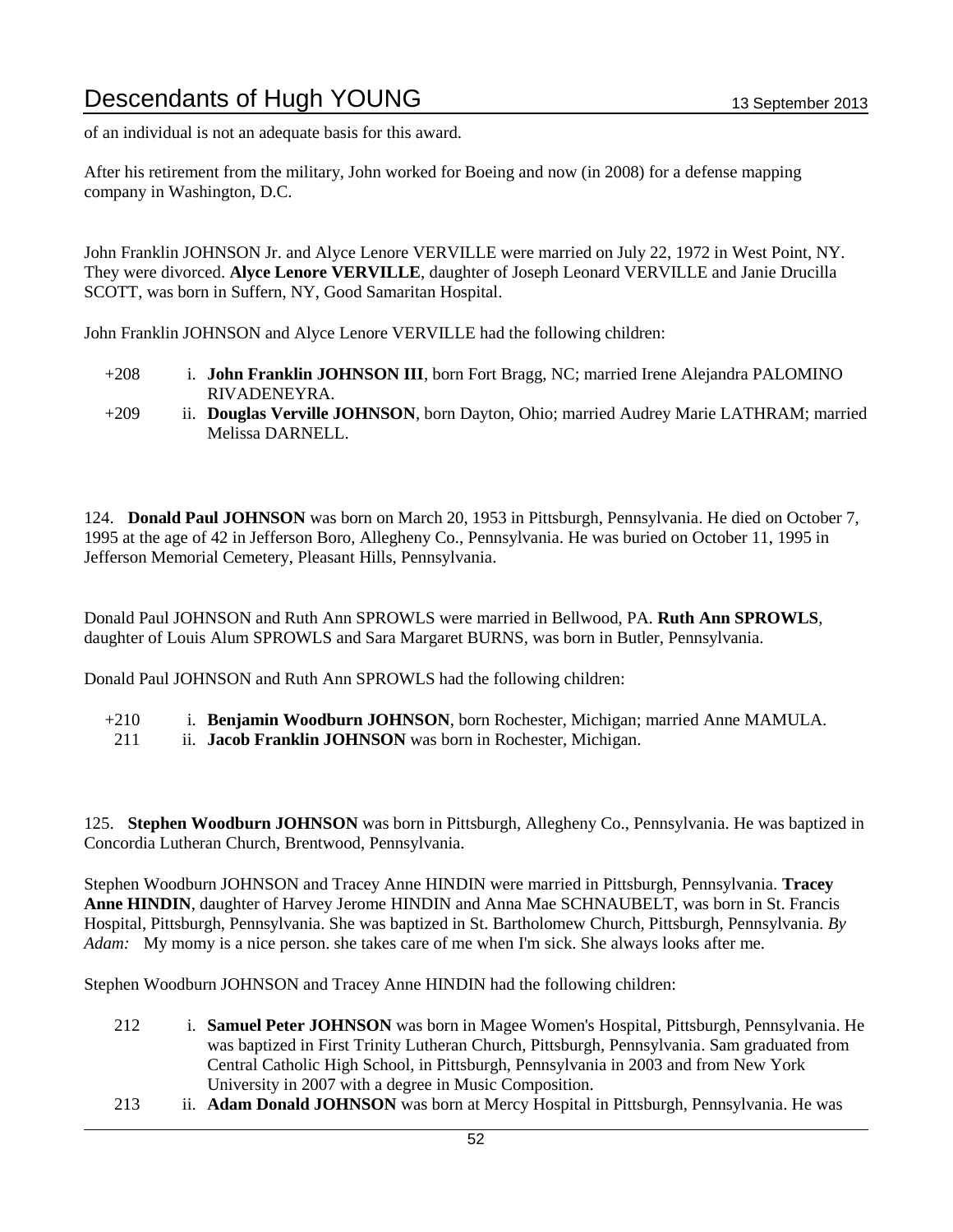of an individual is not an adequate basis for this award.

After his retirement from the military, John worked for Boeing and now (in 2008) for a defense mapping company in Washington, D.C.

John Franklin JOHNSON Jr. and Alyce Lenore VERVILLE were married on July 22, 1972 in West Point, NY. They were divorced. **Alyce Lenore VERVILLE**, daughter of Joseph Leonard VERVILLE and Janie Drucilla SCOTT, was born in Suffern, NY, Good Samaritan Hospital.

John Franklin JOHNSON and Alyce Lenore VERVILLE had the following children:

- +208 i. **John Franklin JOHNSON III**, born Fort Bragg, NC; married Irene Alejandra PALOMINO RIVADENEYRA.
- +209 ii. **Douglas Verville JOHNSON**, born Dayton, Ohio; married Audrey Marie LATHRAM; married Melissa DARNELL.

124. **Donald Paul JOHNSON** was born on March 20, 1953 in Pittsburgh, Pennsylvania. He died on October 7, 1995 at the age of 42 in Jefferson Boro, Allegheny Co., Pennsylvania. He was buried on October 11, 1995 in Jefferson Memorial Cemetery, Pleasant Hills, Pennsylvania.

Donald Paul JOHNSON and Ruth Ann SPROWLS were married in Bellwood, PA. **Ruth Ann SPROWLS**, daughter of Louis Alum SPROWLS and Sara Margaret BURNS, was born in Butler, Pennsylvania.

Donald Paul JOHNSON and Ruth Ann SPROWLS had the following children:

- +210 i. **Benjamin Woodburn JOHNSON**, born Rochester, Michigan; married Anne MAMULA.
- 211 ii. **Jacob Franklin JOHNSON** was born in Rochester, Michigan.

125. **Stephen Woodburn JOHNSON** was born in Pittsburgh, Allegheny Co., Pennsylvania. He was baptized in Concordia Lutheran Church, Brentwood, Pennsylvania.

Stephen Woodburn JOHNSON and Tracey Anne HINDIN were married in Pittsburgh, Pennsylvania. **Tracey Anne HINDIN**, daughter of Harvey Jerome HINDIN and Anna Mae SCHNAUBELT, was born in St. Francis Hospital, Pittsburgh, Pennsylvania. She was baptized in St. Bartholomew Church, Pittsburgh, Pennsylvania. *By Adam:* My momy is a nice person. she takes care of me when I'm sick. She always looks after me.

Stephen Woodburn JOHNSON and Tracey Anne HINDIN had the following children:

- 212 i. **Samuel Peter JOHNSON** was born in Magee Women's Hospital, Pittsburgh, Pennsylvania. He was baptized in First Trinity Lutheran Church, Pittsburgh, Pennsylvania. Sam graduated from Central Catholic High School, in Pittsburgh, Pennsylvania in 2003 and from New York University in 2007 with a degree in Music Composition.
- 213 ii. **Adam Donald JOHNSON** was born at Mercy Hospital in Pittsburgh, Pennsylvania. He was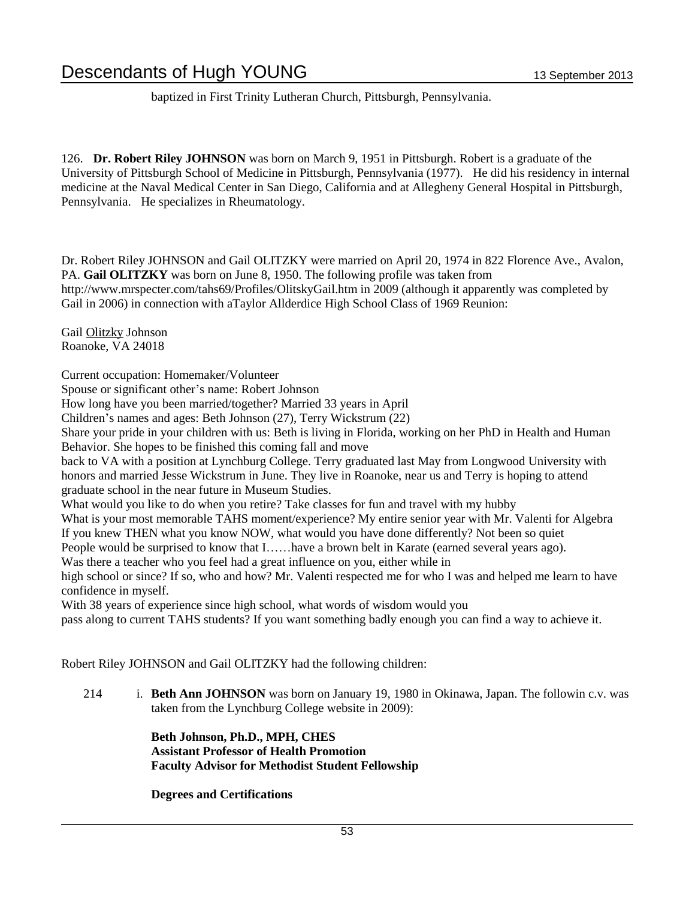baptized in First Trinity Lutheran Church, Pittsburgh, Pennsylvania.

126. **Dr. Robert Riley JOHNSON** was born on March 9, 1951 in Pittsburgh. Robert is a graduate of the University of Pittsburgh School of Medicine in Pittsburgh, Pennsylvania (1977). He did his residency in internal medicine at the Naval Medical Center in San Diego, California and at Allegheny General Hospital in Pittsburgh, Pennsylvania. He specializes in Rheumatology.

Dr. Robert Riley JOHNSON and Gail OLITZKY were married on April 20, 1974 in 822 Florence Ave., Avalon, PA. **Gail OLITZKY** was born on June 8, 1950. The following profile was taken from http://www.mrspecter.com/tahs69/Profiles/OlitskyGail.htm in 2009 (although it apparently was completed by Gail in 2006) in connection with aTaylor Allderdice High School Class of 1969 Reunion:

Gail Olitzky Johnson
Roanoke, VA 24018

Current occupation: Homemaker/Volunteer
Spouse or significant other's name: Robert Johnson
How long have you been married/together? Married 33 years in April
Children's names and ages: Beth Johnson (27), Terry Wickstrum (22)
Share your pride in your children with us: Beth is living in Florida, working on her PhD in Health and Human Behavior. She hopes to be finished this coming fall and move
back to VA with a position at Lynchburg College. Terry graduated last May from Longwood University with honors and married Jesse Wickstrum in June. They live in Roanoke, near us and Terry is hoping to attend graduate school in the near future in Museum Studies.
What would you like to do when you retire? Take classes for fun and travel with my hubby
What is your most memorable TAHS moment/experience? My entire senior year with Mr. Valenti for Algebra
If you knew THEN what you know NOW, what would you have done differently? Not been so quiet
People would be surprised to know that I……have a brown belt in Karate (earned several years ago).
Was there a teacher who you feel had a great influence on you, either while in
high school or since? If so, who and how? Mr. Valenti respected me for who I was and helped me learn to have confidence in myself.
With 38 years of experience since high school, what words of wisdom would you
pass along to current TAHS students? If you want something badly enough you can find a way to achieve it.

Robert Riley JOHNSON and Gail OLITZKY had the following children:

214 i. **Beth Ann JOHNSON** was born on January 19, 1980 in Okinawa, Japan. The followin c.v. was taken from the Lynchburg College website in 2009):

**Beth Johnson, Ph.D., MPH, CHES**
**Assistant Professor of Health Promotion**
**Faculty Advisor for Methodist Student Fellowship**

**Degrees and Certifications**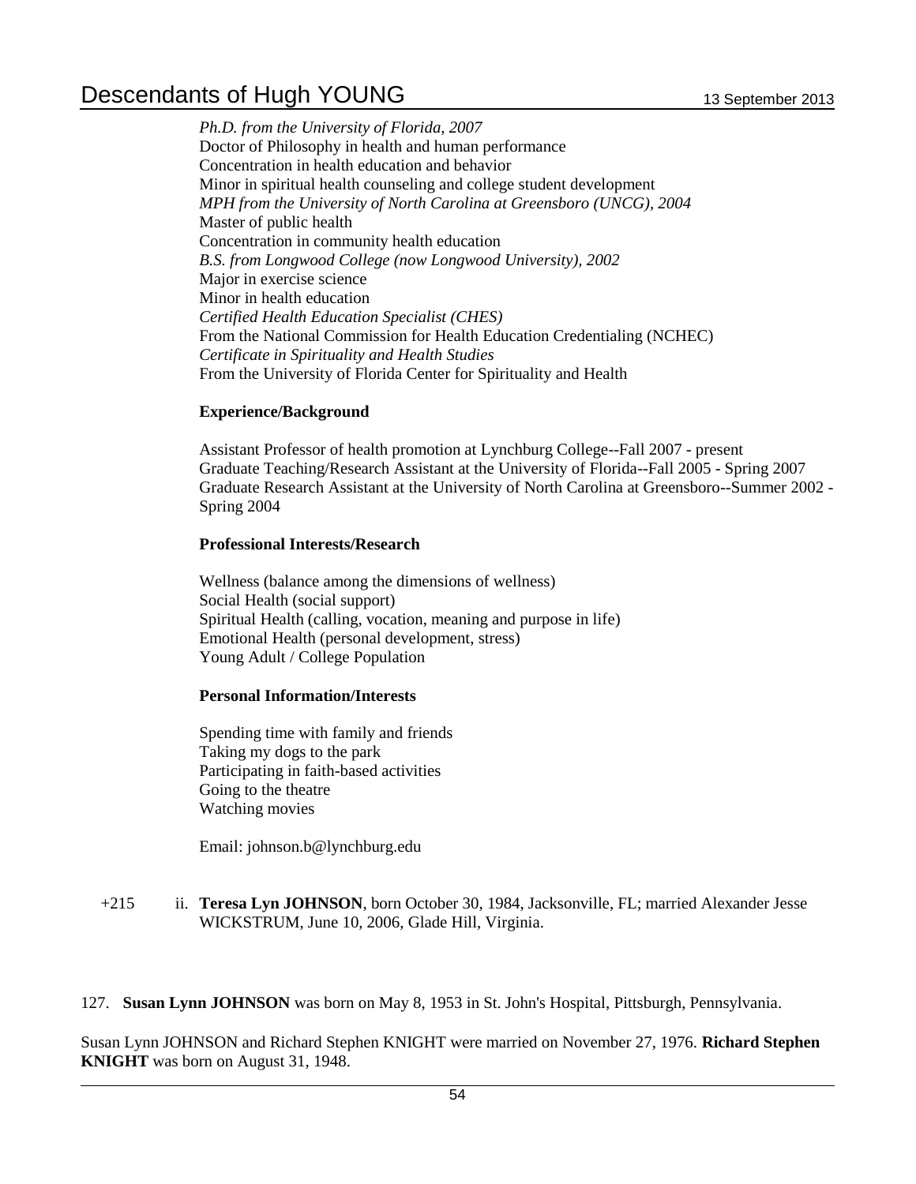*Ph.D. from the University of Florida, 2007*
Doctor of Philosophy in health and human performance
Concentration in health education and behavior
Minor in spiritual health counseling and college student development
*MPH from the University of North Carolina at Greensboro (UNCG), 2004*
Master of public health
Concentration in community health education
*B.S. from Longwood College (now Longwood University), 2002*
Major in exercise science
Minor in health education
*Certified Health Education Specialist (CHES)*
From the National Commission for Health Education Credentialing (NCHEC)
*Certificate in Spirituality and Health Studies*
From the University of Florida Center for Spirituality and Health

**Experience/Background**

Assistant Professor of health promotion at Lynchburg College--Fall 2007 - present
Graduate Teaching/Research Assistant at the University of Florida--Fall 2005 - Spring 2007
Graduate Research Assistant at the University of North Carolina at Greensboro--Summer 2002 - Spring 2004

**Professional Interests/Research**

Wellness (balance among the dimensions of wellness)
Social Health (social support)
Spiritual Health (calling, vocation, meaning and purpose in life)
Emotional Health (personal development, stress)
Young Adult / College Population

**Personal Information/Interests**

Spending time with family and friends
Taking my dogs to the park
Participating in faith-based activities
Going to the theatre
Watching movies

Email: johnson.b@lynchburg.edu

+215 ii. **Teresa Lyn JOHNSON**, born October 30, 1984, Jacksonville, FL; married Alexander Jesse WICKSTRUM, June 10, 2006, Glade Hill, Virginia.

127. **Susan Lynn JOHNSON** was born on May 8, 1953 in St. John's Hospital, Pittsburgh, Pennsylvania.

Susan Lynn JOHNSON and Richard Stephen KNIGHT were married on November 27, 1976. **Richard Stephen KNIGHT** was born on August 31, 1948.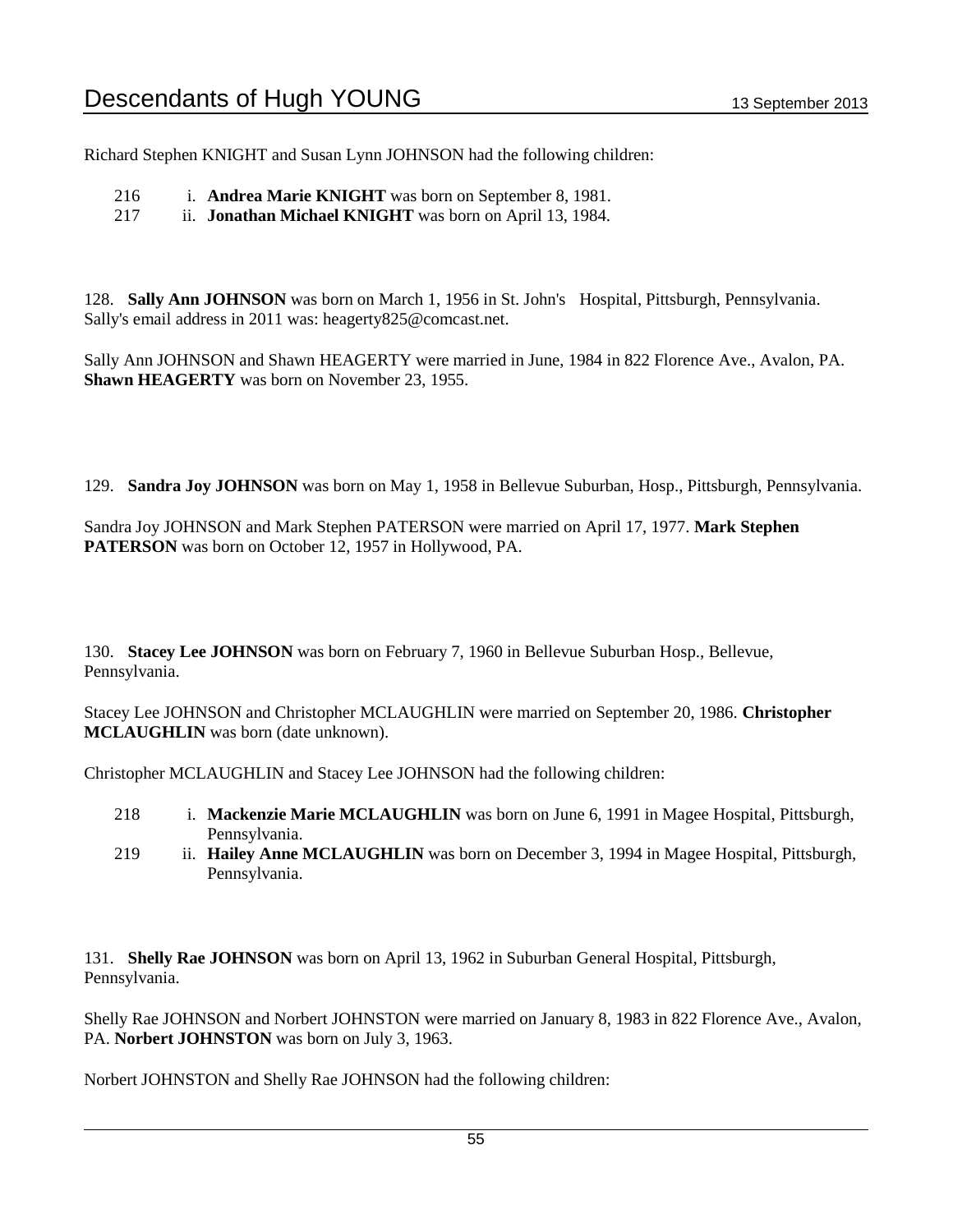Richard Stephen KNIGHT and Susan Lynn JOHNSON had the following children:

216 i. **Andrea Marie KNIGHT** was born on September 8, 1981.
217 ii. **Jonathan Michael KNIGHT** was born on April 13, 1984.

128. **Sally Ann JOHNSON** was born on March 1, 1956 in St. John's Hospital, Pittsburgh, Pennsylvania. Sally's email address in 2011 was: heagerty825@comcast.net.

Sally Ann JOHNSON and Shawn HEAGERTY were married in June, 1984 in 822 Florence Ave., Avalon, PA. **Shawn HEAGERTY** was born on November 23, 1955.

129. **Sandra Joy JOHNSON** was born on May 1, 1958 in Bellevue Suburban, Hosp., Pittsburgh, Pennsylvania.

Sandra Joy JOHNSON and Mark Stephen PATERSON were married on April 17, 1977. **Mark Stephen PATERSON** was born on October 12, 1957 in Hollywood, PA.

130. **Stacey Lee JOHNSON** was born on February 7, 1960 in Bellevue Suburban Hosp., Bellevue, Pennsylvania.

Stacey Lee JOHNSON and Christopher MCLAUGHLIN were married on September 20, 1986. **Christopher MCLAUGHLIN** was born (date unknown).

Christopher MCLAUGHLIN and Stacey Lee JOHNSON had the following children:

218 i. **Mackenzie Marie MCLAUGHLIN** was born on June 6, 1991 in Magee Hospital, Pittsburgh, Pennsylvania.
219 ii. **Hailey Anne MCLAUGHLIN** was born on December 3, 1994 in Magee Hospital, Pittsburgh, Pennsylvania.

131. **Shelly Rae JOHNSON** was born on April 13, 1962 in Suburban General Hospital, Pittsburgh, Pennsylvania.

Shelly Rae JOHNSON and Norbert JOHNSTON were married on January 8, 1983 in 822 Florence Ave., Avalon, PA. **Norbert JOHNSTON** was born on July 3, 1963.

Norbert JOHNSTON and Shelly Rae JOHNSON had the following children: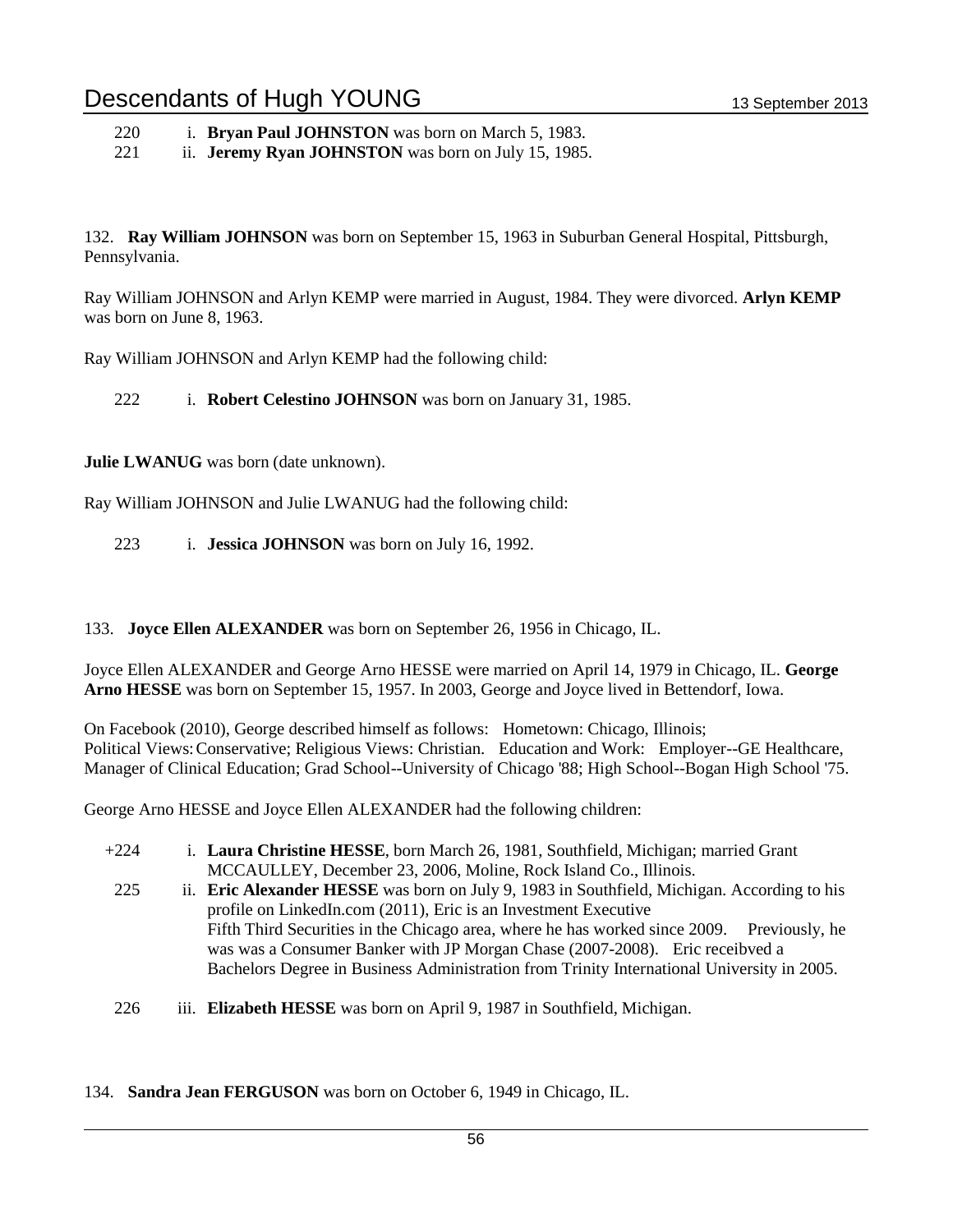220 i. **Bryan Paul JOHNSTON** was born on March 5, 1983.
221 ii. **Jeremy Ryan JOHNSTON** was born on July 15, 1985.

132. **Ray William JOHNSON** was born on September 15, 1963 in Suburban General Hospital, Pittsburgh, Pennsylvania.

Ray William JOHNSON and Arlyn KEMP were married in August, 1984. They were divorced. **Arlyn KEMP** was born on June 8, 1963.

Ray William JOHNSON and Arlyn KEMP had the following child:

222 i. **Robert Celestino JOHNSON** was born on January 31, 1985.

**Julie LWANUG** was born (date unknown).

Ray William JOHNSON and Julie LWANUG had the following child:

223 i. **Jessica JOHNSON** was born on July 16, 1992.

133. **Joyce Ellen ALEXANDER** was born on September 26, 1956 in Chicago, IL.

Joyce Ellen ALEXANDER and George Arno HESSE were married on April 14, 1979 in Chicago, IL. **George Arno HESSE** was born on September 15, 1957. In 2003, George and Joyce lived in Bettendorf, Iowa.

On Facebook (2010), George described himself as follows: Hometown: Chicago, Illinois; Political Views: Conservative; Religious Views: Christian. Education and Work: Employer--GE Healthcare, Manager of Clinical Education; Grad School--University of Chicago '88; High School--Bogan High School '75.

George Arno HESSE and Joyce Ellen ALEXANDER had the following children:

+224 i. **Laura Christine HESSE**, born March 26, 1981, Southfield, Michigan; married Grant MCCAULLEY, December 23, 2006, Moline, Rock Island Co., Illinois.
225 ii. **Eric Alexander HESSE** was born on July 9, 1983 in Southfield, Michigan. According to his profile on LinkedIn.com (2011), Eric is an Investment Executive Fifth Third Securities in the Chicago area, where he has worked since 2009. Previously, he was was a Consumer Banker with JP Morgan Chase (2007-2008). Eric receibved a Bachelors Degree in Business Administration from Trinity International University in 2005.

226 iii. **Elizabeth HESSE** was born on April 9, 1987 in Southfield, Michigan.

134. **Sandra Jean FERGUSON** was born on October 6, 1949 in Chicago, IL.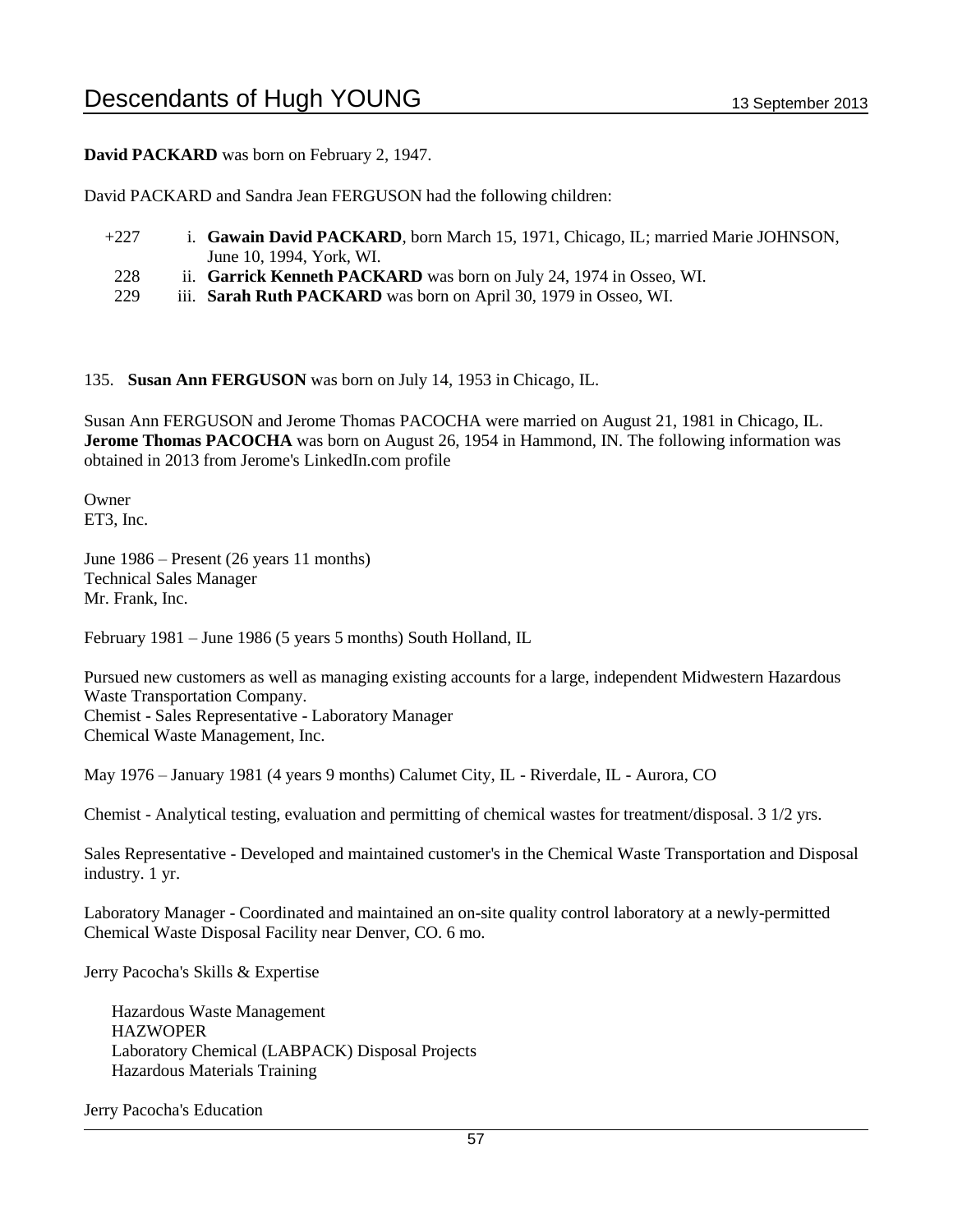**David PACKARD** was born on February 2, 1947.

David PACKARD and Sandra Jean FERGUSON had the following children:

+227 i. **Gawain David PACKARD**, born March 15, 1971, Chicago, IL; married Marie JOHNSON, June 10, 1994, York, WI.

228 ii. **Garrick Kenneth PACKARD** was born on July 24, 1974 in Osseo, WI.

229 iii. **Sarah Ruth PACKARD** was born on April 30, 1979 in Osseo, WI.

135. **Susan Ann FERGUSON** was born on July 14, 1953 in Chicago, IL.

Susan Ann FERGUSON and Jerome Thomas PACOCHA were married on August 21, 1981 in Chicago, IL. **Jerome Thomas PACOCHA** was born on August 26, 1954 in Hammond, IN. The following information was obtained in 2013 from Jerome's LinkedIn.com profile

Owner
ET3, Inc.

June 1986 – Present (26 years 11 months)
Technical Sales Manager
Mr. Frank, Inc.

February 1981 – June 1986 (5 years 5 months) South Holland, IL

Pursued new customers as well as managing existing accounts for a large, independent Midwestern Hazardous Waste Transportation Company.
Chemist - Sales Representative - Laboratory Manager
Chemical Waste Management, Inc.

May 1976 – January 1981 (4 years 9 months) Calumet City, IL - Riverdale, IL - Aurora, CO

Chemist - Analytical testing, evaluation and permitting of chemical wastes for treatment/disposal. 3 1/2 yrs.

Sales Representative - Developed and maintained customer's in the Chemical Waste Transportation and Disposal industry. 1 yr.

Laboratory Manager - Coordinated and maintained an on-site quality control laboratory at a newly-permitted Chemical Waste Disposal Facility near Denver, CO. 6 mo.

Jerry Pacocha's Skills & Expertise

Hazardous Waste Management
HAZWOPER
Laboratory Chemical (LABPACK) Disposal Projects
Hazardous Materials Training

Jerry Pacocha's Education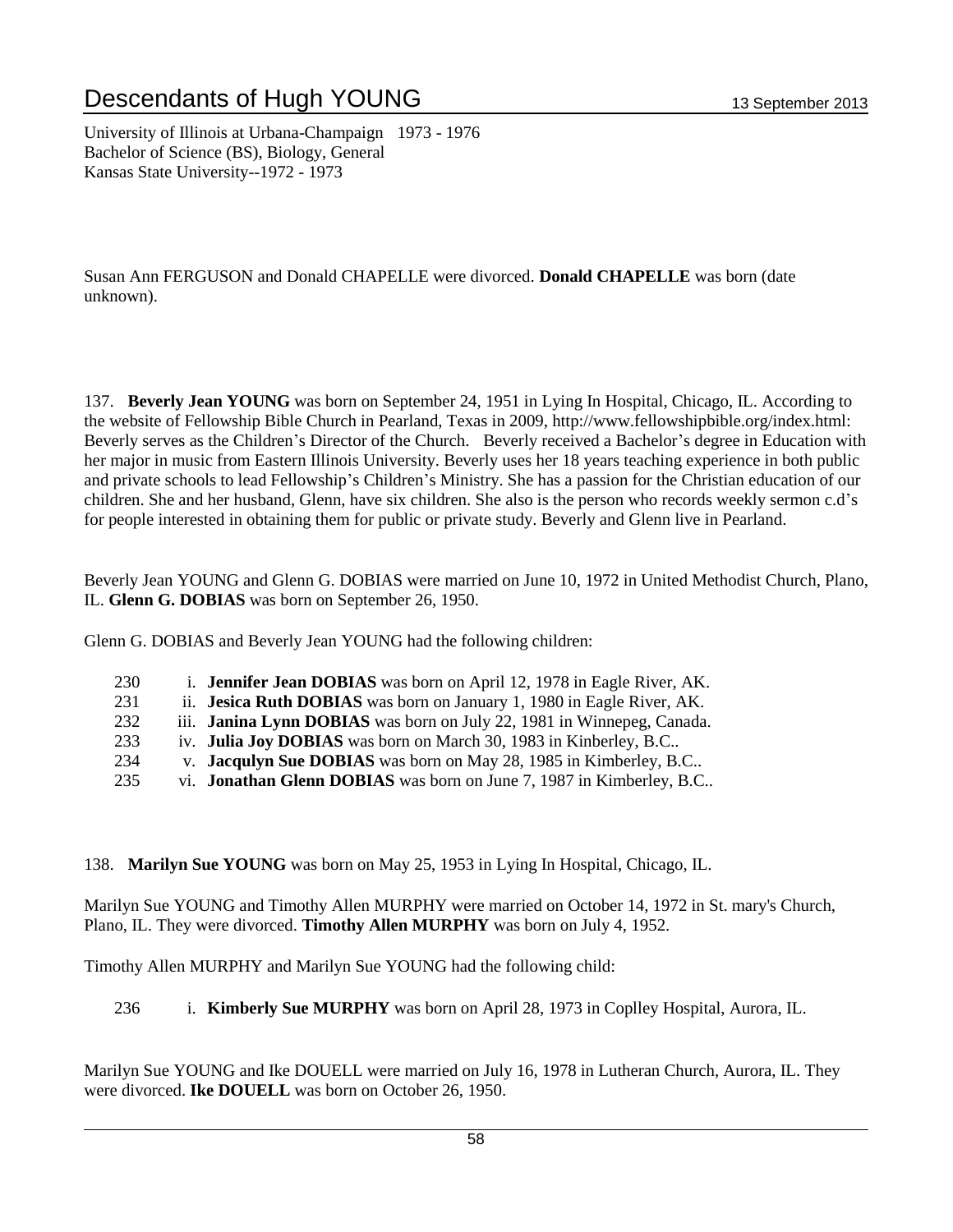University of Illinois at Urbana-Champaign 1973 - 1976
Bachelor of Science (BS), Biology, General
Kansas State University--1972 - 1973

Susan Ann FERGUSON and Donald CHAPELLE were divorced. **Donald CHAPELLE** was born (date unknown).

137. **Beverly Jean YOUNG** was born on September 24, 1951 in Lying In Hospital, Chicago, IL. According to the website of Fellowship Bible Church in Pearland, Texas in 2009, http://www.fellowshipbible.org/index.html: Beverly serves as the Children's Director of the Church. Beverly received a Bachelor's degree in Education with her major in music from Eastern Illinois University. Beverly uses her 18 years teaching experience in both public and private schools to lead Fellowship's Children's Ministry. She has a passion for the Christian education of our children. She and her husband, Glenn, have six children. She also is the person who records weekly sermon c.d's for people interested in obtaining them for public or private study. Beverly and Glenn live in Pearland.

Beverly Jean YOUNG and Glenn G. DOBIAS were married on June 10, 1972 in United Methodist Church, Plano, IL. **Glenn G. DOBIAS** was born on September 26, 1950.

Glenn G. DOBIAS and Beverly Jean YOUNG had the following children:

230 i. **Jennifer Jean DOBIAS** was born on April 12, 1978 in Eagle River, AK.
231 ii. **Jesica Ruth DOBIAS** was born on January 1, 1980 in Eagle River, AK.
232 iii. **Janina Lynn DOBIAS** was born on July 22, 1981 in Winnepeg, Canada.
233 iv. **Julia Joy DOBIAS** was born on March 30, 1983 in Kinberley, B.C..
234 v. **Jacqulyn Sue DOBIAS** was born on May 28, 1985 in Kimberley, B.C..
235 vi. **Jonathan Glenn DOBIAS** was born on June 7, 1987 in Kimberley, B.C..

138. **Marilyn Sue YOUNG** was born on May 25, 1953 in Lying In Hospital, Chicago, IL.

Marilyn Sue YOUNG and Timothy Allen MURPHY were married on October 14, 1972 in St. mary's Church, Plano, IL. They were divorced. **Timothy Allen MURPHY** was born on July 4, 1952.

Timothy Allen MURPHY and Marilyn Sue YOUNG had the following child:

236 i. **Kimberly Sue MURPHY** was born on April 28, 1973 in Coplley Hospital, Aurora, IL.

Marilyn Sue YOUNG and Ike DOUELL were married on July 16, 1978 in Lutheran Church, Aurora, IL. They were divorced. **Ike DOUELL** was born on October 26, 1950.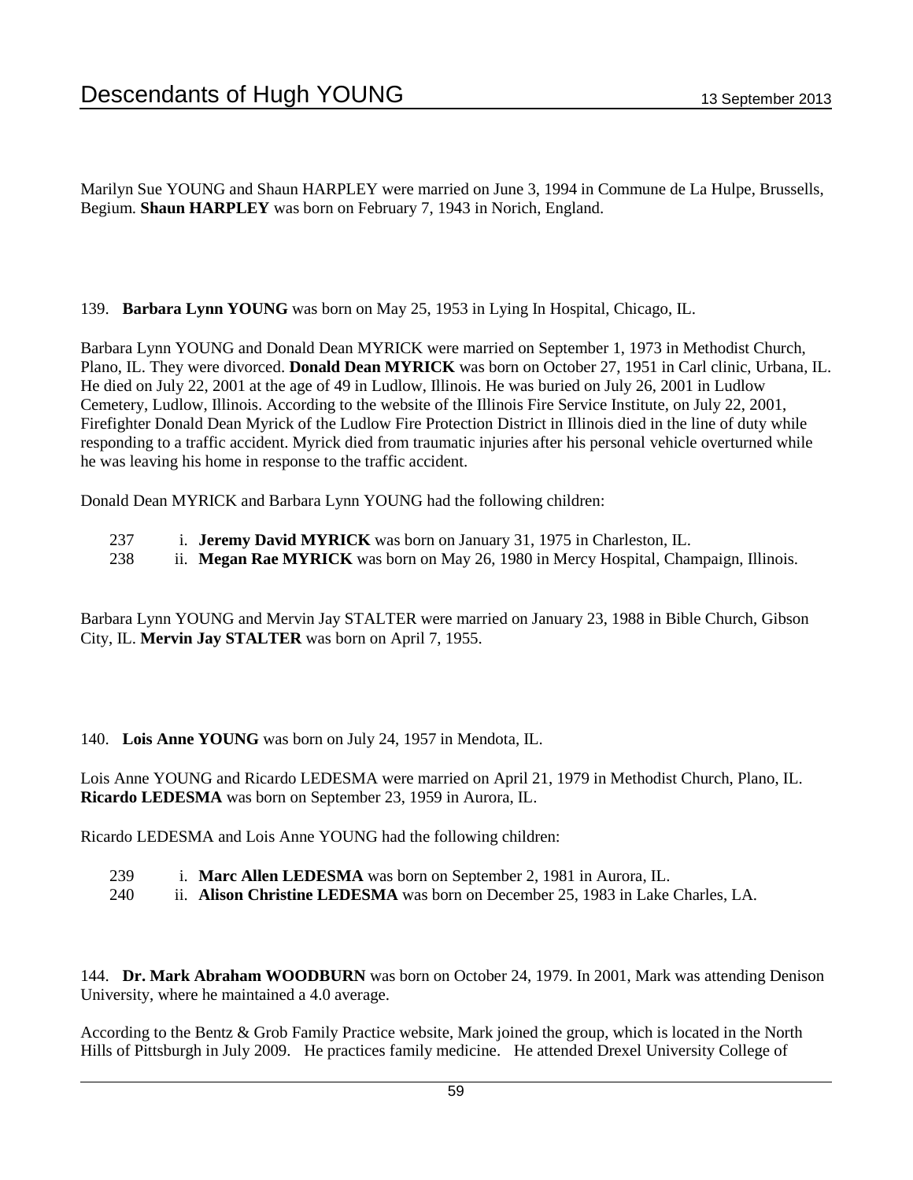Marilyn Sue YOUNG and Shaun HARPLEY were married on June 3, 1994 in Commune de La Hulpe, Brussells, Begium. **Shaun HARPLEY** was born on February 7, 1943 in Norich, England.

139. **Barbara Lynn YOUNG** was born on May 25, 1953 in Lying In Hospital, Chicago, IL.

Barbara Lynn YOUNG and Donald Dean MYRICK were married on September 1, 1973 in Methodist Church, Plano, IL. They were divorced. **Donald Dean MYRICK** was born on October 27, 1951 in Carl clinic, Urbana, IL. He died on July 22, 2001 at the age of 49 in Ludlow, Illinois. He was buried on July 26, 2001 in Ludlow Cemetery, Ludlow, Illinois. According to the website of the Illinois Fire Service Institute, on July 22, 2001, Firefighter Donald Dean Myrick of the Ludlow Fire Protection District in Illinois died in the line of duty while responding to a traffic accident. Myrick died from traumatic injuries after his personal vehicle overturned while he was leaving his home in response to the traffic accident.

Donald Dean MYRICK and Barbara Lynn YOUNG had the following children:

237 i. **Jeremy David MYRICK** was born on January 31, 1975 in Charleston, IL.
238 ii. **Megan Rae MYRICK** was born on May 26, 1980 in Mercy Hospital, Champaign, Illinois.

Barbara Lynn YOUNG and Mervin Jay STALTER were married on January 23, 1988 in Bible Church, Gibson City, IL. **Mervin Jay STALTER** was born on April 7, 1955.

140. **Lois Anne YOUNG** was born on July 24, 1957 in Mendota, IL.

Lois Anne YOUNG and Ricardo LEDESMA were married on April 21, 1979 in Methodist Church, Plano, IL. **Ricardo LEDESMA** was born on September 23, 1959 in Aurora, IL.

Ricardo LEDESMA and Lois Anne YOUNG had the following children:

239 i. **Marc Allen LEDESMA** was born on September 2, 1981 in Aurora, IL.
240 ii. **Alison Christine LEDESMA** was born on December 25, 1983 in Lake Charles, LA.

144. **Dr. Mark Abraham WOODBURN** was born on October 24, 1979. In 2001, Mark was attending Denison University, where he maintained a 4.0 average.

According to the Bentz & Grob Family Practice website, Mark joined the group, which is located in the North Hills of Pittsburgh in July 2009. He practices family medicine. He attended Drexel University College of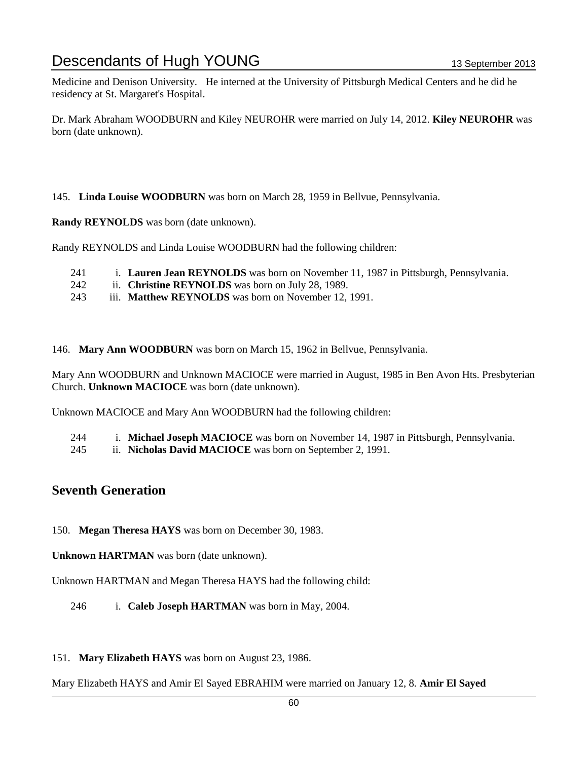Medicine and Denison University. He interned at the University of Pittsburgh Medical Centers and he did he residency at St. Margaret's Hospital.

Dr. Mark Abraham WOODBURN and Kiley NEUROHR were married on July 14, 2012. **Kiley NEUROHR** was born (date unknown).

145. **Linda Louise WOODBURN** was born on March 28, 1959 in Bellvue, Pennsylvania.

**Randy REYNOLDS** was born (date unknown).

Randy REYNOLDS and Linda Louise WOODBURN had the following children:

- 241 i. **Lauren Jean REYNOLDS** was born on November 11, 1987 in Pittsburgh, Pennsylvania.
- 242 ii. **Christine REYNOLDS** was born on July 28, 1989.
- 243 iii. **Matthew REYNOLDS** was born on November 12, 1991.

146. **Mary Ann WOODBURN** was born on March 15, 1962 in Bellvue, Pennsylvania.

Mary Ann WOODBURN and Unknown MACIOCE were married in August, 1985 in Ben Avon Hts. Presbyterian Church. **Unknown MACIOCE** was born (date unknown).

Unknown MACIOCE and Mary Ann WOODBURN had the following children:

- 244 i. **Michael Joseph MACIOCE** was born on November 14, 1987 in Pittsburgh, Pennsylvania.
- 245 ii. **Nicholas David MACIOCE** was born on September 2, 1991.

## Seventh Generation

150. **Megan Theresa HAYS** was born on December 30, 1983.

**Unknown HARTMAN** was born (date unknown).

Unknown HARTMAN and Megan Theresa HAYS had the following child:

- 246 i. **Caleb Joseph HARTMAN** was born in May, 2004.

151. **Mary Elizabeth HAYS** was born on August 23, 1986.

Mary Elizabeth HAYS and Amir El Sayed EBRAHIM were married on January 12, 8. **Amir El Sayed**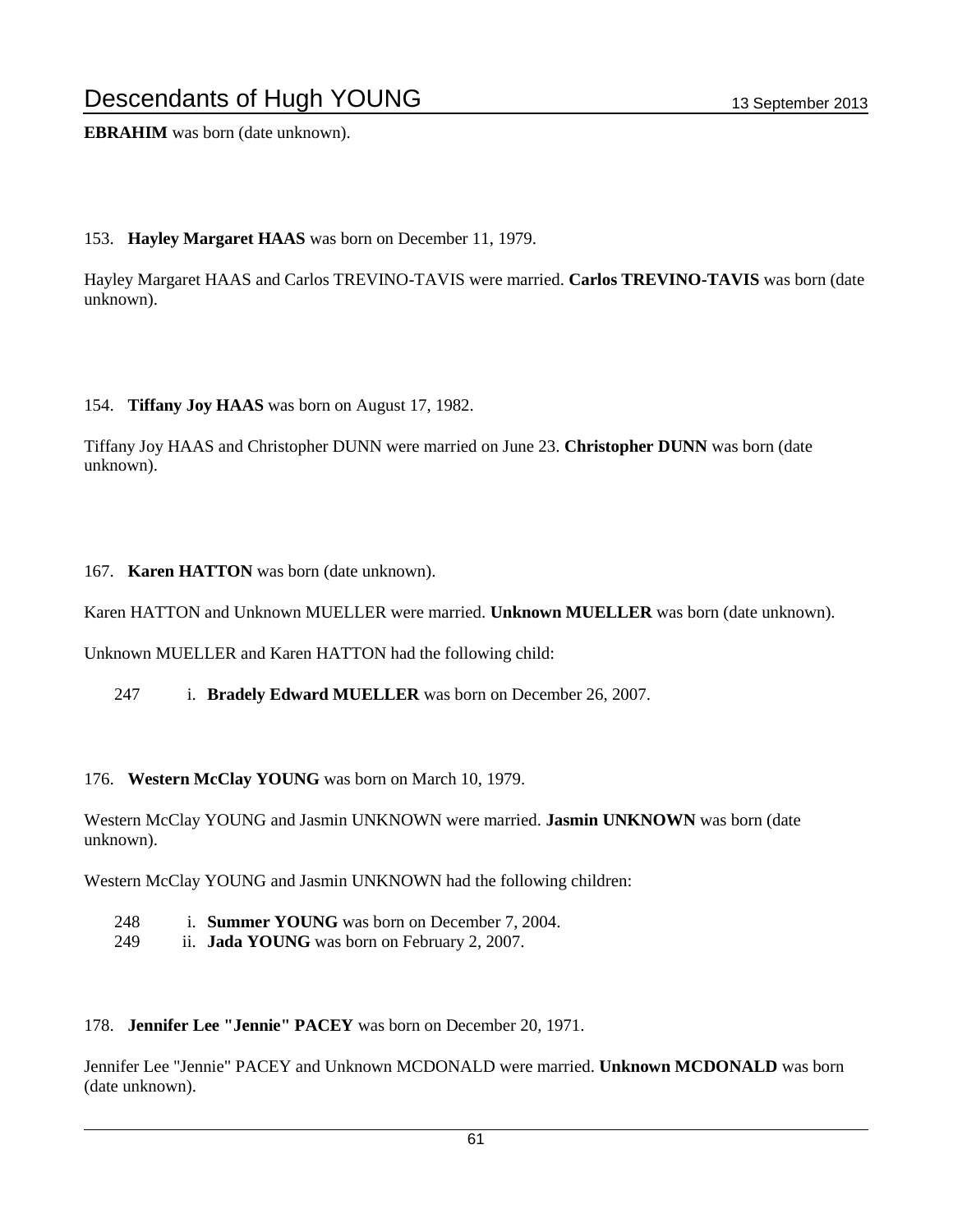**EBRAHIM** was born (date unknown).

153. **Hayley Margaret HAAS** was born on December 11, 1979.

Hayley Margaret HAAS and Carlos TREVINO-TAVIS were married. **Carlos TREVINO-TAVIS** was born (date unknown).

154. **Tiffany Joy HAAS** was born on August 17, 1982.

Tiffany Joy HAAS and Christopher DUNN were married on June 23. **Christopher DUNN** was born (date unknown).

167. **Karen HATTON** was born (date unknown).

Karen HATTON and Unknown MUELLER were married. **Unknown MUELLER** was born (date unknown).

Unknown MUELLER and Karen HATTON had the following child:

247 i. **Bradely Edward MUELLER** was born on December 26, 2007.

176. **Western McClay YOUNG** was born on March 10, 1979.

Western McClay YOUNG and Jasmin UNKNOWN were married. **Jasmin UNKNOWN** was born (date unknown).

Western McClay YOUNG and Jasmin UNKNOWN had the following children:

248 i. **Summer YOUNG** was born on December 7, 2004.
249 ii. **Jada YOUNG** was born on February 2, 2007.

178. **Jennifer Lee "Jennie" PACEY** was born on December 20, 1971.

Jennifer Lee "Jennie" PACEY and Unknown MCDONALD were married. **Unknown MCDONALD** was born (date unknown).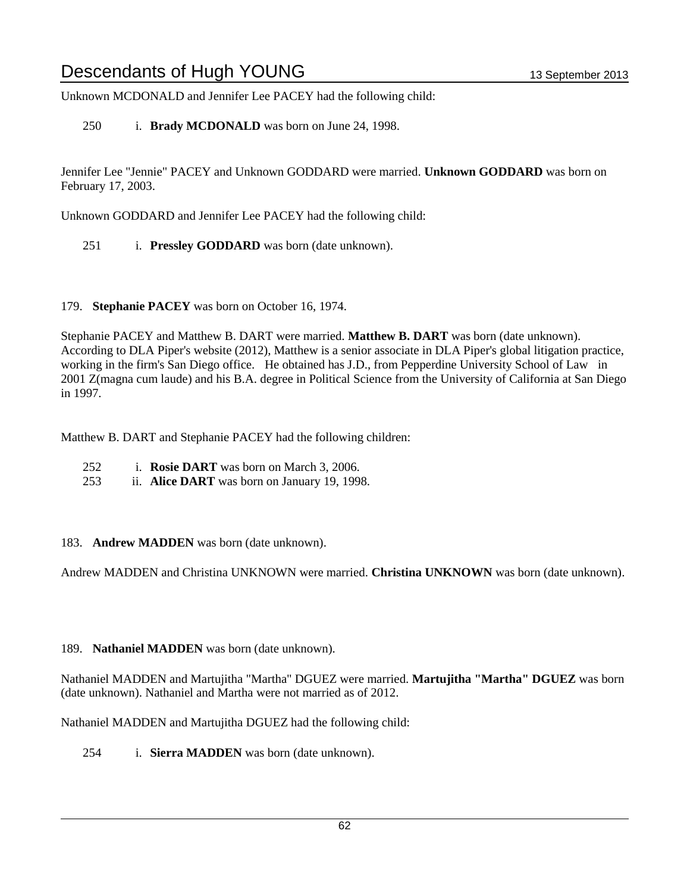Unknown MCDONALD and Jennifer Lee PACEY had the following child:

250 i. **Brady MCDONALD** was born on June 24, 1998.

Jennifer Lee "Jennie" PACEY and Unknown GODDARD were married. **Unknown GODDARD** was born on February 17, 2003.

Unknown GODDARD and Jennifer Lee PACEY had the following child:

251 i. **Pressley GODDARD** was born (date unknown).

179. **Stephanie PACEY** was born on October 16, 1974.

Stephanie PACEY and Matthew B. DART were married. **Matthew B. DART** was born (date unknown). According to DLA Piper's website (2012), Matthew is a senior associate in DLA Piper's global litigation practice, working in the firm's San Diego office. He obtained has J.D., from Pepperdine University School of Law in 2001 Z(magna cum laude) and his B.A. degree in Political Science from the University of California at San Diego in 1997.

Matthew B. DART and Stephanie PACEY had the following children:

252 i. **Rosie DART** was born on March 3, 2006.
253 ii. **Alice DART** was born on January 19, 1998.

183. **Andrew MADDEN** was born (date unknown).

Andrew MADDEN and Christina UNKNOWN were married. **Christina UNKNOWN** was born (date unknown).

189. **Nathaniel MADDEN** was born (date unknown).

Nathaniel MADDEN and Martujitha "Martha" DGUEZ were married. **Martujitha "Martha" DGUEZ** was born (date unknown). Nathaniel and Martha were not married as of 2012.

Nathaniel MADDEN and Martujitha DGUEZ had the following child:

254 i. **Sierra MADDEN** was born (date unknown).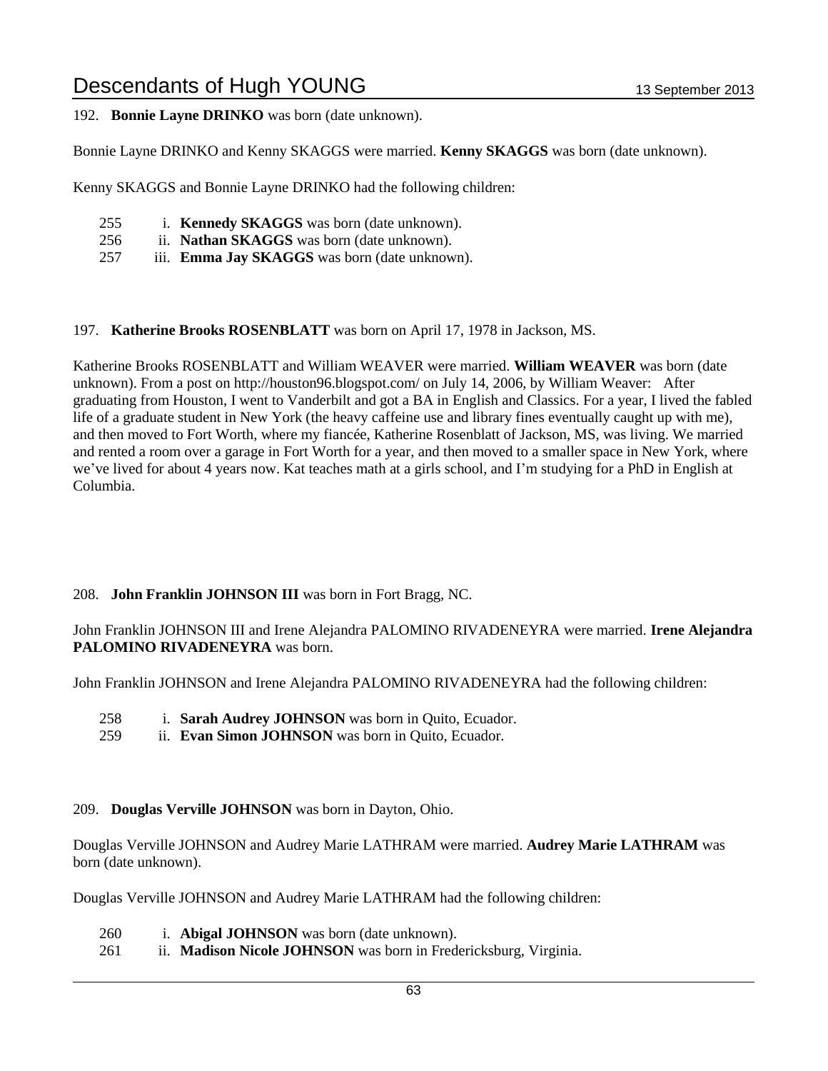192. **Bonnie Layne DRINKO** was born (date unknown).

Bonnie Layne DRINKO and Kenny SKAGGS were married. **Kenny SKAGGS** was born (date unknown).

Kenny SKAGGS and Bonnie Layne DRINKO had the following children:

255 i. **Kennedy SKAGGS** was born (date unknown).
256 ii. **Nathan SKAGGS** was born (date unknown).
257 iii. **Emma Jay SKAGGS** was born (date unknown).

197. **Katherine Brooks ROSENBLATT** was born on April 17, 1978 in Jackson, MS.

Katherine Brooks ROSENBLATT and William WEAVER were married. **William WEAVER** was born (date unknown). From a post on http://houston96.blogspot.com/ on July 14, 2006, by William Weaver: After graduating from Houston, I went to Vanderbilt and got a BA in English and Classics. For a year, I lived the fabled life of a graduate student in New York (the heavy caffeine use and library fines eventually caught up with me), and then moved to Fort Worth, where my fiancée, Katherine Rosenblatt of Jackson, MS, was living. We married and rented a room over a garage in Fort Worth for a year, and then moved to a smaller space in New York, where we've lived for about 4 years now. Kat teaches math at a girls school, and I'm studying for a PhD in English at Columbia.

208. **John Franklin JOHNSON III** was born in Fort Bragg, NC.

John Franklin JOHNSON III and Irene Alejandra PALOMINO RIVADENEYRA were married. **Irene Alejandra PALOMINO RIVADENEYRA** was born.

John Franklin JOHNSON and Irene Alejandra PALOMINO RIVADENEYRA had the following children:

258 i. **Sarah Audrey JOHNSON** was born in Quito, Ecuador.
259 ii. **Evan Simon JOHNSON** was born in Quito, Ecuador.

209. **Douglas Verville JOHNSON** was born in Dayton, Ohio.

Douglas Verville JOHNSON and Audrey Marie LATHRAM were married. **Audrey Marie LATHRAM** was born (date unknown).

Douglas Verville JOHNSON and Audrey Marie LATHRAM had the following children:

260 i. **Abigal JOHNSON** was born (date unknown).
261 ii. **Madison Nicole JOHNSON** was born in Fredericksburg, Virginia.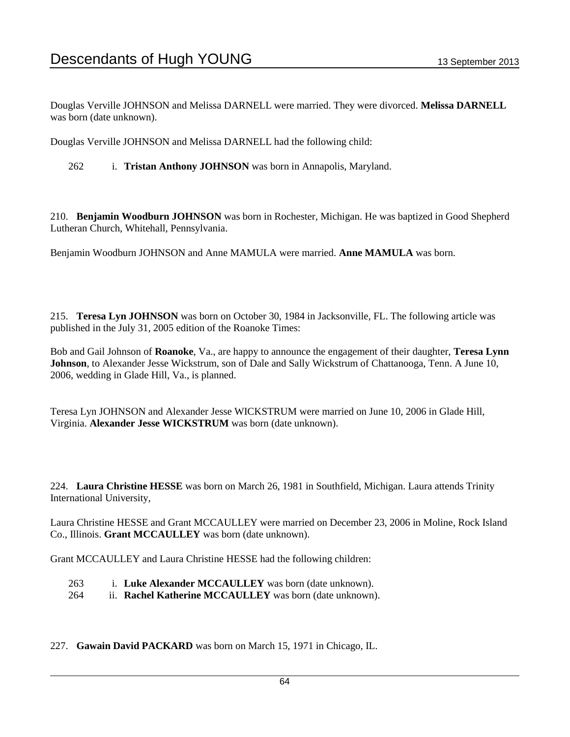Douglas Verville JOHNSON and Melissa DARNELL were married. They were divorced. **Melissa DARNELL** was born (date unknown).

Douglas Verville JOHNSON and Melissa DARNELL had the following child:

262 i. **Tristan Anthony JOHNSON** was born in Annapolis, Maryland.

210. **Benjamin Woodburn JOHNSON** was born in Rochester, Michigan. He was baptized in Good Shepherd Lutheran Church, Whitehall, Pennsylvania.

Benjamin Woodburn JOHNSON and Anne MAMULA were married. **Anne MAMULA** was born.

215. **Teresa Lyn JOHNSON** was born on October 30, 1984 in Jacksonville, FL. The following article was published in the July 31, 2005 edition of the Roanoke Times:

Bob and Gail Johnson of **Roanoke**, Va., are happy to announce the engagement of their daughter, **Teresa Lynn Johnson**, to Alexander Jesse Wickstrum, son of Dale and Sally Wickstrum of Chattanooga, Tenn. A June 10, 2006, wedding in Glade Hill, Va., is planned.

Teresa Lyn JOHNSON and Alexander Jesse WICKSTRUM were married on June 10, 2006 in Glade Hill, Virginia. **Alexander Jesse WICKSTRUM** was born (date unknown).

224. **Laura Christine HESSE** was born on March 26, 1981 in Southfield, Michigan. Laura attends Trinity International University,

Laura Christine HESSE and Grant MCCAULLEY were married on December 23, 2006 in Moline, Rock Island Co., Illinois. **Grant MCCAULLEY** was born (date unknown).

Grant MCCAULLEY and Laura Christine HESSE had the following children:

263 i. **Luke Alexander MCCAULLEY** was born (date unknown).
264 ii. **Rachel Katherine MCCAULLEY** was born (date unknown).

227. **Gawain David PACKARD** was born on March 15, 1971 in Chicago, IL.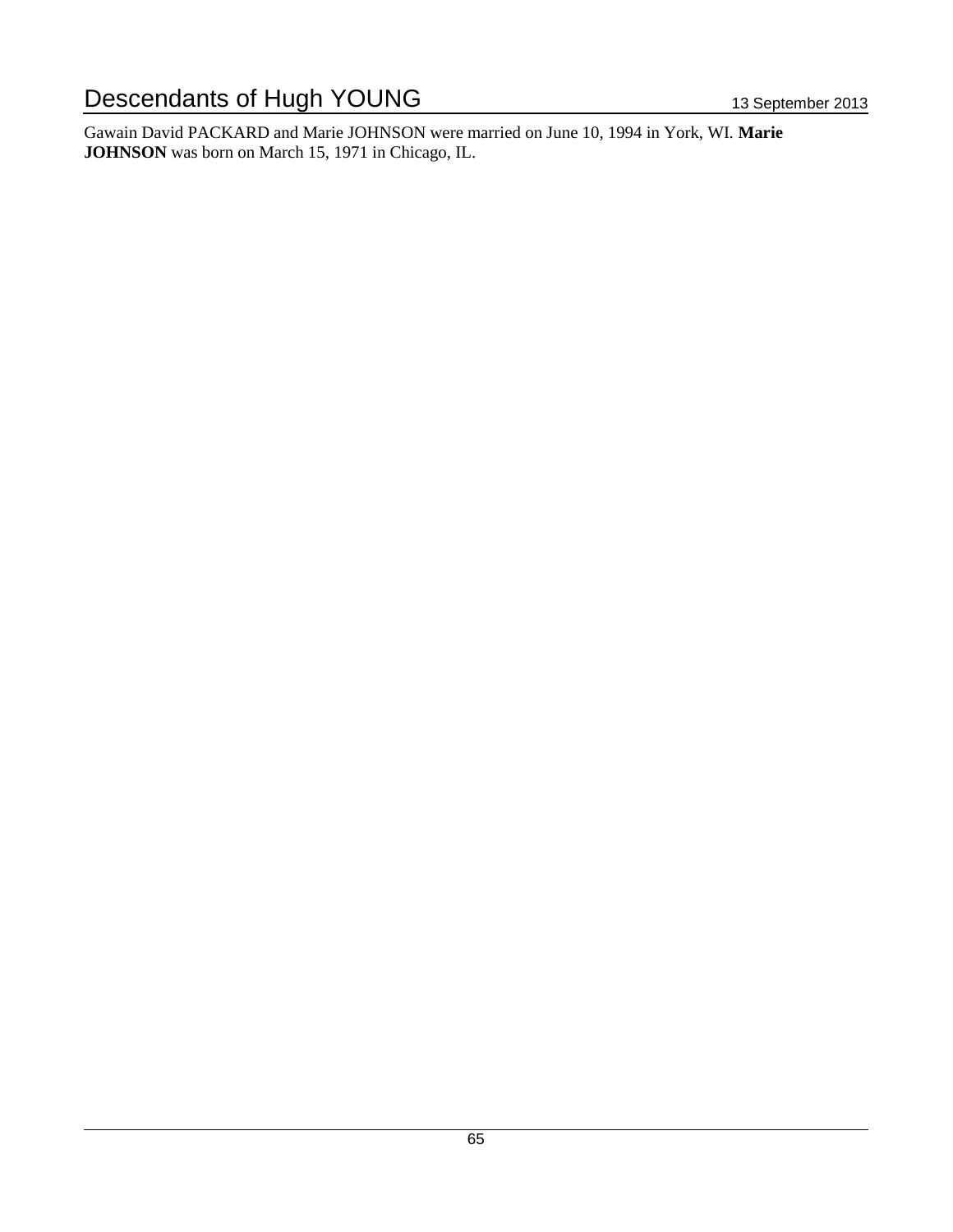Gawain David PACKARD and Marie JOHNSON were married on June 10, 1994 in York, WI. **Marie JOHNSON** was born on March 15, 1971 in Chicago, IL.